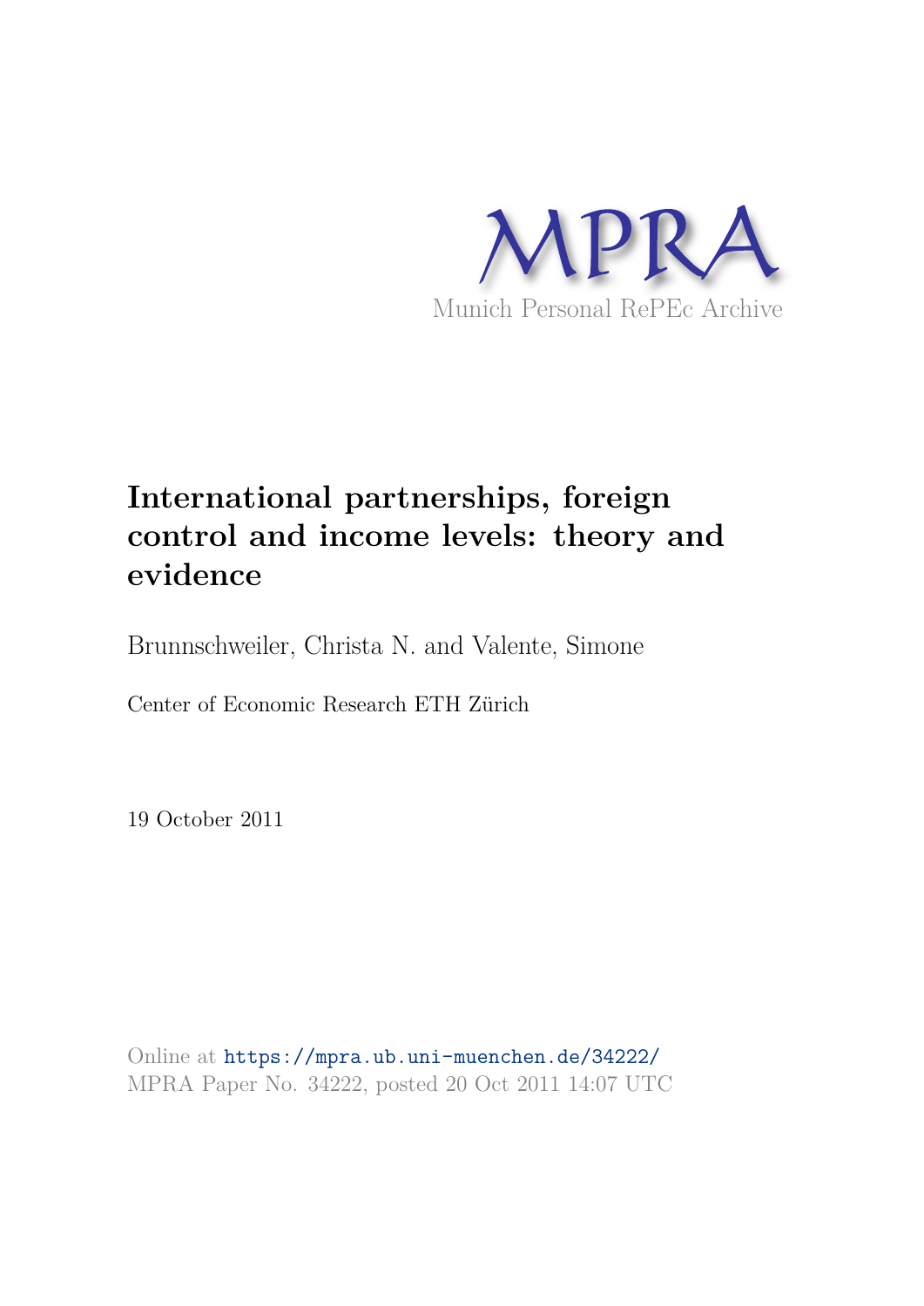MPRA

Munich Personal RePEc Archive

# International partnerships, foreign control and income levels: theory and evidence

Brunnschweiler, Christa N. and Valente, Simone

Center of Economic Research ETH Zürich

19 October 2011

Online at https://mpra.ub.uni-muenchen.de/34222/
MPRA Paper No. 34222, posted 20 Oct 2011 14:07 UTC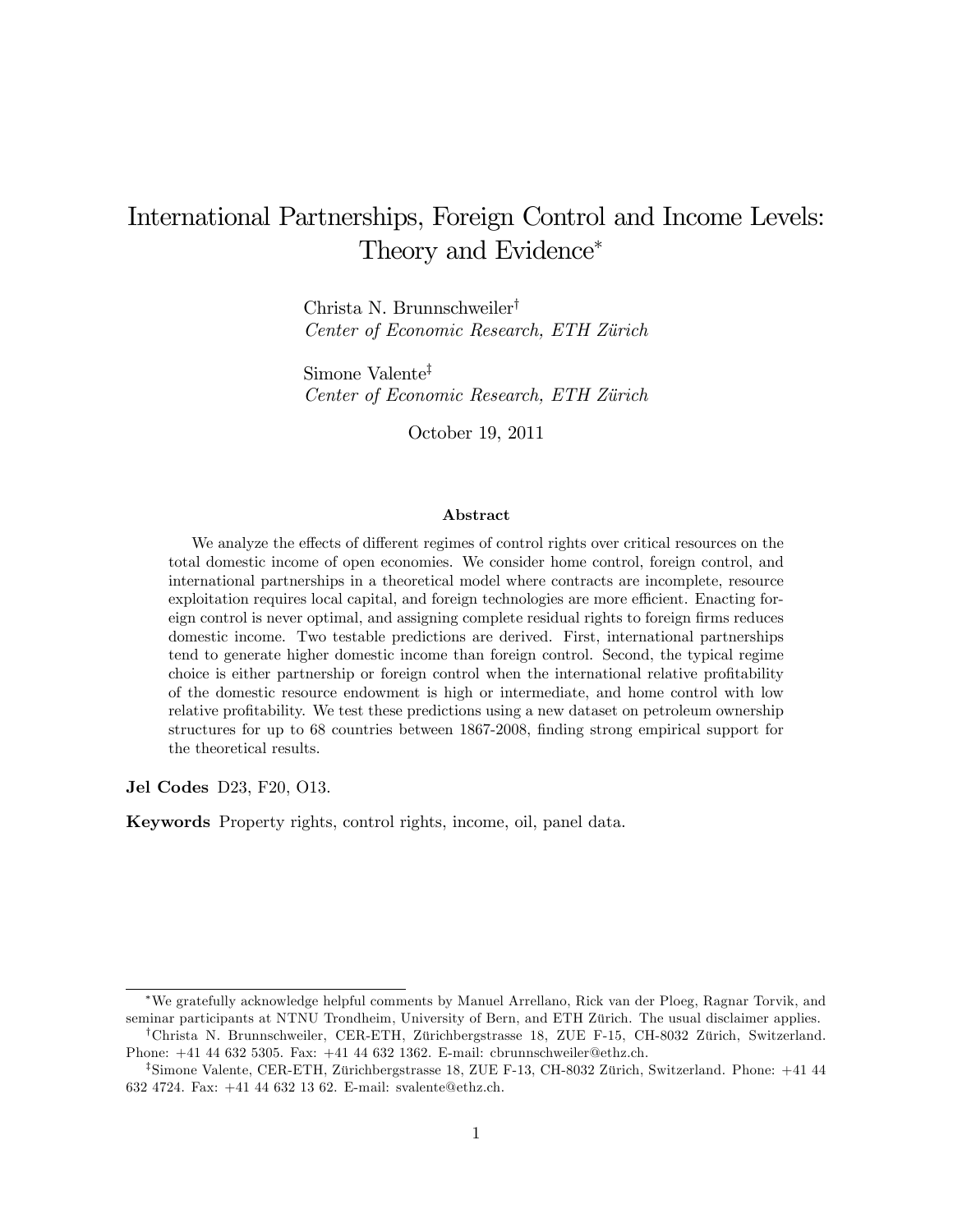# International Partnerships, Foreign Control and Income Levels: Theory and Evidence[*]

Christa N. Brunnschweiler[†]
*Center of Economic Research, ETH Zürich*

Simone Valente[‡]
*Center of Economic Research, ETH Zürich*

October 19, 2011

### Abstract

We analyze the effects of different regimes of control rights over critical resources on the total domestic income of open economies. We consider home control, foreign control, and international partnerships in a theoretical model where contracts are incomplete, resource exploitation requires local capital, and foreign technologies are more efficient. Enacting foreign control is never optimal, and assigning complete residual rights to foreign firms reduces domestic income. Two testable predictions are derived. First, international partnerships tend to generate higher domestic income than foreign control. Second, the typical regime choice is either partnership or foreign control when the international relative profitability of the domestic resource endowment is high or intermediate, and home control with low relative profitability. We test these predictions using a new dataset on petroleum ownership structures for up to 68 countries between 1867-2008, finding strong empirical support for the theoretical results.

**Jel Codes** D23, F20, O13.

**Keywords** Property rights, control rights, income, oil, panel data.

---

[*] We gratefully acknowledge helpful comments by Manuel Arrellano, Rick van der Ploeg, Ragnar Torvik, and seminar participants at NTNU Trondheim, University of Bern, and ETH Zürich. The usual disclaimer applies.

[†] Christa N. Brunnschweiler, CER-ETH, Zürichbergstrasse 18, ZUE F-15, CH-8032 Zürich, Switzerland. Phone: +41 44 632 5305. Fax: +41 44 632 1362. E-mail: cbrunnschweiler@ethz.ch.

[‡] Simone Valente, CER-ETH, Zürichbergstrasse 18, ZUE F-13, CH-8032 Zürich, Switzerland. Phone: +41 44 632 4724. Fax: +41 44 632 13 62. E-mail: svalente@ethz.ch.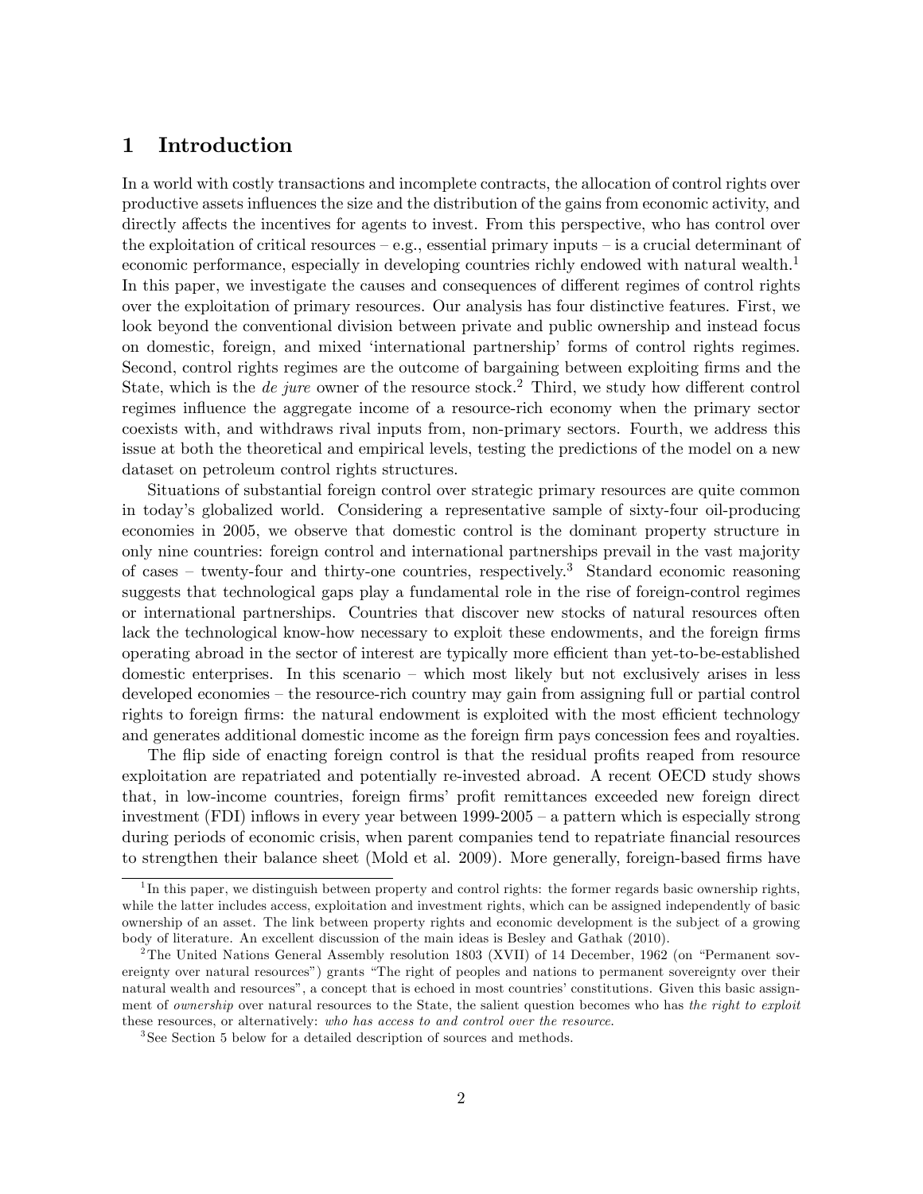# 1 Introduction

In a world with costly transactions and incomplete contracts, the allocation of control rights over productive assets influences the size and the distribution of the gains from economic activity, and directly affects the incentives for agents to invest. From this perspective, who has control over the exploitation of critical resources – e.g., essential primary inputs – is a crucial determinant of economic performance, especially in developing countries richly endowed with natural wealth.[1] In this paper, we investigate the causes and consequences of different regimes of control rights over the exploitation of primary resources. Our analysis has four distinctive features. First, we look beyond the conventional division between private and public ownership and instead focus on domestic, foreign, and mixed 'international partnership' forms of control rights regimes. Second, control rights regimes are the outcome of bargaining between exploiting firms and the State, which is the *de jure* owner of the resource stock.[2] Third, we study how different control regimes influence the aggregate income of a resource-rich economy when the primary sector coexists with, and withdraws rival inputs from, non-primary sectors. Fourth, we address this issue at both the theoretical and empirical levels, testing the predictions of the model on a new dataset on petroleum control rights structures.

Situations of substantial foreign control over strategic primary resources are quite common in today's globalized world. Considering a representative sample of sixty-four oil-producing economies in 2005, we observe that domestic control is the dominant property structure in only nine countries: foreign control and international partnerships prevail in the vast majority of cases – twenty-four and thirty-one countries, respectively.[3] Standard economic reasoning suggests that technological gaps play a fundamental role in the rise of foreign-control regimes or international partnerships. Countries that discover new stocks of natural resources often lack the technological know-how necessary to exploit these endowments, and the foreign firms operating abroad in the sector of interest are typically more efficient than yet-to-be-established domestic enterprises. In this scenario – which most likely but not exclusively arises in less developed economies – the resource-rich country may gain from assigning full or partial control rights to foreign firms: the natural endowment is exploited with the most efficient technology and generates additional domestic income as the foreign firm pays concession fees and royalties.

The flip side of enacting foreign control is that the residual profits reaped from resource exploitation are repatriated and potentially re-invested abroad. A recent OECD study shows that, in low-income countries, foreign firms' profit remittances exceeded new foreign direct investment (FDI) inflows in every year between 1999-2005 – a pattern which is especially strong during periods of economic crisis, when parent companies tend to repatriate financial resources to strengthen their balance sheet (Mold et al. 2009). More generally, foreign-based firms have

[1] In this paper, we distinguish between property and control rights: the former regards basic ownership rights, while the latter includes access, exploitation and investment rights, which can be assigned independently of basic ownership of an asset. The link between property rights and economic development is the subject of a growing body of literature. An excellent discussion of the main ideas is Besley and Gathak (2010).

[2] The United Nations General Assembly resolution 1803 (XVII) of 14 December, 1962 (on "Permanent sovereignty over natural resources") grants "The right of peoples and nations to permanent sovereignty over their natural wealth and resources", a concept that is echoed in most countries' constitutions. Given this basic assignment of *ownership* over natural resources to the State, the salient question becomes who has *the right to exploit* these resources, or alternatively: *who has access to and control over the resource.*

[3] See Section 5 below for a detailed description of sources and methods.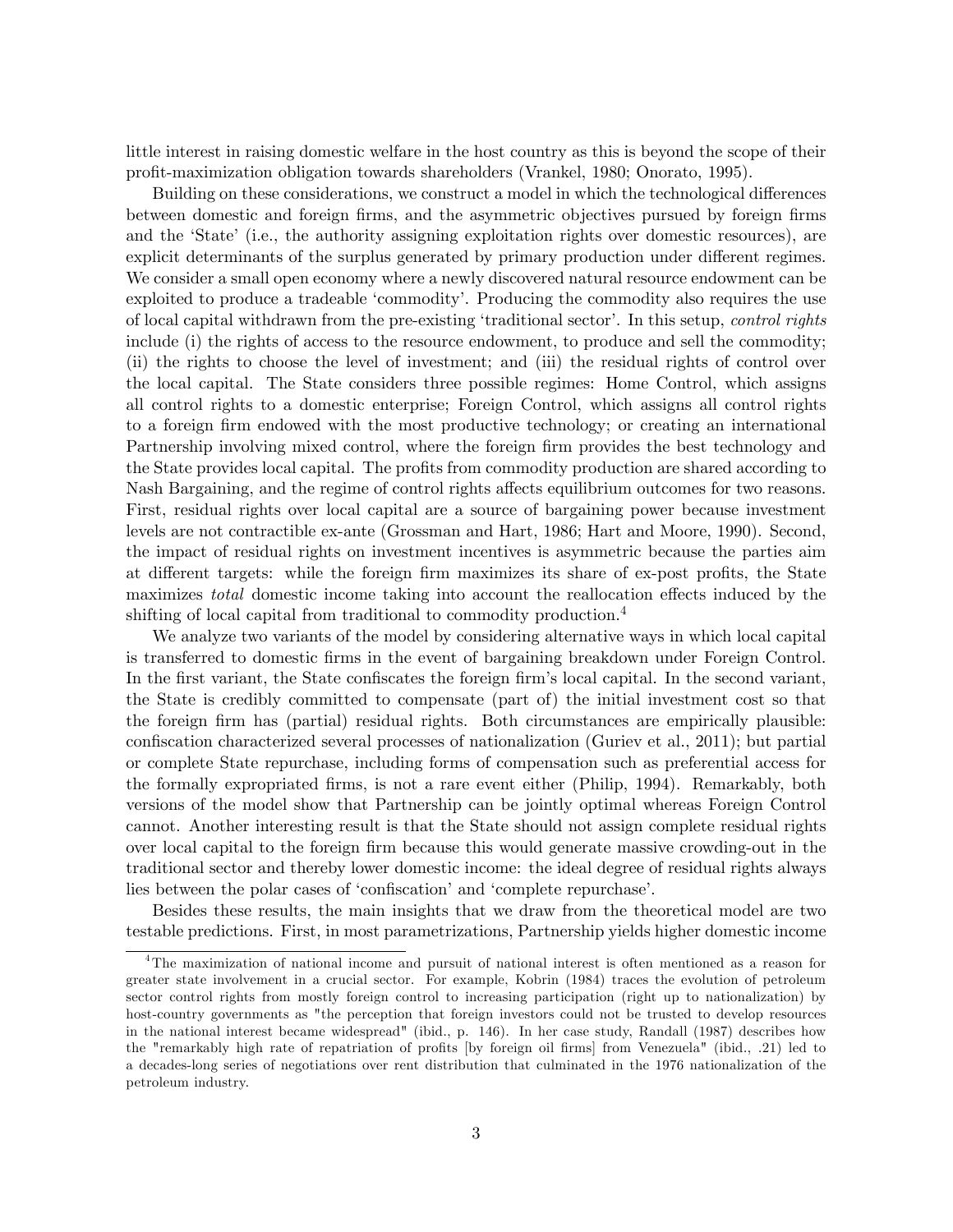little interest in raising domestic welfare in the host country as this is beyond the scope of their profit-maximization obligation towards shareholders (Vrankel, 1980; Onorato, 1995).

Building on these considerations, we construct a model in which the technological differences between domestic and foreign firms, and the asymmetric objectives pursued by foreign firms and the 'State' (i.e., the authority assigning exploitation rights over domestic resources), are explicit determinants of the surplus generated by primary production under different regimes. We consider a small open economy where a newly discovered natural resource endowment can be exploited to produce a tradeable 'commodity'. Producing the commodity also requires the use of local capital withdrawn from the pre-existing 'traditional sector'. In this setup, *control rights* include (i) the rights of access to the resource endowment, to produce and sell the commodity; (ii) the rights to choose the level of investment; and (iii) the residual rights of control over the local capital. The State considers three possible regimes: Home Control, which assigns all control rights to a domestic enterprise; Foreign Control, which assigns all control rights to a foreign firm endowed with the most productive technology; or creating an international Partnership involving mixed control, where the foreign firm provides the best technology and the State provides local capital. The profits from commodity production are shared according to Nash Bargaining, and the regime of control rights affects equilibrium outcomes for two reasons. First, residual rights over local capital are a source of bargaining power because investment levels are not contractible ex-ante (Grossman and Hart, 1986; Hart and Moore, 1990). Second, the impact of residual rights on investment incentives is asymmetric because the parties aim at different targets: while the foreign firm maximizes its share of ex-post profits, the State maximizes *total* domestic income taking into account the reallocation effects induced by the shifting of local capital from traditional to commodity production.[4]

We analyze two variants of the model by considering alternative ways in which local capital is transferred to domestic firms in the event of bargaining breakdown under Foreign Control. In the first variant, the State confiscates the foreign firm's local capital. In the second variant, the State is credibly committed to compensate (part of) the initial investment cost so that the foreign firm has (partial) residual rights. Both circumstances are empirically plausible: confiscation characterized several processes of nationalization (Guriev et al., 2011); but partial or complete State repurchase, including forms of compensation such as preferential access for the formally expropriated firms, is not a rare event either (Philip, 1994). Remarkably, both versions of the model show that Partnership can be jointly optimal whereas Foreign Control cannot. Another interesting result is that the State should not assign complete residual rights over local capital to the foreign firm because this would generate massive crowding-out in the traditional sector and thereby lower domestic income: the ideal degree of residual rights always lies between the polar cases of 'confiscation' and 'complete repurchase'.

Besides these results, the main insights that we draw from the theoretical model are two testable predictions. First, in most parametrizations, Partnership yields higher domestic income

[4] The maximization of national income and pursuit of national interest is often mentioned as a reason for greater state involvement in a crucial sector. For example, Kobrin (1984) traces the evolution of petroleum sector control rights from mostly foreign control to increasing participation (right up to nationalization) by host-country governments as "the perception that foreign investors could not be trusted to develop resources in the national interest became widespread" (ibid., p. 146). In her case study, Randall (1987) describes how the "remarkably high rate of repatriation of profits [by foreign oil firms] from Venezuela" (ibid., .21) led to a decades-long series of negotiations over rent distribution that culminated in the 1976 nationalization of the petroleum industry.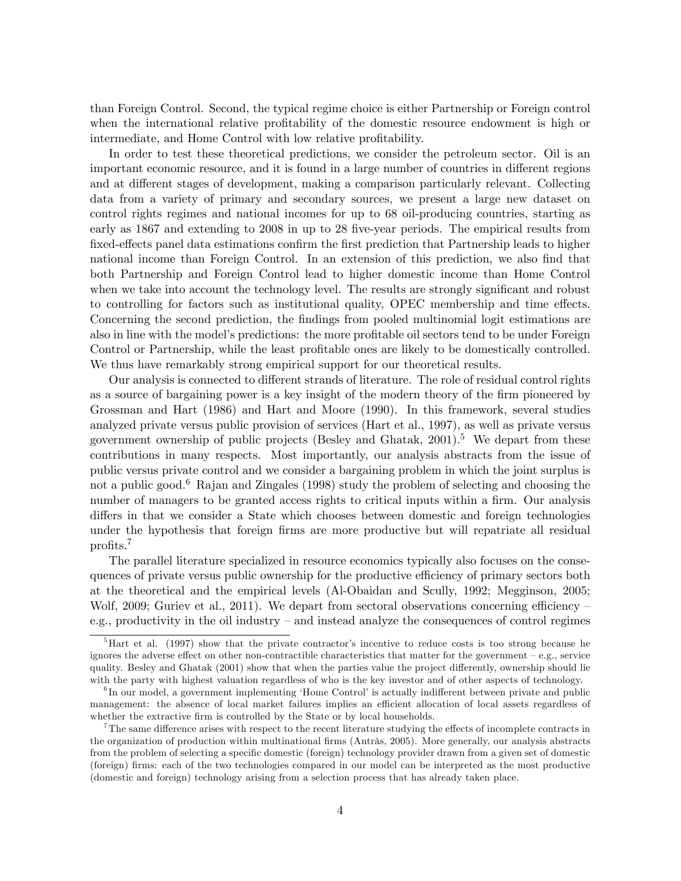than Foreign Control. Second, the typical regime choice is either Partnership or Foreign control when the international relative profitability of the domestic resource endowment is high or intermediate, and Home Control with low relative profitability.

In order to test these theoretical predictions, we consider the petroleum sector. Oil is an important economic resource, and it is found in a large number of countries in different regions and at different stages of development, making a comparison particularly relevant. Collecting data from a variety of primary and secondary sources, we present a large new dataset on control rights regimes and national incomes for up to 68 oil-producing countries, starting as early as 1867 and extending to 2008 in up to 28 five-year periods. The empirical results from fixed-effects panel data estimations confirm the first prediction that Partnership leads to higher national income than Foreign Control. In an extension of this prediction, we also find that both Partnership and Foreign Control lead to higher domestic income than Home Control when we take into account the technology level. The results are strongly significant and robust to controlling for factors such as institutional quality, OPEC membership and time effects. Concerning the second prediction, the findings from pooled multinomial logit estimations are also in line with the model's predictions: the more profitable oil sectors tend to be under Foreign Control or Partnership, while the least profitable ones are likely to be domestically controlled. We thus have remarkably strong empirical support for our theoretical results.

Our analysis is connected to different strands of literature. The role of residual control rights as a source of bargaining power is a key insight of the modern theory of the firm pioneered by Grossman and Hart (1986) and Hart and Moore (1990). In this framework, several studies analyzed private versus public provision of services (Hart et al., 1997), as well as private versus government ownership of public projects (Besley and Ghatak, 2001).[5] We depart from these contributions in many respects. Most importantly, our analysis abstracts from the issue of public versus private control and we consider a bargaining problem in which the joint surplus is not a public good.[6] Rajan and Zingales (1998) study the problem of selecting and choosing the number of managers to be granted access rights to critical inputs within a firm. Our analysis differs in that we consider a State which chooses between domestic and foreign technologies under the hypothesis that foreign firms are more productive but will repatriate all residual profits.[7]

The parallel literature specialized in resource economics typically also focuses on the consequences of private versus public ownership for the productive efficiency of primary sectors both at the theoretical and the empirical levels (Al-Obaidan and Scully, 1992; Megginson, 2005; Wolf, 2009; Guriev et al., 2011). We depart from sectoral observations concerning efficiency – e.g., productivity in the oil industry – and instead analyze the consequences of control regimes

[5] Hart et al. (1997) show that the private contractor's incentive to reduce costs is too strong because he ignores the adverse effect on other non-contractible characteristics that matter for the government – e.g., service quality. Besley and Ghatak (2001) show that when the parties value the project differently, ownership should lie with the party with highest valuation regardless of who is the key investor and of other aspects of technology.

[6] In our model, a government implementing 'Home Control' is actually indifferent between private and public management: the absence of local market failures implies an efficient allocation of local assets regardless of whether the extractive firm is controlled by the State or by local households.

[7] The same difference arises with respect to the recent literature studying the effects of incomplete contracts in the organization of production within multinational firms (Antràs, 2005). More generally, our analysis abstracts from the problem of selecting a specific domestic (foreign) technology provider drawn from a given set of domestic (foreign) firms: each of the two technologies compared in our model can be interpreted as the most productive (domestic and foreign) technology arising from a selection process that has already taken place.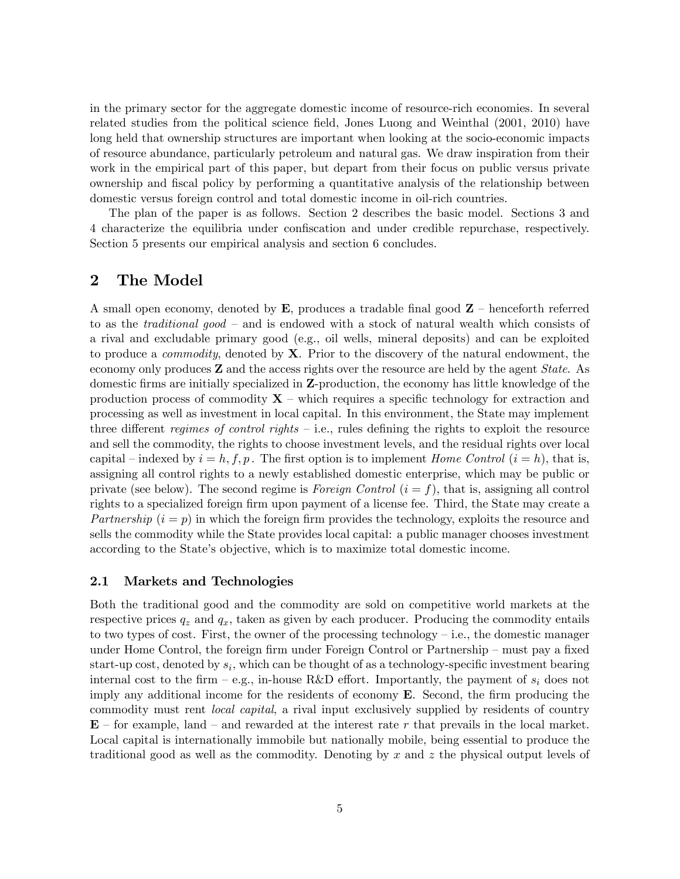in the primary sector for the aggregate domestic income of resource-rich economies. In several related studies from the political science field, Jones Luong and Weinthal (2001, 2010) have long held that ownership structures are important when looking at the socio-economic impacts of resource abundance, particularly petroleum and natural gas. We draw inspiration from their work in the empirical part of this paper, but depart from their focus on public versus private ownership and fiscal policy by performing a quantitative analysis of the relationship between domestic versus foreign control and total domestic income in oil-rich countries.

The plan of the paper is as follows. Section 2 describes the basic model. Sections 3 and 4 characterize the equilibria under confiscation and under credible repurchase, respectively. Section 5 presents our empirical analysis and section 6 concludes.

# 2 The Model

A small open economy, denoted by $\mathbf{E}$, produces a tradable final good $\mathbf{Z}$ – henceforth referred to as the *traditional good* – and is endowed with a stock of natural wealth which consists of a rival and excludable primary good (e.g., oil wells, mineral deposits) and can be exploited to produce a *commodity*, denoted by $\mathbf{X}$. Prior to the discovery of the natural endowment, the economy only produces $\mathbf{Z}$ and the access rights over the resource are held by the agent *State*. As domestic firms are initially specialized in $\mathbf{Z}$-production, the economy has little knowledge of the production process of commodity $\mathbf{X}$ – which requires a specific technology for extraction and processing as well as investment in local capital. In this environment, the State may implement three different *regimes of control rights* – i.e., rules defining the rights to exploit the resource and sell the commodity, the rights to choose investment levels, and the residual rights over local capital – indexed by $i = h, f, p$. The first option is to implement *Home Control* ($i = h$), that is, assigning all control rights to a newly established domestic enterprise, which may be public or private (see below). The second regime is *Foreign Control* ($i = f$), that is, assigning all control rights to a specialized foreign firm upon payment of a license fee. Third, the State may create a *Partnership* ($i = p$) in which the foreign firm provides the technology, exploits the resource and sells the commodity while the State provides local capital: a public manager chooses investment according to the State's objective, which is to maximize total domestic income.

## 2.1 Markets and Technologies

Both the traditional good and the commodity are sold on competitive world markets at the respective prices $q_z$ and $q_x$, taken as given by each producer. Producing the commodity entails to two types of cost. First, the owner of the processing technology – i.e., the domestic manager under Home Control, the foreign firm under Foreign Control or Partnership – must pay a fixed start-up cost, denoted by $s_i$, which can be thought of as a technology-specific investment bearing internal cost to the firm – e.g., in-house R&D effort. Importantly, the payment of $s_i$ does not imply any additional income for the residents of economy $\mathbf{E}$. Second, the firm producing the commodity must rent *local capital*, a rival input exclusively supplied by residents of country $\mathbf{E}$ – for example, land – and rewarded at the interest rate $r$ that prevails in the local market. Local capital is internationally immobile but nationally mobile, being essential to produce the traditional good as well as the commodity. Denoting by $x$ and $z$ the physical output levels of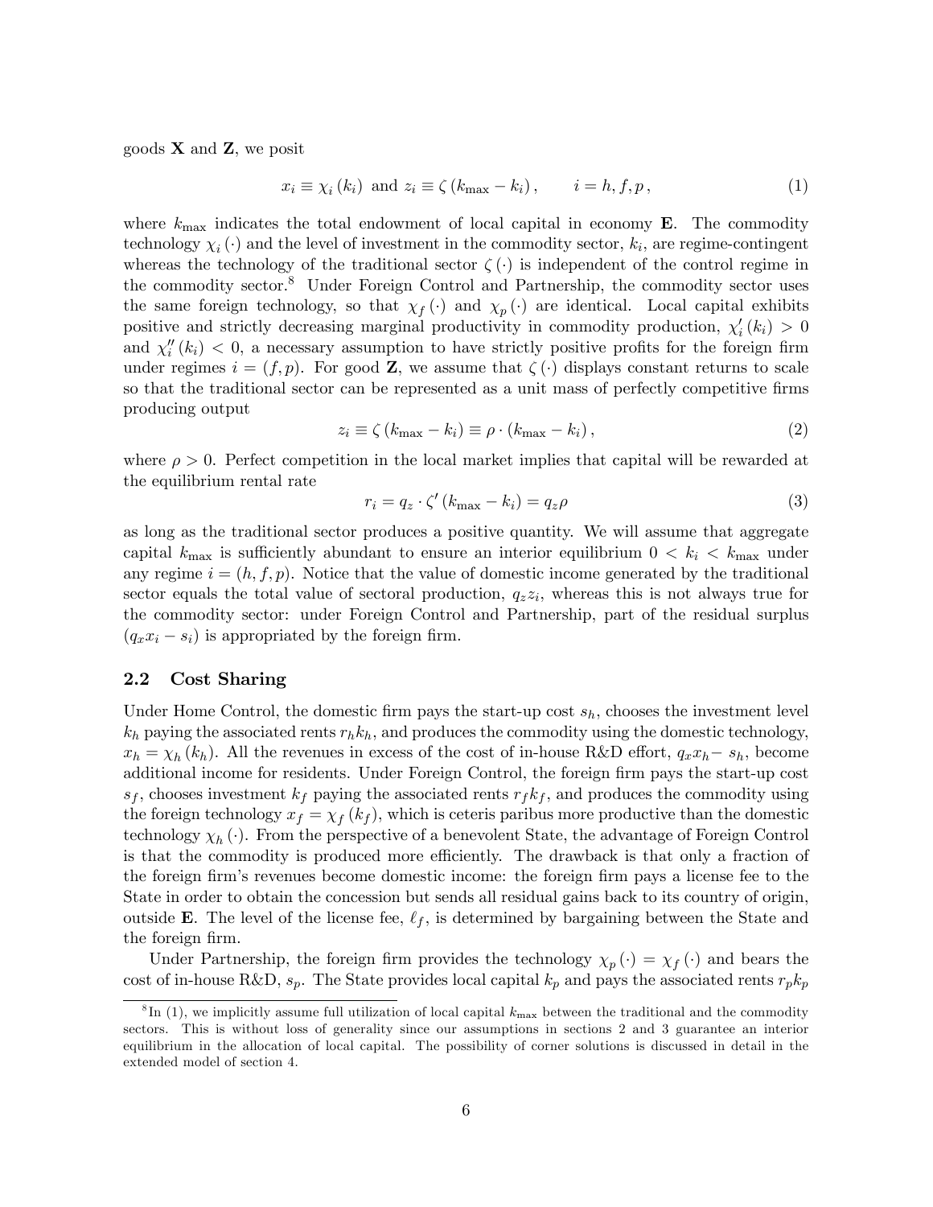goods **X** and **Z**, we posit

$$x_i \equiv \chi_i(k_i) \text{ and } z_i \equiv \zeta(k_{\max} - k_i), \qquad i = h, f, p, \tag{1}$$

where $k_{\max}$ indicates the total endowment of local capital in economy **E**. The commodity technology $\chi_i(\cdot)$ and the level of investment in the commodity sector, $k_i$, are regime-contingent whereas the technology of the traditional sector $\zeta(\cdot)$ is independent of the control regime in the commodity sector.[8] Under Foreign Control and Partnership, the commodity sector uses the same foreign technology, so that $\chi_f(\cdot)$ and $\chi_p(\cdot)$ are identical. Local capital exhibits positive and strictly decreasing marginal productivity in commodity production, $\chi_i'(k_i) > 0$ and $\chi_i''(k_i) < 0$, a necessary assumption to have strictly positive profits for the foreign firm under regimes $i = (f, p)$. For good **Z**, we assume that $\zeta(\cdot)$ displays constant returns to scale so that the traditional sector can be represented as a unit mass of perfectly competitive firms producing output

$$z_i \equiv \zeta(k_{\max} - k_i) \equiv \rho \cdot (k_{\max} - k_i), \tag{2}$$

where $\rho > 0$. Perfect competition in the local market implies that capital will be rewarded at the equilibrium rental rate

$$r_i = q_z \cdot \zeta'(k_{\max} - k_i) = q_z \rho \tag{3}$$

as long as the traditional sector produces a positive quantity. We will assume that aggregate capital $k_{\max}$ is sufficiently abundant to ensure an interior equilibrium $0 < k_i < k_{\max}$ under any regime $i = (h, f, p)$. Notice that the value of domestic income generated by the traditional sector equals the total value of sectoral production, $q_z z_i$, whereas this is not always true for the commodity sector: under Foreign Control and Partnership, part of the residual surplus $(q_x x_i - s_i)$ is appropriated by the foreign firm.

## 2.2 Cost Sharing

Under Home Control, the domestic firm pays the start-up cost $s_h$, chooses the investment level $k_h$ paying the associated rents $r_h k_h$, and produces the commodity using the domestic technology, $x_h = \chi_h(k_h)$. All the revenues in excess of the cost of in-house R&D effort, $q_x x_h - s_h$, become additional income for residents. Under Foreign Control, the foreign firm pays the start-up cost $s_f$, chooses investment $k_f$ paying the associated rents $r_f k_f$, and produces the commodity using the foreign technology $x_f = \chi_f(k_f)$, which is ceteris paribus more productive than the domestic technology $\chi_h(\cdot)$. From the perspective of a benevolent State, the advantage of Foreign Control is that the commodity is produced more efficiently. The drawback is that only a fraction of the foreign firm's revenues become domestic income: the foreign firm pays a license fee to the State in order to obtain the concession but sends all residual gains back to its country of origin, outside **E**. The level of the license fee, $\ell_f$, is determined by bargaining between the State and the foreign firm.

Under Partnership, the foreign firm provides the technology $\chi_p(\cdot) = \chi_f(\cdot)$ and bears the cost of in-house R&D, $s_p$. The State provides local capital $k_p$ and pays the associated rents $r_p k_p$

[8] In (1), we implicitly assume full utilization of local capital $k_{\max}$ between the traditional and the commodity sectors. This is without loss of generality since our assumptions in sections 2 and 3 guarantee an interior equilibrium in the allocation of local capital. The possibility of corner solutions is discussed in detail in the extended model of section 4.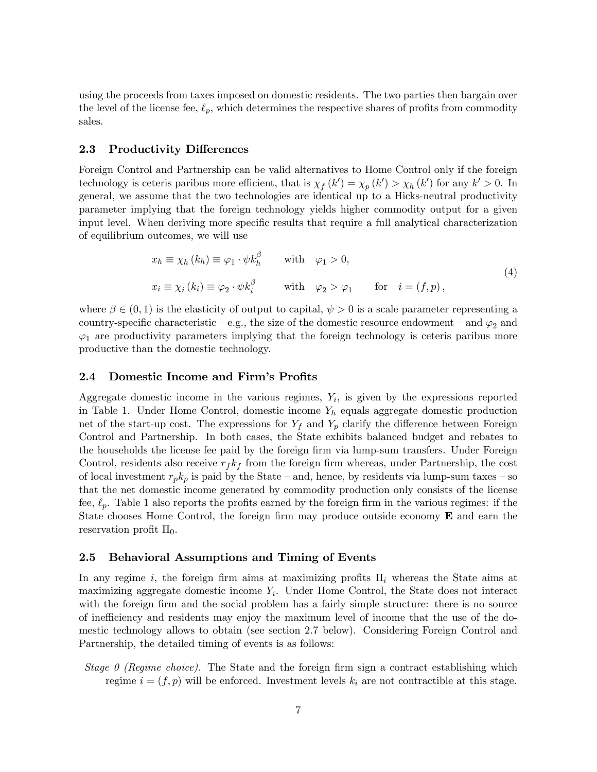using the proceeds from taxes imposed on domestic residents. The two parties then bargain over the level of the license fee, $\ell_p$, which determines the respective shares of profits from commodity sales.

### 2.3 Productivity Differences

Foreign Control and Partnership can be valid alternatives to Home Control only if the foreign technology is ceteris paribus more efficient, that is $\chi_f(k') = \chi_p(k') > \chi_h(k')$ for any $k' > 0$. In general, we assume that the two technologies are identical up to a Hicks-neutral productivity parameter implying that the foreign technology yields higher commodity output for a given input level. When deriving more specific results that require a full analytical characterization of equilibrium outcomes, we will use

$$
\begin{aligned}
x_h &\equiv \chi_h(k_h) \equiv \varphi_1 \cdot \psi k_h^\beta \qquad \text{with} \quad \varphi_1 > 0, \\
x_i &\equiv \chi_i(k_i) \equiv \varphi_2 \cdot \psi k_i^\beta \qquad \text{with} \quad \varphi_2 > \varphi_1 \qquad \text{for} \quad i = (f, p),
\end{aligned} \tag{4}
$$

where $\beta \in (0, 1)$ is the elasticity of output to capital, $\psi > 0$ is a scale parameter representing a country-specific characteristic – e.g., the size of the domestic resource endowment – and $\varphi_2$ and $\varphi_1$ are productivity parameters implying that the foreign technology is ceteris paribus more productive than the domestic technology.

### 2.4 Domestic Income and Firm's Profits

Aggregate domestic income in the various regimes, $Y_i$, is given by the expressions reported in Table 1. Under Home Control, domestic income $Y_h$ equals aggregate domestic production net of the start-up cost. The expressions for $Y_f$ and $Y_p$ clarify the difference between Foreign Control and Partnership. In both cases, the State exhibits balanced budget and rebates to the households the license fee paid by the foreign firm via lump-sum transfers. Under Foreign Control, residents also receive $r_f k_f$ from the foreign firm whereas, under Partnership, the cost of local investment $r_p k_p$ is paid by the State – and, hence, by residents via lump-sum taxes – so that the net domestic income generated by commodity production only consists of the license fee, $\ell_p$. Table 1 also reports the profits earned by the foreign firm in the various regimes: if the State chooses Home Control, the foreign firm may produce outside economy **E** and earn the reservation profit $\Pi_0$.

### 2.5 Behavioral Assumptions and Timing of Events

In any regime $i$, the foreign firm aims at maximizing profits $\Pi_i$ whereas the State aims at maximizing aggregate domestic income $Y_i$. Under Home Control, the State does not interact with the foreign firm and the social problem has a fairly simple structure: there is no source of inefficiency and residents may enjoy the maximum level of income that the use of the domestic technology allows to obtain (see section 2.7 below). Considering Foreign Control and Partnership, the detailed timing of events is as follows:

*Stage 0 (Regime choice).* The State and the foreign firm sign a contract establishing which regime $i = (f, p)$ will be enforced. Investment levels $k_i$ are not contractible at this stage.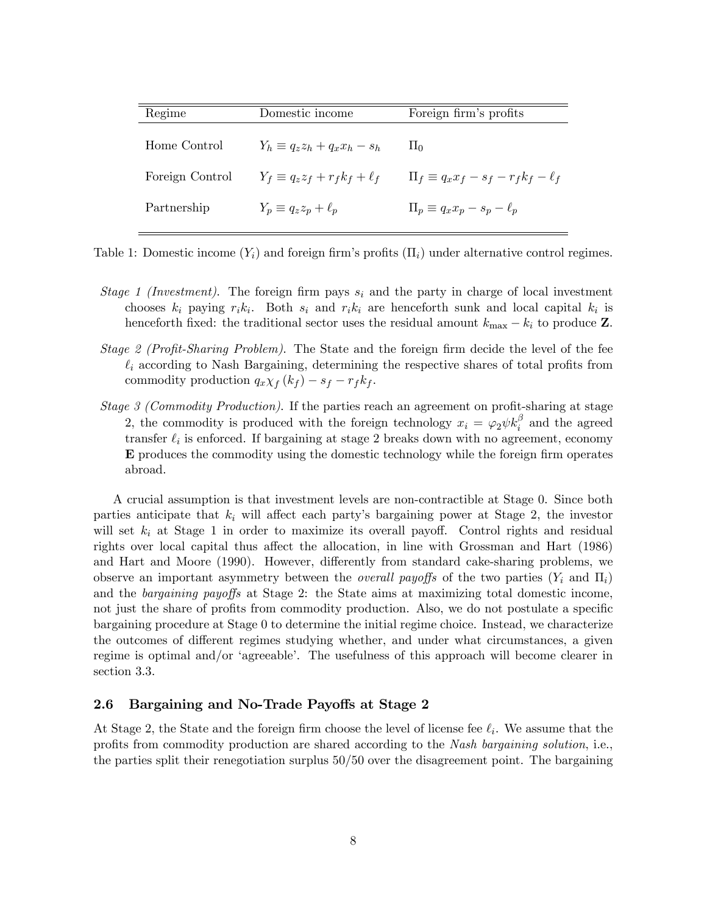| Regime | Domestic income | Foreign firm's profits |
|---|---|---|
| Home Control | $Y_h \equiv q_z z_h + q_x x_h - s_h$ | $\Pi_0$ |
| Foreign Control | $Y_f \equiv q_z z_f + r_f k_f + \ell_f$ | $\Pi_f \equiv q_x x_f - s_f - r_f k_f - \ell_f$ |
| Partnership | $Y_p \equiv q_z z_p + \ell_p$ | $\Pi_p \equiv q_x x_p - s_p - \ell_p$ |

Table 1: Domestic income ($Y_i$) and foreign firm's profits ($\Pi_i$) under alternative control regimes.

- *Stage 1 (Investment).* The foreign firm pays $s_i$ and the party in charge of local investment chooses $k_i$ paying $r_i k_i$. Both $s_i$ and $r_i k_i$ are henceforth sunk and local capital $k_i$ is henceforth fixed: the traditional sector uses the residual amount $k_{\max} - k_i$ to produce **Z**.
- *Stage 2 (Profit-Sharing Problem).* The State and the foreign firm decide the level of the fee $\ell_i$ according to Nash Bargaining, determining the respective shares of total profits from commodity production $q_x \chi_f(k_f) - s_f - r_f k_f$.
- *Stage 3 (Commodity Production).* If the parties reach an agreement on profit-sharing at stage 2, the commodity is produced with the foreign technology $x_i = \varphi_2 \psi k_i^{\beta}$ and the agreed transfer $\ell_i$ is enforced. If bargaining at stage 2 breaks down with no agreement, economy **E** produces the commodity using the domestic technology while the foreign firm operates abroad.

A crucial assumption is that investment levels are non-contractible at Stage 0. Since both parties anticipate that $k_i$ will affect each party's bargaining power at Stage 2, the investor will set $k_i$ at Stage 1 in order to maximize its overall payoff. Control rights and residual rights over local capital thus affect the allocation, in line with Grossman and Hart (1986) and Hart and Moore (1990). However, differently from standard cake-sharing problems, we observe an important asymmetry between the *overall payoffs* of the two parties ($Y_i$ and $\Pi_i$) and the *bargaining payoffs* at Stage 2: the State aims at maximizing total domestic income, not just the share of profits from commodity production. Also, we do not postulate a specific bargaining procedure at Stage 0 to determine the initial regime choice. Instead, we characterize the outcomes of different regimes studying whether, and under what circumstances, a given regime is optimal and/or 'agreeable'. The usefulness of this approach will become clearer in section 3.3.

### 2.6 Bargaining and No-Trade Payoffs at Stage 2

At Stage 2, the State and the foreign firm choose the level of license fee $\ell_i$. We assume that the profits from commodity production are shared according to the *Nash bargaining solution*, i.e., the parties split their renegotiation surplus 50/50 over the disagreement point. The bargaining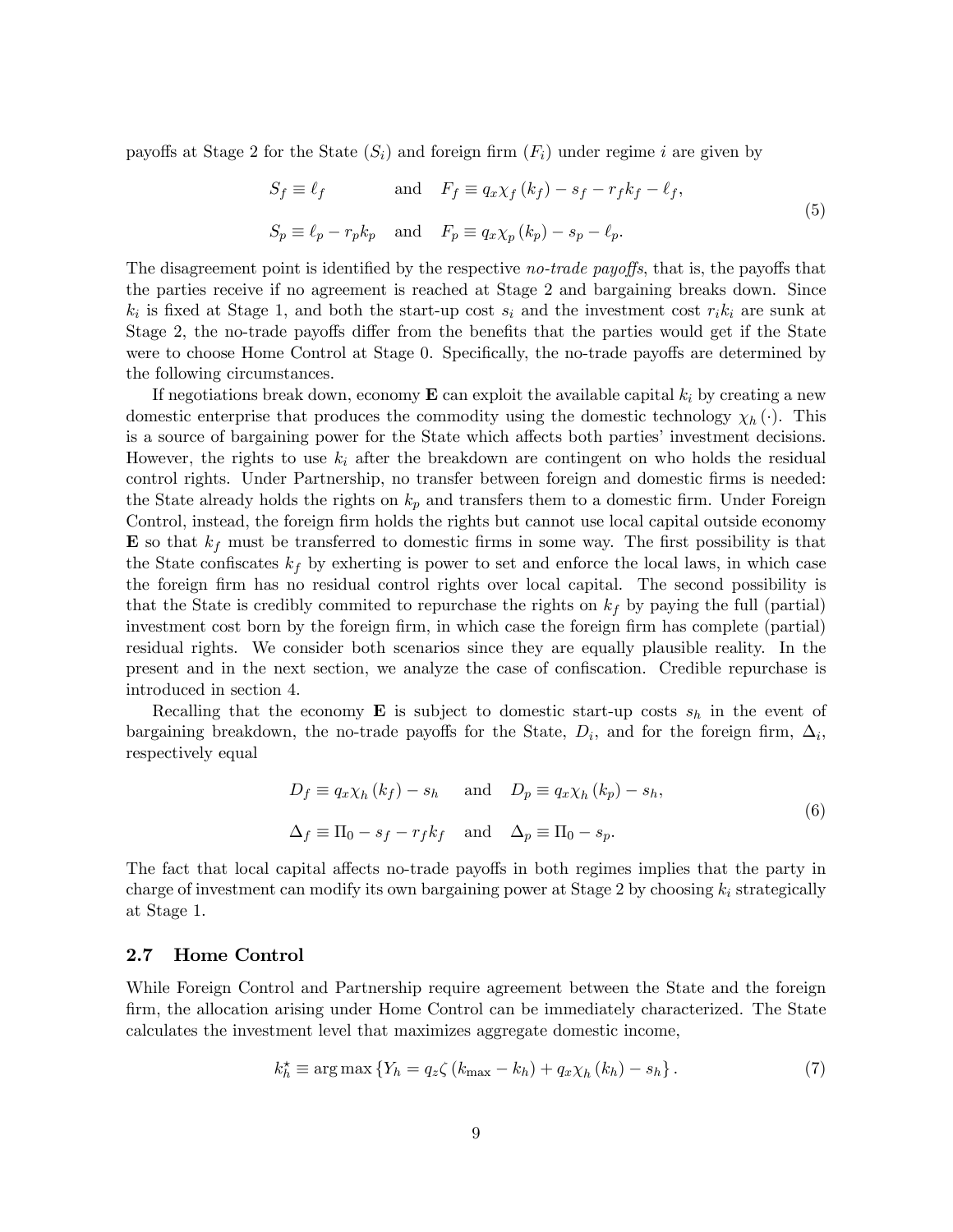payoffs at Stage 2 for the State ($S_i$) and foreign firm ($F_i$) under regime $i$ are given by

$$
\begin{aligned}
S_f &\equiv \ell_f \qquad &\text{and} \quad F_f &\equiv q_x \chi_f(k_f) - s_f - r_f k_f - \ell_f, \\
S_p &\equiv \ell_p - r_p k_p \quad &\text{and} \quad F_p &\equiv q_x \chi_p(k_p) - s_p - \ell_p.
\end{aligned}
\tag{5}
$$

The disagreement point is identified by the respective *no-trade payoffs*, that is, the payoffs that the parties receive if no agreement is reached at Stage 2 and bargaining breaks down. Since $k_i$ is fixed at Stage 1, and both the start-up cost $s_i$ and the investment cost $r_i k_i$ are sunk at Stage 2, the no-trade payoffs differ from the benefits that the parties would get if the State were to choose Home Control at Stage 0. Specifically, the no-trade payoffs are determined by the following circumstances.

If negotiations break down, economy $\mathbf{E}$ can exploit the available capital $k_i$ by creating a new domestic enterprise that produces the commodity using the domestic technology $\chi_h(\cdot)$. This is a source of bargaining power for the State which affects both parties' investment decisions. However, the rights to use $k_i$ after the breakdown are contingent on who holds the residual control rights. Under Partnership, no transfer between foreign and domestic firms is needed: the State already holds the rights on $k_p$ and transfers them to a domestic firm. Under Foreign Control, instead, the foreign firm holds the rights but cannot use local capital outside economy $\mathbf{E}$ so that $k_f$ must be transferred to domestic firms in some way. The first possibility is that the State confiscates $k_f$ by exherting is power to set and enforce the local laws, in which case the foreign firm has no residual control rights over local capital. The second possibility is that the State is credibly commited to repurchase the rights on $k_f$ by paying the full (partial) investment cost born by the foreign firm, in which case the foreign firm has complete (partial) residual rights. We consider both scenarios since they are equally plausible reality. In the present and in the next section, we analyze the case of confiscation. Credible repurchase is introduced in section 4.

Recalling that the economy $\mathbf{E}$ is subject to domestic start-up costs $s_h$ in the event of bargaining breakdown, the no-trade payoffs for the State, $D_i$, and for the foreign firm, $\Delta_i$, respectively equal

$$
\begin{aligned}
D_f &\equiv q_x \chi_h(k_f) - s_h \quad &\text{and} \quad D_p &\equiv q_x \chi_h(k_p) - s_h, \\
\Delta_f &\equiv \Pi_0 - s_f - r_f k_f \quad &\text{and} \quad \Delta_p &\equiv \Pi_0 - s_p.
\end{aligned}
\tag{6}
$$

The fact that local capital affects no-trade payoffs in both regimes implies that the party in charge of investment can modify its own bargaining power at Stage 2 by choosing $k_i$ strategically at Stage 1.

### 2.7 Home Control

While Foreign Control and Partnership require agreement between the State and the foreign firm, the allocation arising under Home Control can be immediately characterized. The State calculates the investment level that maximizes aggregate domestic income,

$$
k_h^\star \equiv \arg\max \left\{ Y_h = q_z \zeta(k_{\max} - k_h) + q_x \chi_h(k_h) - s_h \right\}. \tag{7}
$$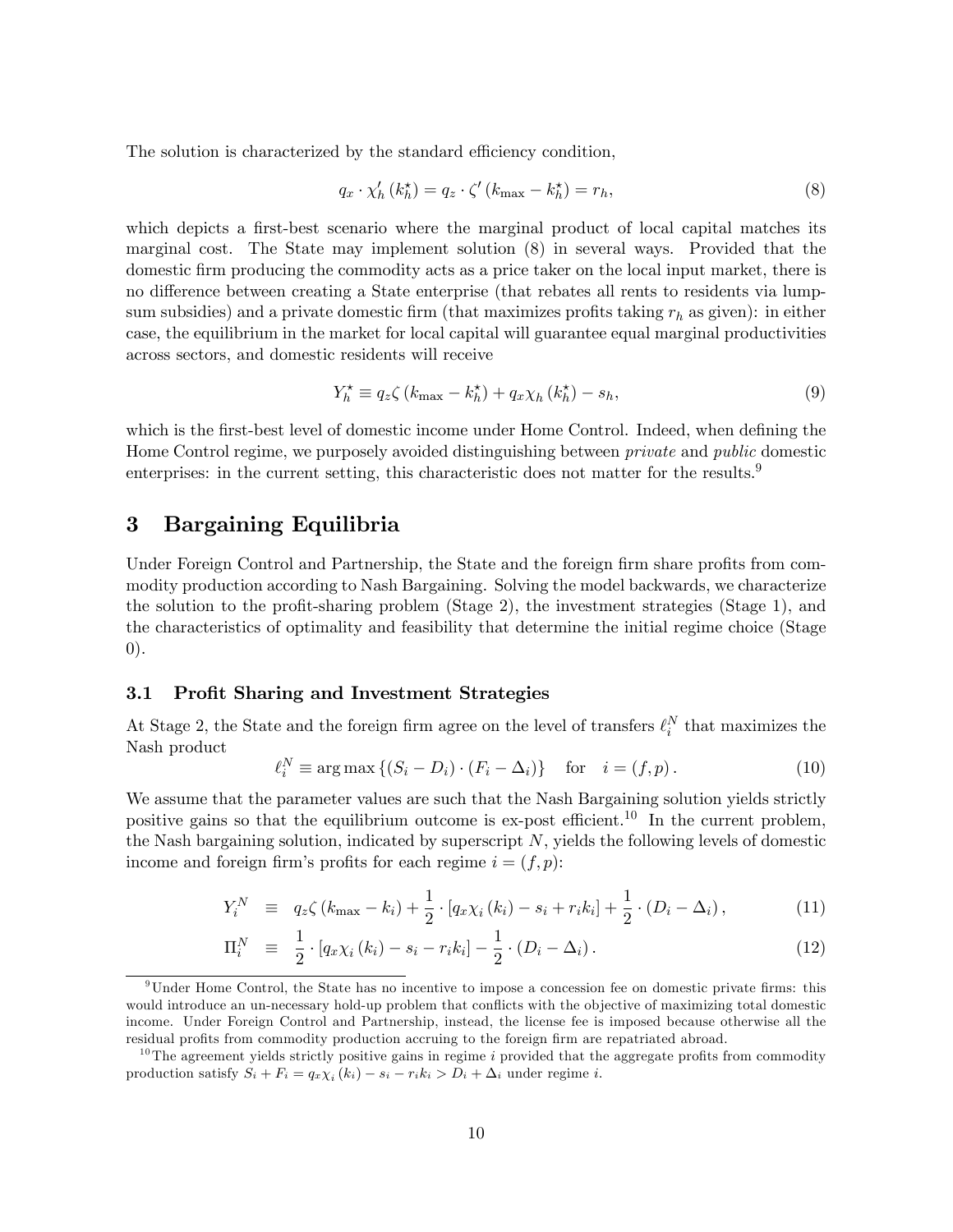The solution is characterized by the standard efficiency condition,

$$q_x \cdot \chi_h' \left(k_h^\star\right) = q_z \cdot \zeta' \left(k_{\max} - k_h^\star\right) = r_h, \tag{8}$$

which depicts a first-best scenario where the marginal product of local capital matches its marginal cost. The State may implement solution (8) in several ways. Provided that the domestic firm producing the commodity acts as a price taker on the local input market, there is no difference between creating a State enterprise (that rebates all rents to residents via lump-sum subsidies) and a private domestic firm (that maximizes profits taking $r_h$ as given): in either case, the equilibrium in the market for local capital will guarantee equal marginal productivities across sectors, and domestic residents will receive

$$Y_h^\star \equiv q_z \zeta \left(k_{\max} - k_h^\star\right) + q_x \chi_h \left(k_h^\star\right) - s_h, \tag{9}$$

which is the first-best level of domestic income under Home Control. Indeed, when defining the Home Control regime, we purposely avoided distinguishing between *private* and *public* domestic enterprises: in the current setting, this characteristic does not matter for the results.[9]

## 3 Bargaining Equilibria

Under Foreign Control and Partnership, the State and the foreign firm share profits from commodity production according to Nash Bargaining. Solving the model backwards, we characterize the solution to the profit-sharing problem (Stage 2), the investment strategies (Stage 1), and the characteristics of optimality and feasibility that determine the initial regime choice (Stage 0).

### 3.1 Profit Sharing and Investment Strategies

At Stage 2, the State and the foreign firm agree on the level of transfers $\ell_i^N$ that maximizes the Nash product

$$\ell_i^N \equiv \arg\max \left\{ \left(S_i - D_i\right) \cdot \left(F_i - \Delta_i\right) \right\} \quad \text{for} \quad i = (f, p). \tag{10}$$

We assume that the parameter values are such that the Nash Bargaining solution yields strictly positive gains so that the equilibrium outcome is ex-post efficient.[10] In the current problem, the Nash bargaining solution, indicated by superscript $N$, yields the following levels of domestic income and foreign firm's profits for each regime $i = (f, p)$:

$$Y_i^N \equiv q_z \zeta \left(k_{\max} - k_i\right) + \frac{1}{2} \cdot \left[q_x \chi_i \left(k_i\right) - s_i + r_i k_i\right] + \frac{1}{2} \cdot \left(D_i - \Delta_i\right), \tag{11}$$

$$\Pi_i^N \equiv \frac{1}{2} \cdot \left[q_x \chi_i \left(k_i\right) - s_i - r_i k_i\right] - \frac{1}{2} \cdot \left(D_i - \Delta_i\right). \tag{12}$$

[9] Under Home Control, the State has no incentive to impose a concession fee on domestic private firms: this would introduce an un-necessary hold-up problem that conflicts with the objective of maximizing total domestic income. Under Foreign Control and Partnership, instead, the license fee is imposed because otherwise all the residual profits from commodity production accruing to the foreign firm are repatriated abroad.

[10] The agreement yields strictly positive gains in regime $i$ provided that the aggregate profits from commodity production satisfy $S_i + F_i = q_x \chi_i \left(k_i\right) - s_i - r_i k_i > D_i + \Delta_i$ under regime $i$.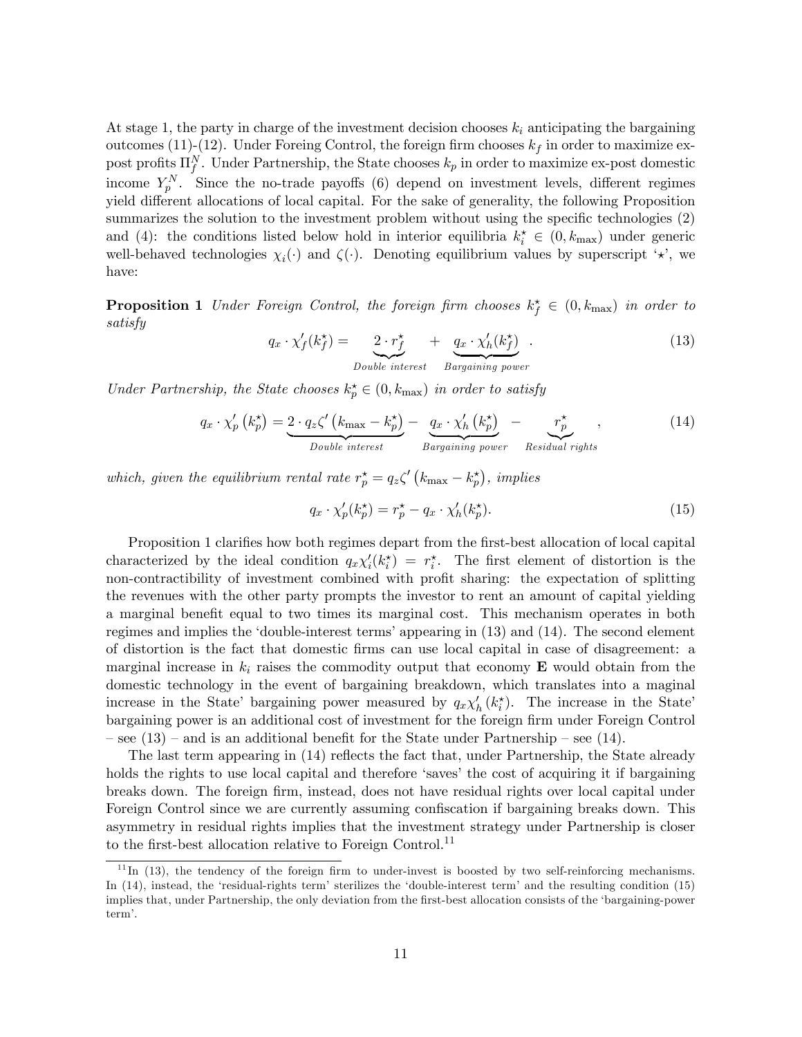At stage 1, the party in charge of the investment decision chooses $k_i$ anticipating the bargaining outcomes (11)-(12). Under Foreing Control, the foreign firm chooses $k_f$ in order to maximize ex-post profits $\Pi_f^N$. Under Partnership, the State chooses $k_p$ in order to maximize ex-post domestic income $Y_p^N$. Since the no-trade payoffs (6) depend on investment levels, different regimes yield different allocations of local capital. For the sake of generality, the following Proposition summarizes the solution to the investment problem without using the specific technologies (2) and (4): the conditions listed below hold in interior equilibria $k_i^\star \in (0, k_{\max})$ under generic well-behaved technologies $\chi_i(\cdot)$ and $\zeta(\cdot)$. Denoting equilibrium values by superscript '$\star$', we have:

**Proposition 1** *Under Foreign Control, the foreign firm chooses $k_f^\star \in (0, k_{\max})$ in order to satisfy*

$$q_x \cdot \chi_f'(k_f^\star) = \underbrace{2 \cdot r_f^\star}_{\textit{Double interest}} + \underbrace{q_x \cdot \chi_h'(k_f^\star)}_{\textit{Bargaining power}} . \tag{13}$$

*Under Partnership, the State chooses $k_p^\star \in (0, k_{\max})$ in order to satisfy*

$$q_x \cdot \chi_p'\left(k_p^\star\right) = \underbrace{2 \cdot q_z \zeta'\left(k_{\max} - k_p^\star\right)}_{\textit{Double interest}} - \underbrace{q_x \cdot \chi_h'\left(k_p^\star\right)}_{\textit{Bargaining power}} - \underbrace{r_p^\star}_{\textit{Residual rights}} , \tag{14}$$

*which, given the equilibrium rental rate $r_p^\star = q_z \zeta'\left(k_{\max} - k_p^\star\right)$, implies*

$$q_x \cdot \chi_p'(k_p^\star) = r_p^\star - q_x \cdot \chi_h'(k_p^\star). \tag{15}$$

Proposition 1 clarifies how both regimes depart from the first-best allocation of local capital characterized by the ideal condition $q_x \chi_i'(k_i^\star) = r_i^\star$. The first element of distortion is the non-contractibility of investment combined with profit sharing: the expectation of splitting the revenues with the other party prompts the investor to rent an amount of capital yielding a marginal benefit equal to two times its marginal cost. This mechanism operates in both regimes and implies the 'double-interest terms' appearing in (13) and (14). The second element of distortion is the fact that domestic firms can use local capital in case of disagreement: a marginal increase in $k_i$ raises the commodity output that economy **E** would obtain from the domestic technology in the event of bargaining breakdown, which translates into a maginal increase in the State' bargaining power measured by $q_x \chi_h'(k_i^\star)$. The increase in the State' bargaining power is an additional cost of investment for the foreign firm under Foreign Control – see (13) – and is an additional benefit for the State under Partnership – see (14).

The last term appearing in (14) reflects the fact that, under Partnership, the State already holds the rights to use local capital and therefore 'saves' the cost of acquiring it if bargaining breaks down. The foreign firm, instead, does not have residual rights over local capital under Foreign Control since we are currently assuming confiscation if bargaining breaks down. This asymmetry in residual rights implies that the investment strategy under Partnership is closer to the first-best allocation relative to Foreign Control.[11]

[11] In (13), the tendency of the foreign firm to under-invest is boosted by two self-reinforcing mechanisms. In (14), instead, the 'residual-rights term' sterilizes the 'double-interest term' and the resulting condition (15) implies that, under Partnership, the only deviation from the first-best allocation consists of the 'bargaining-power term'.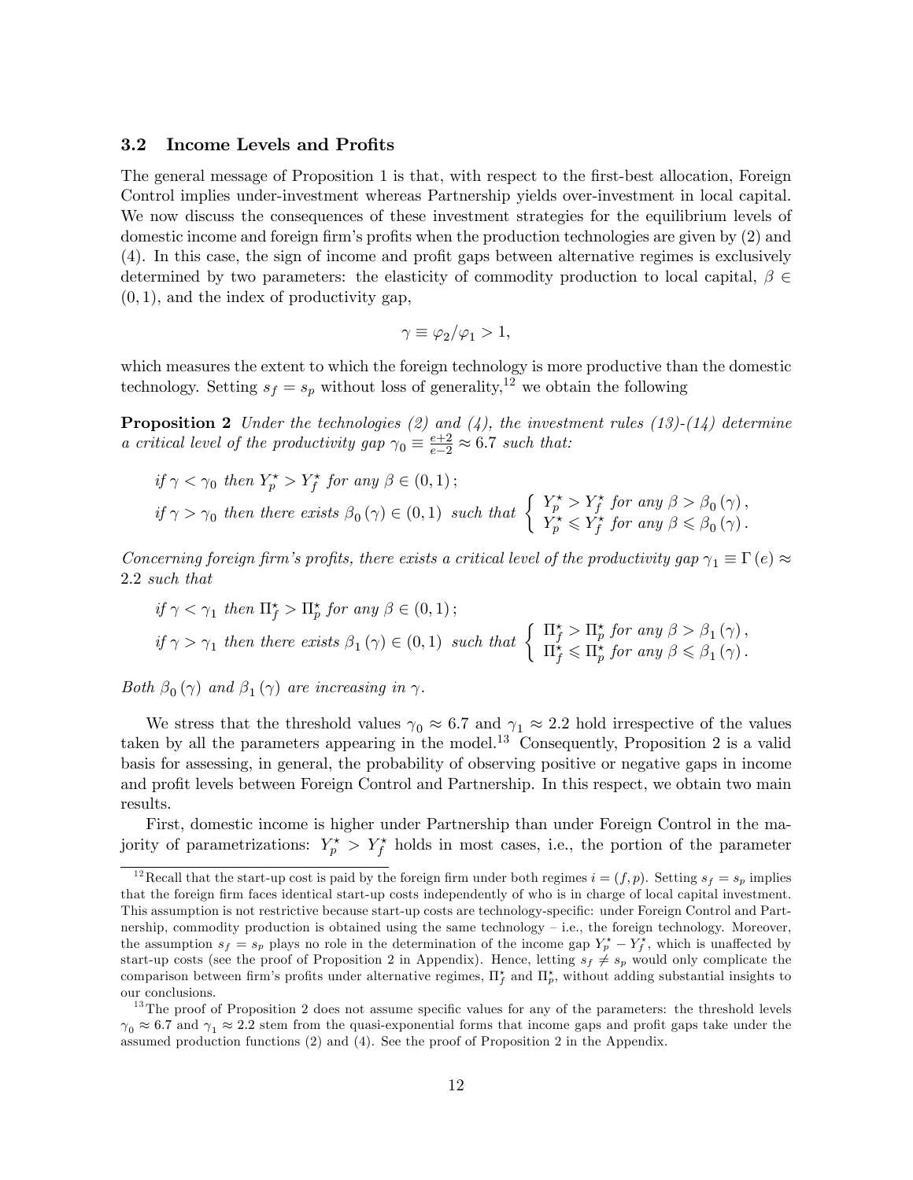### 3.2 Income Levels and Profits

The general message of Proposition 1 is that, with respect to the first-best allocation, Foreign Control implies under-investment whereas Partnership yields over-investment in local capital. We now discuss the consequences of these investment strategies for the equilibrium levels of domestic income and foreign firm's profits when the production technologies are given by (2) and (4). In this case, the sign of income and profit gaps between alternative regimes is exclusively determined by two parameters: the elasticity of commodity production to local capital, $\beta \in (0,1)$, and the index of productivity gap,

$$\gamma \equiv \varphi_2/\varphi_1 > 1,$$

which measures the extent to which the foreign technology is more productive than the domestic technology. Setting $s_f = s_p$ without loss of generality,[12] we obtain the following

**Proposition 2** *Under the technologies (2) and (4), the investment rules (13)-(14) determine a critical level of the productivity gap* $\gamma_0 \equiv \frac{e+2}{e-2} \approx 6.7$ *such that:*

$$\text{if } \gamma < \gamma_0 \text{ then } Y_p^\star > Y_f^\star \text{ for any } \beta \in (0,1);$$

$$\text{if } \gamma > \gamma_0 \text{ then there exists } \beta_0(\gamma) \in (0,1) \text{ such that } \begin{cases} Y_p^\star > Y_f^\star \text{ for any } \beta > \beta_0(\gamma), \\ Y_p^\star \leqslant Y_f^\star \text{ for any } \beta \leqslant \beta_0(\gamma). \end{cases}$$

*Concerning foreign firm's profits, there exists a critical level of the productivity gap* $\gamma_1 \equiv \Gamma(e) \approx 2.2$ *such that*

$$\text{if } \gamma < \gamma_1 \text{ then } \Pi_f^\star > \Pi_p^\star \text{ for any } \beta \in (0,1);$$

$$\text{if } \gamma > \gamma_1 \text{ then there exists } \beta_1(\gamma) \in (0,1) \text{ such that } \begin{cases} \Pi_f^\star > \Pi_p^\star \text{ for any } \beta > \beta_1(\gamma), \\ \Pi_f^\star \leqslant \Pi_p^\star \text{ for any } \beta \leqslant \beta_1(\gamma). \end{cases}$$

*Both* $\beta_0(\gamma)$ *and* $\beta_1(\gamma)$ *are increasing in* $\gamma$.

We stress that the threshold values $\gamma_0 \approx 6.7$ and $\gamma_1 \approx 2.2$ hold irrespective of the values taken by all the parameters appearing in the model.[13] Consequently, Proposition 2 is a valid basis for assessing, in general, the probability of observing positive or negative gaps in income and profit levels between Foreign Control and Partnership. In this respect, we obtain two main results.

First, domestic income is higher under Partnership than under Foreign Control in the majority of parametrizations: $Y_p^\star > Y_f^\star$ holds in most cases, i.e., the portion of the parameter

---

[12] Recall that the start-up cost is paid by the foreign firm under both regimes $i = (f, p)$. Setting $s_f = s_p$ implies that the foreign firm faces identical start-up costs independently of who is in charge of local capital investment. This assumption is not restrictive because start-up costs are technology-specific: under Foreign Control and Partnership, commodity production is obtained using the same technology – i.e., the foreign technology. Moreover, the assumption $s_f = s_p$ plays no role in the determination of the income gap $Y_p^\star - Y_f^\star$, which is unaffected by start-up costs (see the proof of Proposition 2 in Appendix). Hence, letting $s_f \neq s_p$ would only complicate the comparison between firm's profits under alternative regimes, $\Pi_f^\star$ and $\Pi_p^\star$, without adding substantial insights to our conclusions.

[13] The proof of Proposition 2 does not assume specific values for any of the parameters: the threshold levels $\gamma_0 \approx 6.7$ and $\gamma_1 \approx 2.2$ stem from the quasi-exponential forms that income gaps and profit gaps take under the assumed production functions (2) and (4). See the proof of Proposition 2 in the Appendix.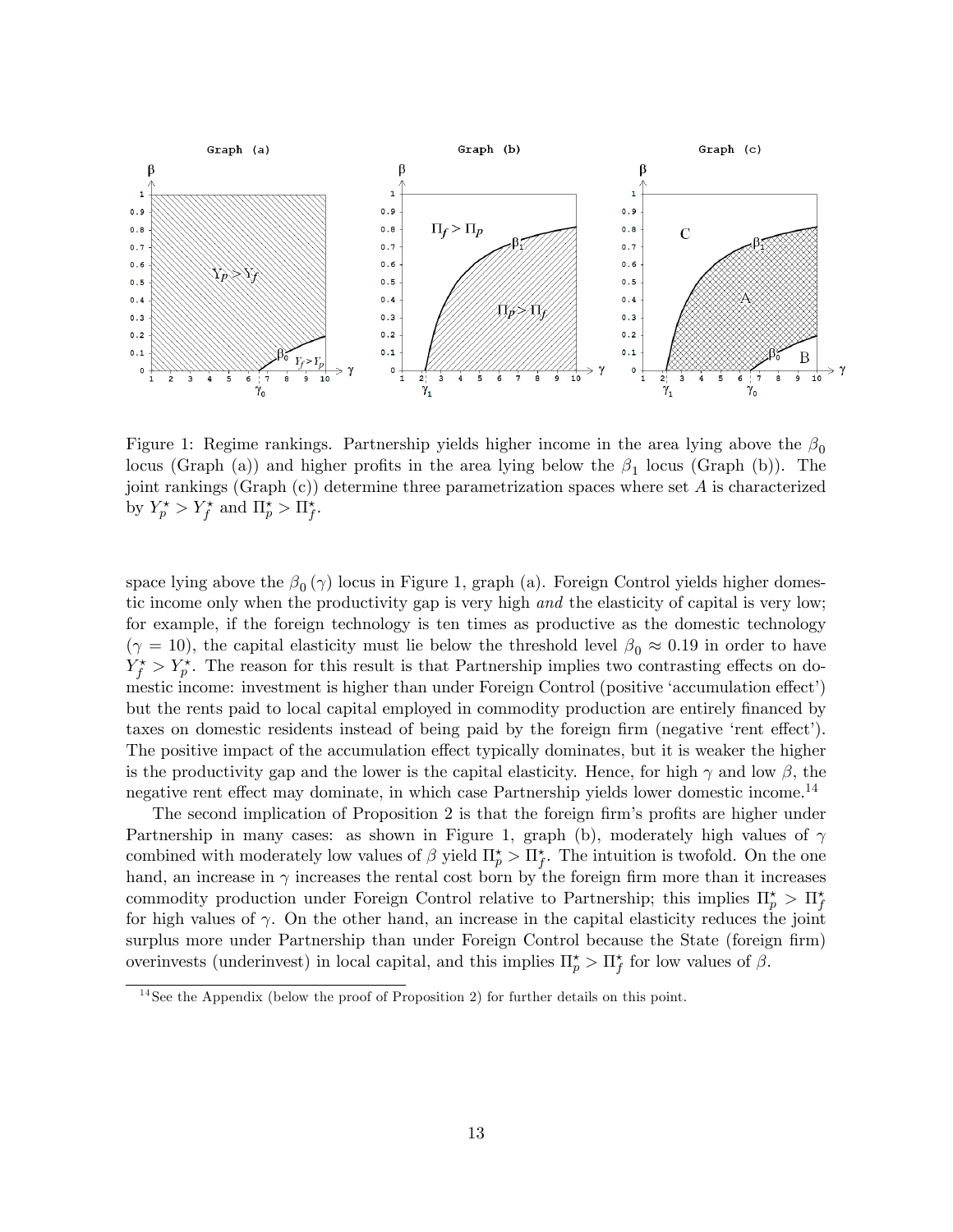Figure 1: Regime rankings. Partnership yields higher income in the area lying above the $\beta_0$ locus (Graph (a)) and higher profits in the area lying below the $\beta_1$ locus (Graph (b)). The joint rankings (Graph (c)) determine three parametrization spaces where set $A$ is characterized by $Y_p^\star > Y_f^\star$ and $\Pi_p^\star > \Pi_f^\star$.

space lying above the $\beta_0(\gamma)$ locus in Figure 1, graph (a). Foreign Control yields higher domestic income only when the productivity gap is very high *and* the elasticity of capital is very low; for example, if the foreign technology is ten times as productive as the domestic technology ($\gamma = 10$), the capital elasticity must lie below the threshold level $\beta_0 \approx 0.19$ in order to have $Y_f^\star > Y_p^\star$. The reason for this result is that Partnership implies two contrasting effects on domestic income: investment is higher than under Foreign Control (positive 'accumulation effect') but the rents paid to local capital employed in commodity production are entirely financed by taxes on domestic residents instead of being paid by the foreign firm (negative 'rent effect'). The positive impact of the accumulation effect typically dominates, but it is weaker the higher is the productivity gap and the lower is the capital elasticity. Hence, for high $\gamma$ and low $\beta$, the negative rent effect may dominate, in which case Partnership yields lower domestic income.[14]

The second implication of Proposition 2 is that the foreign firm's profits are higher under Partnership in many cases: as shown in Figure 1, graph (b), moderately high values of $\gamma$ combined with moderately low values of $\beta$ yield $\Pi_p^\star > \Pi_f^\star$. The intuition is twofold. On the one hand, an increase in $\gamma$ increases the rental cost born by the foreign firm more than it increases commodity production under Foreign Control relative to Partnership; this implies $\Pi_p^\star > \Pi_f^\star$ for high values of $\gamma$. On the other hand, an increase in the capital elasticity reduces the joint surplus more under Partnership than under Foreign Control because the State (foreign firm) overinvests (underinvest) in local capital, and this implies $\Pi_p^\star > \Pi_f^\star$ for low values of $\beta$.

[14] See the Appendix (below the proof of Proposition 2) for further details on this point.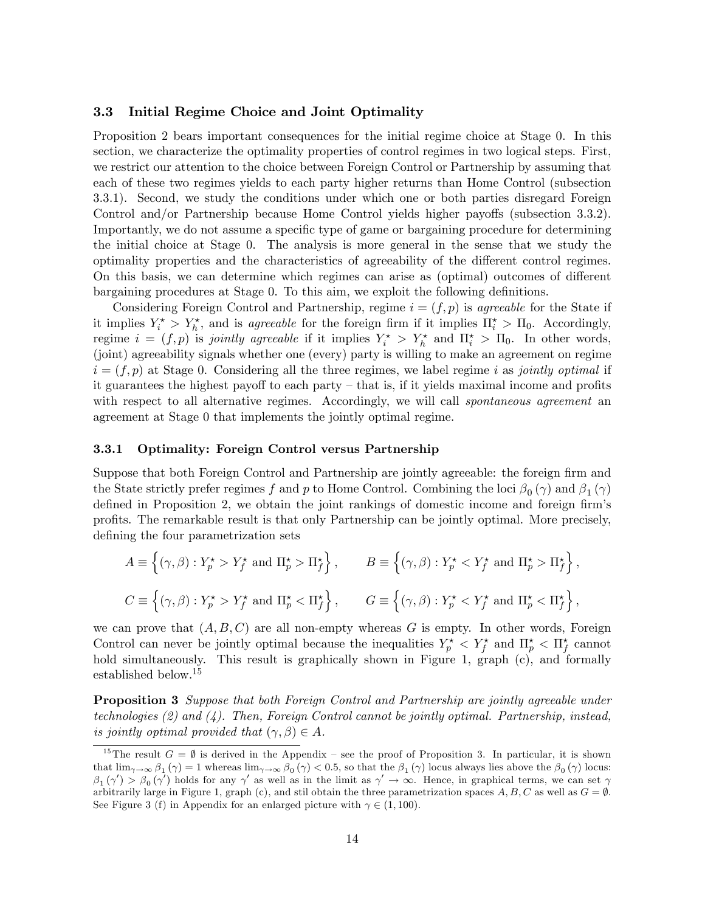### 3.3 Initial Regime Choice and Joint Optimality

Proposition 2 bears important consequences for the initial regime choice at Stage 0. In this section, we characterize the optimality properties of control regimes in two logical steps. First, we restrict our attention to the choice between Foreign Control or Partnership by assuming that each of these two regimes yields to each party higher returns than Home Control (subsection 3.3.1). Second, we study the conditions under which one or both parties disregard Foreign Control and/or Partnership because Home Control yields higher payoffs (subsection 3.3.2). Importantly, we do not assume a specific type of game or bargaining procedure for determining the initial choice at Stage 0. The analysis is more general in the sense that we study the optimality properties and the characteristics of agreeability of the different control regimes. On this basis, we can determine which regimes can arise as (optimal) outcomes of different bargaining procedures at Stage 0. To this aim, we exploit the following definitions.

Considering Foreign Control and Partnership, regime $i = (f, p)$ is *agreeable* for the State if it implies $Y_i^\star > Y_h^\star$, and is *agreeable* for the foreign firm if it implies $\Pi_i^\star > \Pi_0$. Accordingly, regime $i = (f, p)$ is *jointly agreeable* if it implies $Y_i^\star > Y_h^\star$ and $\Pi_i^\star > \Pi_0$. In other words, (joint) agreeability signals whether one (every) party is willing to make an agreement on regime $i = (f, p)$ at Stage 0. Considering all the three regimes, we label regime $i$ as *jointly optimal* if it guarantees the highest payoff to each party – that is, if it yields maximal income and profits with respect to all alternative regimes. Accordingly, we will call *spontaneous agreement* an agreement at Stage 0 that implements the jointly optimal regime.

#### 3.3.1 Optimality: Foreign Control versus Partnership

Suppose that both Foreign Control and Partnership are jointly agreeable: the foreign firm and the State strictly prefer regimes $f$ and $p$ to Home Control. Combining the loci $\beta_0(\gamma)$ and $\beta_1(\gamma)$ defined in Proposition 2, we obtain the joint rankings of domestic income and foreign firm's profits. The remarkable result is that only Partnership can be jointly optimal. More precisely, defining the four parametrization sets

$$A \equiv \left\{ (\gamma, \beta) : Y_p^\star > Y_f^\star \text{ and } \Pi_p^\star > \Pi_f^\star \right\}, \qquad B \equiv \left\{ (\gamma, \beta) : Y_p^\star < Y_f^\star \text{ and } \Pi_p^\star > \Pi_f^\star \right\},$$

$$C \equiv \left\{ (\gamma, \beta) : Y_p^\star > Y_f^\star \text{ and } \Pi_p^\star < \Pi_f^\star \right\}, \qquad G \equiv \left\{ (\gamma, \beta) : Y_p^\star < Y_f^\star \text{ and } \Pi_p^\star < \Pi_f^\star \right\},$$

we can prove that $(A, B, C)$ are all non-empty whereas $G$ is empty. In other words, Foreign Control can never be jointly optimal because the inequalities $Y_p^\star < Y_f^\star$ and $\Pi_p^\star < \Pi_f^\star$ cannot hold simultaneously. This result is graphically shown in Figure 1, graph (c), and formally established below.[15]

**Proposition 3** *Suppose that both Foreign Control and Partnership are jointly agreeable under technologies (2) and (4). Then, Foreign Control cannot be jointly optimal. Partnership, instead, is jointly optimal provided that $(\gamma, \beta) \in A$.*

---

[15] The result $G = \emptyset$ is derived in the Appendix – see the proof of Proposition 3. In particular, it is shown that $\lim_{\gamma \to \infty} \beta_1(\gamma) = 1$ whereas $\lim_{\gamma \to \infty} \beta_0(\gamma) < 0.5$, so that the $\beta_1(\gamma)$ locus always lies above the $\beta_0(\gamma)$ locus: $\beta_1(\gamma') > \beta_0(\gamma')$ holds for any $\gamma'$ as well as in the limit as $\gamma' \to \infty$. Hence, in graphical terms, we can set $\gamma$ arbitrarily large in Figure 1, graph (c), and stil obtain the three parametrization spaces $A, B, C$ as well as $G = \emptyset$. See Figure 3 (f) in Appendix for an enlarged picture with $\gamma \in (1, 100)$.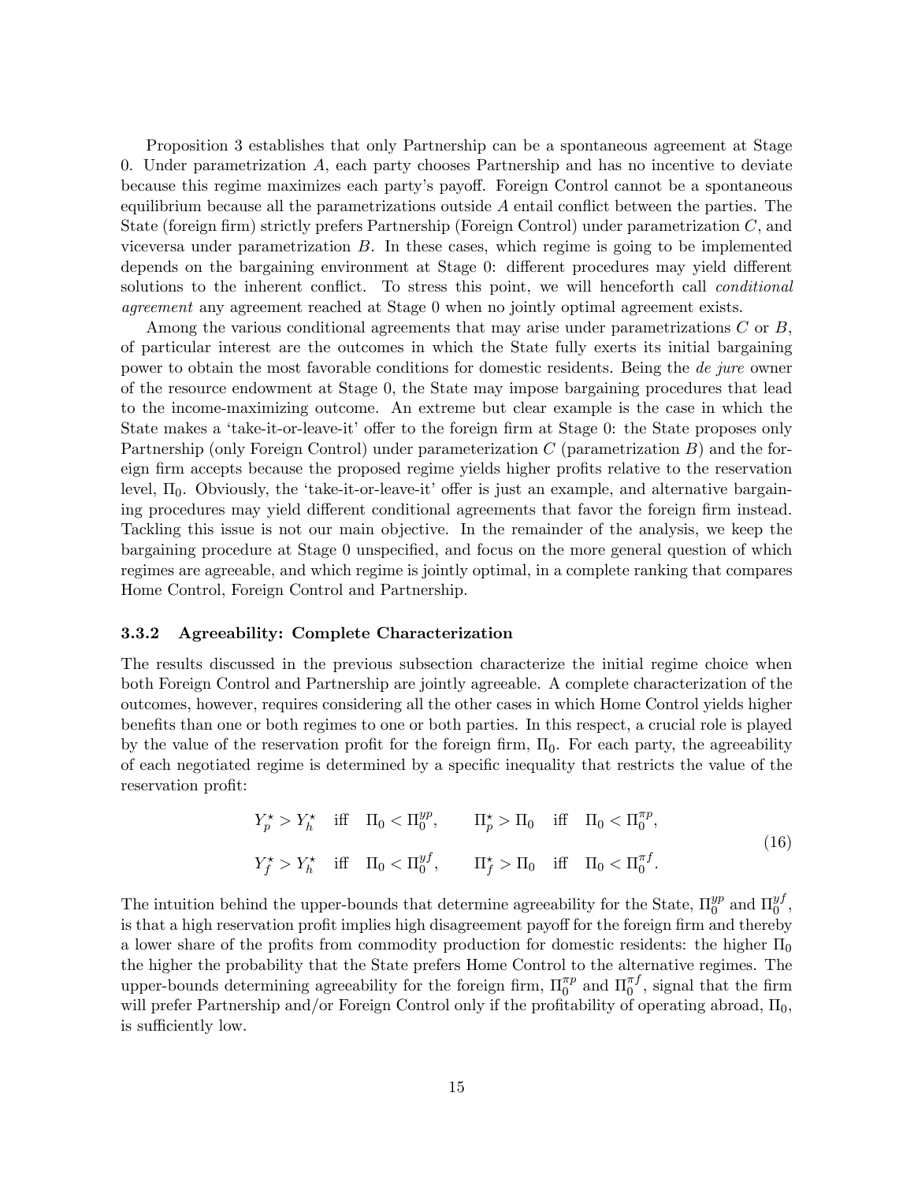Proposition 3 establishes that only Partnership can be a spontaneous agreement at Stage 0. Under parametrization $A$, each party chooses Partnership and has no incentive to deviate because this regime maximizes each party's payoff. Foreign Control cannot be a spontaneous equilibrium because all the parametrizations outside $A$ entail conflict between the parties. The State (foreign firm) strictly prefers Partnership (Foreign Control) under parametrization $C$, and viceversa under parametrization $B$. In these cases, which regime is going to be implemented depends on the bargaining environment at Stage 0: different procedures may yield different solutions to the inherent conflict. To stress this point, we will henceforth call *conditional agreement* any agreement reached at Stage 0 when no jointly optimal agreement exists.

Among the various conditional agreements that may arise under parametrizations $C$ or $B$, of particular interest are the outcomes in which the State fully exerts its initial bargaining power to obtain the most favorable conditions for domestic residents. Being the *de jure* owner of the resource endowment at Stage 0, the State may impose bargaining procedures that lead to the income-maximizing outcome. An extreme but clear example is the case in which the State makes a 'take-it-or-leave-it' offer to the foreign firm at Stage 0: the State proposes only Partnership (only Foreign Control) under parameterization $C$ (parametrization $B$) and the foreign firm accepts because the proposed regime yields higher profits relative to the reservation level, $\Pi_0$. Obviously, the 'take-it-or-leave-it' offer is just an example, and alternative bargaining procedures may yield different conditional agreements that favor the foreign firm instead. Tackling this issue is not our main objective. In the remainder of the analysis, we keep the bargaining procedure at Stage 0 unspecified, and focus on the more general question of which regimes are agreeable, and which regime is jointly optimal, in a complete ranking that compares Home Control, Foreign Control and Partnership.

### 3.3.2 Agreeability: Complete Characterization

The results discussed in the previous subsection characterize the initial regime choice when both Foreign Control and Partnership are jointly agreeable. A complete characterization of the outcomes, however, requires considering all the other cases in which Home Control yields higher benefits than one or both regimes to one or both parties. In this respect, a crucial role is played by the value of the reservation profit for the foreign firm, $\Pi_0$. For each party, the agreeability of each negotiated regime is determined by a specific inequality that restricts the value of the reservation profit:

$$
\begin{aligned}
&Y_p^\star > Y_h^\star \quad \text{iff} \quad \Pi_0 < \Pi_0^{yp}, \qquad \Pi_p^\star > \Pi_0 \quad \text{iff} \quad \Pi_0 < \Pi_0^{\pi p}, \\
&Y_f^\star > Y_h^\star \quad \text{iff} \quad \Pi_0 < \Pi_0^{yf}, \qquad \Pi_f^\star > \Pi_0 \quad \text{iff} \quad \Pi_0 < \Pi_0^{\pi f}.
\end{aligned}
\tag{16}
$$

The intuition behind the upper-bounds that determine agreeability for the State, $\Pi_0^{yp}$ and $\Pi_0^{yf}$, is that a high reservation profit implies high disagreement payoff for the foreign firm and thereby a lower share of the profits from commodity production for domestic residents: the higher $\Pi_0$ the higher the probability that the State prefers Home Control to the alternative regimes. The upper-bounds determining agreeability for the foreign firm, $\Pi_0^{\pi p}$ and $\Pi_0^{\pi f}$, signal that the firm will prefer Partnership and/or Foreign Control only if the profitability of operating abroad, $\Pi_0$, is sufficiently low.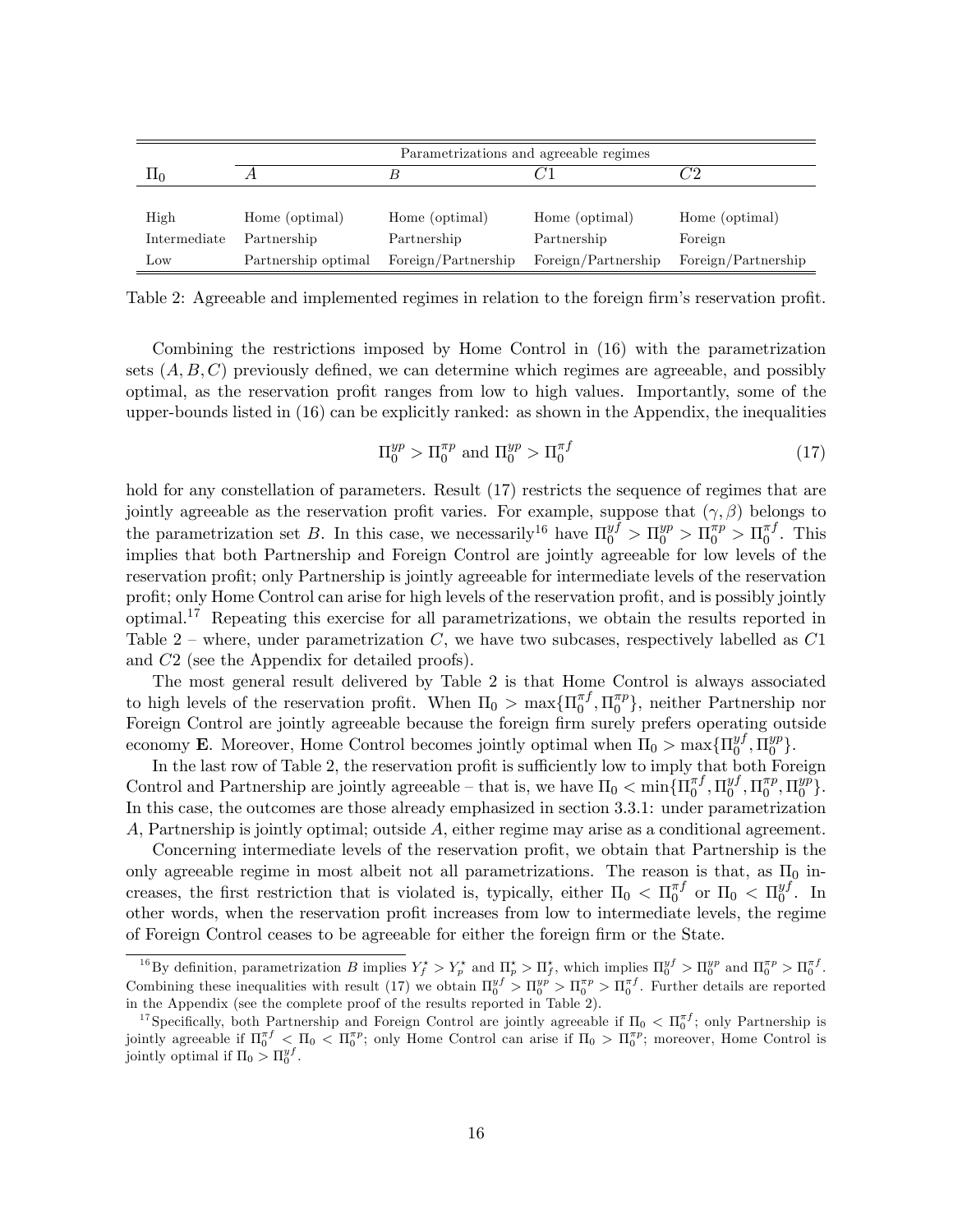| $\Pi_0$ | Parametrizations and agreeable regimes | | | |
|---|---|---|---|---|
| | $A$ | $B$ | $C1$ | $C2$ |
| High | Home (optimal) | Home (optimal) | Home (optimal) | Home (optimal) |
| Intermediate | Partnership | Partnership | Partnership | Foreign |
| Low | Partnership optimal | Foreign/Partnership | Foreign/Partnership | Foreign/Partnership |

Table 2: Agreeable and implemented regimes in relation to the foreign firm's reservation profit.

Combining the restrictions imposed by Home Control in (16) with the parametrization sets $(A, B, C)$ previously defined, we can determine which regimes are agreeable, and possibly optimal, as the reservation profit ranges from low to high values. Importantly, some of the upper-bounds listed in (16) can be explicitly ranked: as shown in the Appendix, the inequalities

$$\Pi_0^{yp} > \Pi_0^{\pi p} \text{ and } \Pi_0^{yp} > \Pi_0^{\pi f} \tag{17}$$

hold for any constellation of parameters. Result (17) restricts the sequence of regimes that are jointly agreeable as the reservation profit varies. For example, suppose that $(\gamma, \beta)$ belongs to the parametrization set $B$. In this case, we necessarily[16] have $\Pi_0^{yf} > \Pi_0^{yp} > \Pi_0^{\pi p} > \Pi_0^{\pi f}$. This implies that both Partnership and Foreign Control are jointly agreeable for low levels of the reservation profit; only Partnership is jointly agreeable for intermediate levels of the reservation profit; only Home Control can arise for high levels of the reservation profit, and is possibly jointly optimal.[17] Repeating this exercise for all parametrizations, we obtain the results reported in Table 2 – where, under parametrization $C$, we have two subcases, respectively labelled as $C1$ and $C2$ (see the Appendix for detailed proofs).

The most general result delivered by Table 2 is that Home Control is always associated to high levels of the reservation profit. When $\Pi_0 > \max\{\Pi_0^{\pi f}, \Pi_0^{\pi p}\}$, neither Partnership nor Foreign Control are jointly agreeable because the foreign firm surely prefers operating outside economy **E**. Moreover, Home Control becomes jointly optimal when $\Pi_0 > \max\{\Pi_0^{yf}, \Pi_0^{yp}\}$.

In the last row of Table 2, the reservation profit is sufficiently low to imply that both Foreign Control and Partnership are jointly agreeable – that is, we have $\Pi_0 < \min\{\Pi_0^{\pi f}, \Pi_0^{yf}, \Pi_0^{\pi p}, \Pi_0^{yp}\}$. In this case, the outcomes are those already emphasized in section 3.3.1: under parametrization $A$, Partnership is jointly optimal; outside $A$, either regime may arise as a conditional agreement.

Concerning intermediate levels of the reservation profit, we obtain that Partnership is the only agreeable regime in most albeit not all parametrizations. The reason is that, as $\Pi_0$ increases, the first restriction that is violated is, typically, either $\Pi_0 < \Pi_0^{\pi f}$ or $\Pi_0 < \Pi_0^{yf}$. In other words, when the reservation profit increases from low to intermediate levels, the regime of Foreign Control ceases to be agreeable for either the foreign firm or the State.

[16] By definition, parametrization $B$ implies $Y_f^\star > Y_p^\star$ and $\Pi_p^\star > \Pi_f^\star$, which implies $\Pi_0^{yf} > \Pi_0^{yp}$ and $\Pi_0^{\pi p} > \Pi_0^{\pi f}$. Combining these inequalities with result (17) we obtain $\Pi_0^{yf} > \Pi_0^{yp} > \Pi_0^{\pi p} > \Pi_0^{\pi f}$. Further details are reported in the Appendix (see the complete proof of the results reported in Table 2).

[17] Specifically, both Partnership and Foreign Control are jointly agreeable if $\Pi_0 < \Pi_0^{\pi f}$; only Partnership is jointly agreeable if $\Pi_0^{\pi f} < \Pi_0 < \Pi_0^{\pi p}$; only Home Control can arise if $\Pi_0 > \Pi_0^{\pi p}$; moreover, Home Control is jointly optimal if $\Pi_0 > \Pi_0^{yf}$.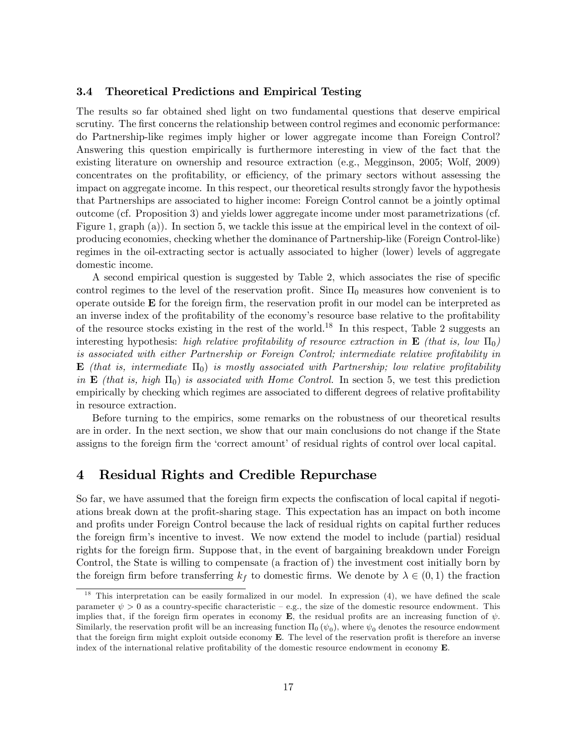### 3.4 Theoretical Predictions and Empirical Testing

The results so far obtained shed light on two fundamental questions that deserve empirical scrutiny. The first concerns the relationship between control regimes and economic performance: do Partnership-like regimes imply higher or lower aggregate income than Foreign Control? Answering this question empirically is furthermore interesting in view of the fact that the existing literature on ownership and resource extraction (e.g., Megginson, 2005; Wolf, 2009) concentrates on the profitability, or efficiency, of the primary sectors without assessing the impact on aggregate income. In this respect, our theoretical results strongly favor the hypothesis that Partnerships are associated to higher income: Foreign Control cannot be a jointly optimal outcome (cf. Proposition 3) and yields lower aggregate income under most parametrizations (cf. Figure 1, graph (a)). In section 5, we tackle this issue at the empirical level in the context of oil-producing economies, checking whether the dominance of Partnership-like (Foreign Control-like) regimes in the oil-extracting sector is actually associated to higher (lower) levels of aggregate domestic income.

A second empirical question is suggested by Table 2, which associates the rise of specific control regimes to the level of the reservation profit. Since $\Pi_0$ measures how convenient is to operate outside $\mathbf{E}$ for the foreign firm, the reservation profit in our model can be interpreted as an inverse index of the profitability of the economy's resource base relative to the profitability of the resource stocks existing in the rest of the world.[18] In this respect, Table 2 suggests an interesting hypothesis: *high relative profitability of resource extraction in* $\mathbf{E}$ *(that is, low* $\Pi_0$*) is associated with either Partnership or Foreign Control; intermediate relative profitability in* $\mathbf{E}$ *(that is, intermediate* $\Pi_0$*) is mostly associated with Partnership; low relative profitability in* $\mathbf{E}$ *(that is, high* $\Pi_0$*) is associated with Home Control.* In section 5, we test this prediction empirically by checking which regimes are associated to different degrees of relative profitability in resource extraction.

Before turning to the empirics, some remarks on the robustness of our theoretical results are in order. In the next section, we show that our main conclusions do not change if the State assigns to the foreign firm the 'correct amount' of residual rights of control over local capital.

## 4 Residual Rights and Credible Repurchase

So far, we have assumed that the foreign firm expects the confiscation of local capital if negotiations break down at the profit-sharing stage. This expectation has an impact on both income and profits under Foreign Control because the lack of residual rights on capital further reduces the foreign firm's incentive to invest. We now extend the model to include (partial) residual rights for the foreign firm. Suppose that, in the event of bargaining breakdown under Foreign Control, the State is willing to compensate (a fraction of) the investment cost initially born by the foreign firm before transferring $k_f$ to domestic firms. We denote by $\lambda \in (0, 1)$ the fraction

[18] This interpretation can be easily formalized in our model. In expression (4), we have defined the scale parameter $\psi > 0$ as a country-specific characteristic – e.g., the size of the domestic resource endowment. This implies that, if the foreign firm operates in economy $\mathbf{E}$, the residual profits are an increasing function of $\psi$. Similarly, the reservation profit will be an increasing function $\Pi_0(\psi_0)$, where $\psi_0$ denotes the resource endowment that the foreign firm might exploit outside economy $\mathbf{E}$. The level of the reservation profit is therefore an inverse index of the international relative profitability of the domestic resource endowment in economy $\mathbf{E}$.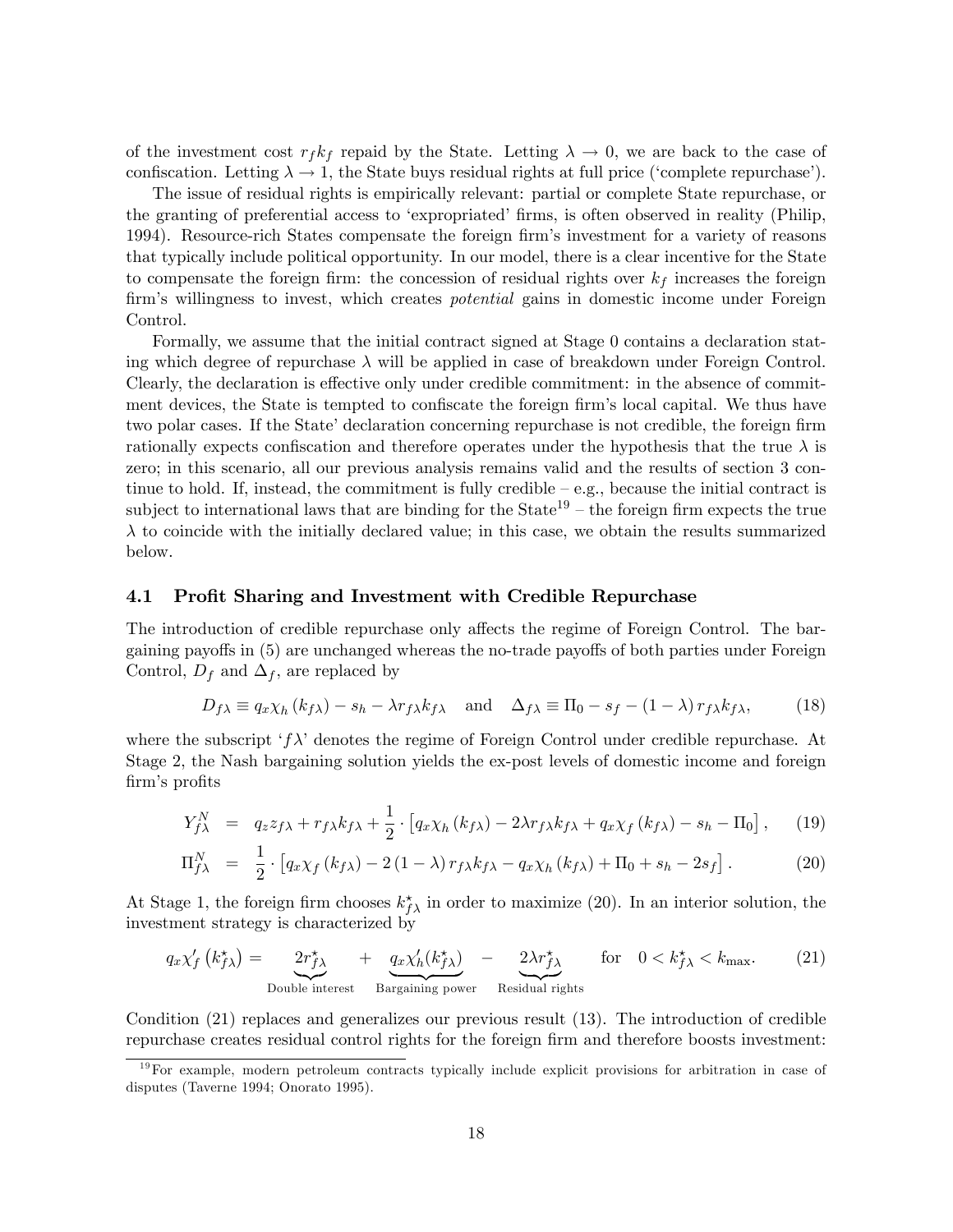of the investment cost $r_f k_f$ repaid by the State. Letting $\lambda \to 0$, we are back to the case of confiscation. Letting $\lambda \to 1$, the State buys residual rights at full price ('complete repurchase').

The issue of residual rights is empirically relevant: partial or complete State repurchase, or the granting of preferential access to 'expropriated' firms, is often observed in reality (Philip, 1994). Resource-rich States compensate the foreign firm's investment for a variety of reasons that typically include political opportunity. In our model, there is a clear incentive for the State to compensate the foreign firm: the concession of residual rights over $k_f$ increases the foreign firm's willingness to invest, which creates *potential* gains in domestic income under Foreign Control.

Formally, we assume that the initial contract signed at Stage 0 contains a declaration stating which degree of repurchase $\lambda$ will be applied in case of breakdown under Foreign Control. Clearly, the declaration is effective only under credible commitment: in the absence of commitment devices, the State is tempted to confiscate the foreign firm's local capital. We thus have two polar cases. If the State' declaration concerning repurchase is not credible, the foreign firm rationally expects confiscation and therefore operates under the hypothesis that the true $\lambda$ is zero; in this scenario, all our previous analysis remains valid and the results of section 3 continue to hold. If, instead, the commitment is fully credible – e.g., because the initial contract is subject to international laws that are binding for the State[19] – the foreign firm expects the true $\lambda$ to coincide with the initially declared value; in this case, we obtain the results summarized below.

### 4.1 Profit Sharing and Investment with Credible Repurchase

The introduction of credible repurchase only affects the regime of Foreign Control. The bargaining payoffs in (5) are unchanged whereas the no-trade payoffs of both parties under Foreign Control, $D_f$ and $\Delta_f$, are replaced by

$$D_{f\lambda} \equiv q_x \chi_h \left(k_{f\lambda}\right) - s_h - \lambda r_{f\lambda} k_{f\lambda} \quad \text{and} \quad \Delta_{f\lambda} \equiv \Pi_0 - s_f - (1-\lambda)\, r_{f\lambda} k_{f\lambda}, \tag{18}$$

where the subscript '$f\lambda$' denotes the regime of Foreign Control under credible repurchase. At Stage 2, the Nash bargaining solution yields the ex-post levels of domestic income and foreign firm's profits

$$Y_{f\lambda}^N = q_z z_{f\lambda} + r_{f\lambda} k_{f\lambda} + \frac{1}{2} \cdot \left[ q_x \chi_h \left(k_{f\lambda}\right) - 2\lambda r_{f\lambda} k_{f\lambda} + q_x \chi_f \left(k_{f\lambda}\right) - s_h - \Pi_0 \right], \tag{19}$$

$$\Pi_{f\lambda}^N = \frac{1}{2} \cdot \left[ q_x \chi_f \left(k_{f\lambda}\right) - 2\left(1-\lambda\right) r_{f\lambda} k_{f\lambda} - q_x \chi_h \left(k_{f\lambda}\right) + \Pi_0 + s_h - 2 s_f \right]. \tag{20}$$

At Stage 1, the foreign firm chooses $k_{f\lambda}^{\star}$ in order to maximize (20). In an interior solution, the investment strategy is characterized by

$$q_x \chi_f' \left(k_{f\lambda}^{\star}\right) = \underbrace{2 r_{f\lambda}^{\star}}_{\text{Double interest}} + \underbrace{q_x \chi_h'(k_{f\lambda}^{\star})}_{\text{Bargaining power}} - \underbrace{2\lambda r_{f\lambda}^{\star}}_{\text{Residual rights}} \quad \text{for} \quad 0 < k_{f\lambda}^{\star} < k_{\max}. \tag{21}$$

Condition (21) replaces and generalizes our previous result (13). The introduction of credible repurchase creates residual control rights for the foreign firm and therefore boosts investment:

[19] For example, modern petroleum contracts typically include explicit provisions for arbitration in case of disputes (Taverne 1994; Onorato 1995).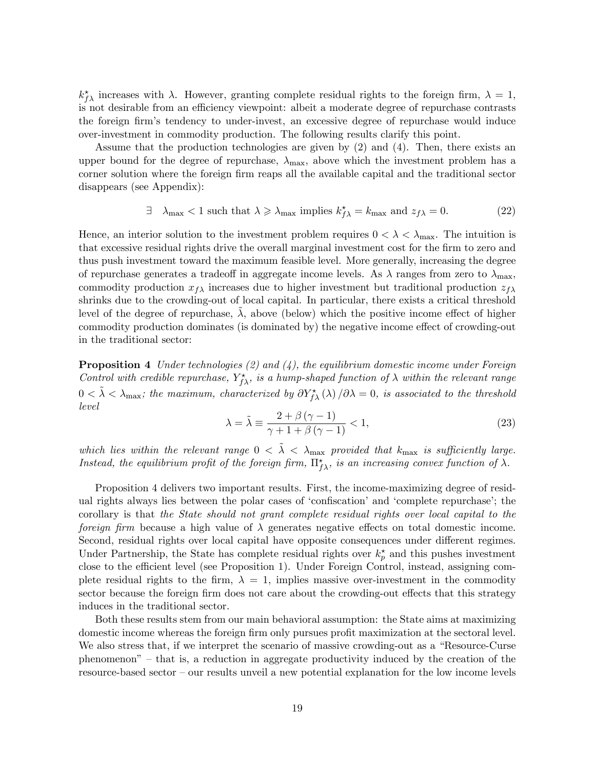$k^{\star}_{f\lambda}$ increases with $\lambda$. However, granting complete residual rights to the foreign firm, $\lambda = 1$, is not desirable from an efficiency viewpoint: albeit a moderate degree of repurchase contrasts the foreign firm's tendency to under-invest, an excessive degree of repurchase would induce over-investment in commodity production. The following results clarify this point.

Assume that the production technologies are given by (2) and (4). Then, there exists an upper bound for the degree of repurchase, $\lambda_{\max}$, above which the investment problem has a corner solution where the foreign firm reaps all the available capital and the traditional sector disappears (see Appendix):

$$\exists \quad \lambda_{\max} < 1 \text{ such that } \lambda \geqslant \lambda_{\max} \text{ implies } k^{\star}_{f\lambda} = k_{\max} \text{ and } z_{f\lambda} = 0. \tag{22}$$

Hence, an interior solution to the investment problem requires $0 < \lambda < \lambda_{\max}$. The intuition is that excessive residual rights drive the overall marginal investment cost for the firm to zero and thus push investment toward the maximum feasible level. More generally, increasing the degree of repurchase generates a tradeoff in aggregate income levels. As $\lambda$ ranges from zero to $\lambda_{\max}$, commodity production $x_{f\lambda}$ increases due to higher investment but traditional production $z_{f\lambda}$ shrinks due to the crowding-out of local capital. In particular, there exists a critical threshold level of the degree of repurchase, $\tilde{\lambda}$, above (below) which the positive income effect of higher commodity production dominates (is dominated by) the negative income effect of crowding-out in the traditional sector:

**Proposition 4** *Under technologies (2) and (4), the equilibrium domestic income under Foreign Control with credible repurchase, $Y^{\star}_{f\lambda}$, is a hump-shaped function of $\lambda$ within the relevant range $0 < \tilde{\lambda} < \lambda_{\max}$; the maximum, characterized by $\partial Y^{\star}_{f\lambda}(\lambda)/\partial\lambda = 0$, is associated to the threshold level*

$$\lambda = \tilde{\lambda} \equiv \frac{2 + \beta(\gamma - 1)}{\gamma + 1 + \beta(\gamma - 1)} < 1, \tag{23}$$

*which lies within the relevant range $0 < \tilde{\lambda} < \lambda_{\max}$ provided that $k_{\max}$ is sufficiently large. Instead, the equilibrium profit of the foreign firm, $\Pi^{\star}_{f\lambda}$, is an increasing convex function of $\lambda$.*

Proposition 4 delivers two important results. First, the income-maximizing degree of residual rights always lies between the polar cases of 'confiscation' and 'complete repurchase'; the corollary is that *the State should not grant complete residual rights over local capital to the foreign firm* because a high value of $\lambda$ generates negative effects on total domestic income. Second, residual rights over local capital have opposite consequences under different regimes. Under Partnership, the State has complete residual rights over $k^{\star}_{p}$ and this pushes investment close to the efficient level (see Proposition 1). Under Foreign Control, instead, assigning complete residual rights to the firm, $\lambda = 1$, implies massive over-investment in the commodity sector because the foreign firm does not care about the crowding-out effects that this strategy induces in the traditional sector.

Both these results stem from our main behavioral assumption: the State aims at maximizing domestic income whereas the foreign firm only pursues profit maximization at the sectoral level. We also stress that, if we interpret the scenario of massive crowding-out as a "Resource-Curse phenomenon" – that is, a reduction in aggregate productivity induced by the creation of the resource-based sector – our results unveil a new potential explanation for the low income levels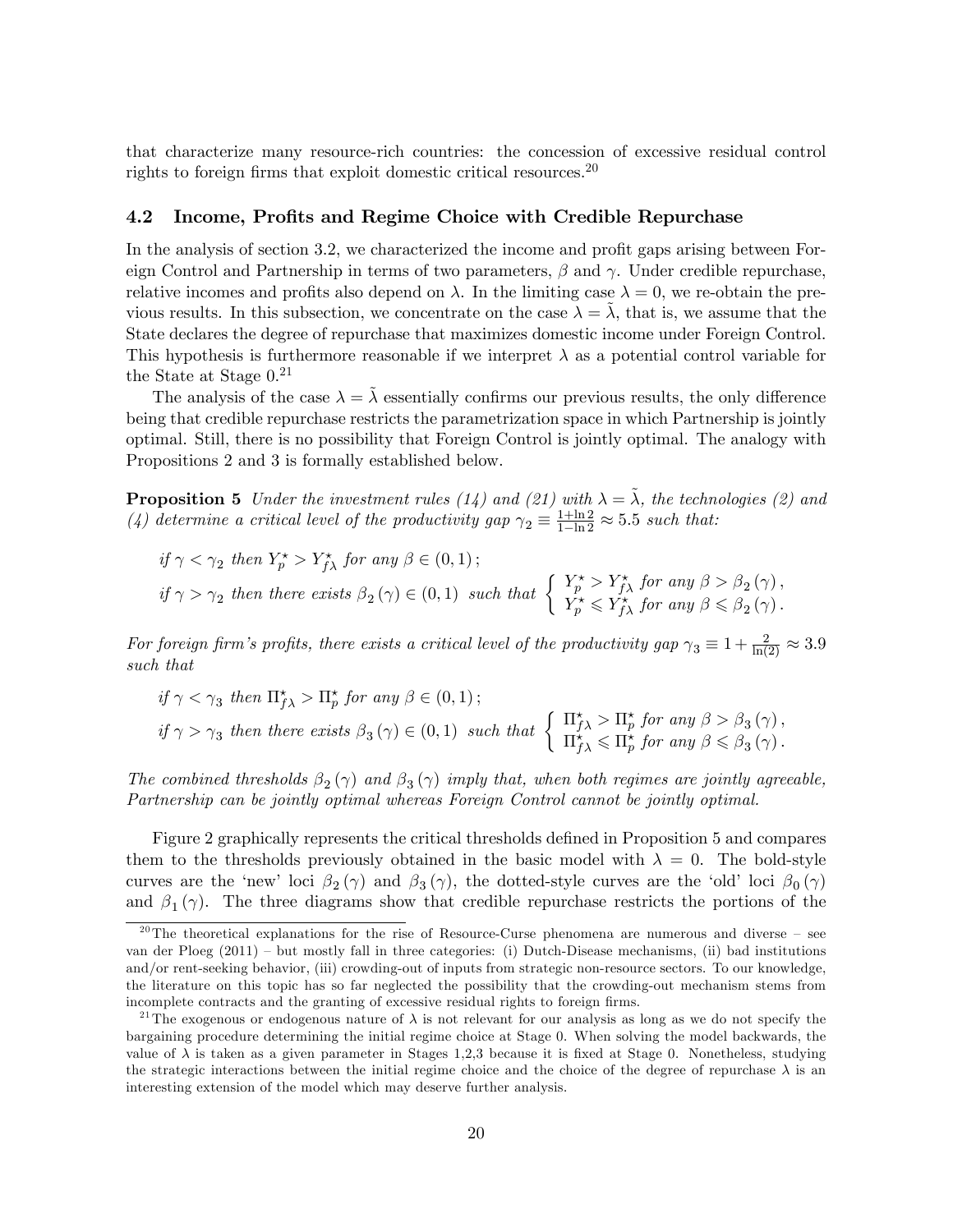that characterize many resource-rich countries: the concession of excessive residual control rights to foreign firms that exploit domestic critical resources.[20]

### 4.2 Income, Profits and Regime Choice with Credible Repurchase

In the analysis of section 3.2, we characterized the income and profit gaps arising between Foreign Control and Partnership in terms of two parameters, $\beta$ and $\gamma$. Under credible repurchase, relative incomes and profits also depend on $\lambda$. In the limiting case $\lambda = 0$, we re-obtain the previous results. In this subsection, we concentrate on the case $\lambda = \tilde{\lambda}$, that is, we assume that the State declares the degree of repurchase that maximizes domestic income under Foreign Control. This hypothesis is furthermore reasonable if we interpret $\lambda$ as a potential control variable for the State at Stage 0.[21]

The analysis of the case $\lambda = \tilde{\lambda}$ essentially confirms our previous results, the only difference being that credible repurchase restricts the parametrization space in which Partnership is jointly optimal. Still, there is no possibility that Foreign Control is jointly optimal. The analogy with Propositions 2 and 3 is formally established below.

**Proposition 5** *Under the investment rules (14) and (21) with $\lambda = \tilde{\lambda}$, the technologies (2) and (4) determine a critical level of the productivity gap $\gamma_2 \equiv \frac{1+\ln 2}{1-\ln 2} \approx 5.5$ such that:*

$$\text{if } \gamma < \gamma_2 \text{ then } Y_p^{\star} > Y_{f\lambda}^{\star} \text{ for any } \beta \in (0,1);$$

$$\text{if } \gamma > \gamma_2 \text{ then there exists } \beta_2(\gamma) \in (0,1) \text{ such that } \begin{cases} Y_p^{\star} > Y_{f\lambda}^{\star} \text{ for any } \beta > \beta_2(\gamma), \\ Y_p^{\star} \leqslant Y_{f\lambda}^{\star} \text{ for any } \beta \leqslant \beta_2(\gamma). \end{cases}$$

*For foreign firm's profits, there exists a critical level of the productivity gap $\gamma_3 \equiv 1 + \frac{2}{\ln(2)} \approx 3.9$ such that*

$$\text{if } \gamma < \gamma_3 \text{ then } \Pi_{f\lambda}^{\star} > \Pi_p^{\star} \text{ for any } \beta \in (0,1);$$

$$\text{if } \gamma > \gamma_3 \text{ then there exists } \beta_3(\gamma) \in (0,1) \text{ such that } \begin{cases} \Pi_{f\lambda}^{\star} > \Pi_p^{\star} \text{ for any } \beta > \beta_3(\gamma), \\ \Pi_{f\lambda}^{\star} \leqslant \Pi_p^{\star} \text{ for any } \beta \leqslant \beta_3(\gamma). \end{cases}$$

*The combined thresholds $\beta_2(\gamma)$ and $\beta_3(\gamma)$ imply that, when both regimes are jointly agreeable, Partnership can be jointly optimal whereas Foreign Control cannot be jointly optimal.*

Figure 2 graphically represents the critical thresholds defined in Proposition 5 and compares them to the thresholds previously obtained in the basic model with $\lambda = 0$. The bold-style curves are the 'new' loci $\beta_2(\gamma)$ and $\beta_3(\gamma)$, the dotted-style curves are the 'old' loci $\beta_0(\gamma)$ and $\beta_1(\gamma)$. The three diagrams show that credible repurchase restricts the portions of the

[20] The theoretical explanations for the rise of Resource-Curse phenomena are numerous and diverse – see van der Ploeg (2011) – but mostly fall in three categories: (i) Dutch-Disease mechanisms, (ii) bad institutions and/or rent-seeking behavior, (iii) crowding-out of inputs from strategic non-resource sectors. To our knowledge, the literature on this topic has so far neglected the possibility that the crowding-out mechanism stems from incomplete contracts and the granting of excessive residual rights to foreign firms.

[21] The exogenous or endogenous nature of $\lambda$ is not relevant for our analysis as long as we do not specify the bargaining procedure determining the initial regime choice at Stage 0. When solving the model backwards, the value of $\lambda$ is taken as a given parameter in Stages 1,2,3 because it is fixed at Stage 0. Nonetheless, studying the strategic interactions between the initial regime choice and the choice of the degree of repurchase $\lambda$ is an interesting extension of the model which may deserve further analysis.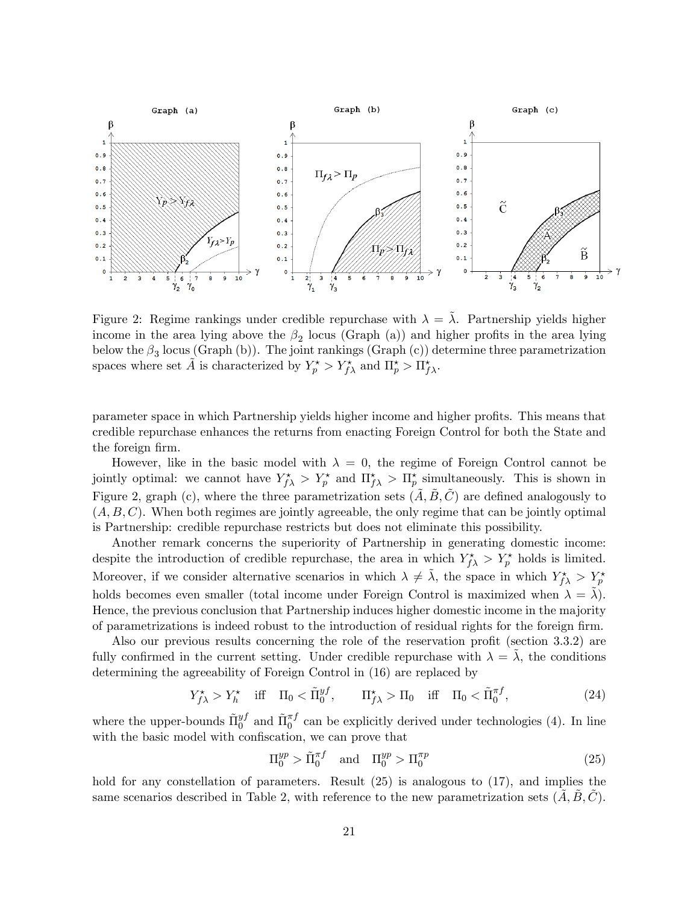Figure 2: Regime rankings under credible repurchase with $\lambda = \tilde{\lambda}$. Partnership yields higher income in the area lying above the $\beta_2$ locus (Graph (a)) and higher profits in the area lying below the $\beta_3$ locus (Graph (b)). The joint rankings (Graph (c)) determine three parametrization spaces where set $\tilde{A}$ is characterized by $Y_p^\star > Y_{f\lambda}^\star$ and $\Pi_p^\star > \Pi_{f\lambda}^\star$.

parameter space in which Partnership yields higher income and higher profits. This means that credible repurchase enhances the returns from enacting Foreign Control for both the State and the foreign firm.

However, like in the basic model with $\lambda = 0$, the regime of Foreign Control cannot be jointly optimal: we cannot have $Y_{f\lambda}^\star > Y_p^\star$ and $\Pi_{f\lambda}^\star > \Pi_p^\star$ simultaneously. This is shown in Figure 2, graph (c), where the three parametrization sets $(\tilde{A}, \tilde{B}, \tilde{C})$ are defined analogously to $(A, B, C)$. When both regimes are jointly agreeable, the only regime that can be jointly optimal is Partnership: credible repurchase restricts but does not eliminate this possibility.

Another remark concerns the superiority of Partnership in generating domestic income: despite the introduction of credible repurchase, the area in which $Y_{f\lambda}^\star > Y_p^\star$ holds is limited. Moreover, if we consider alternative scenarios in which $\lambda \neq \tilde{\lambda}$, the space in which $Y_{f\lambda}^\star > Y_p^\star$ holds becomes even smaller (total income under Foreign Control is maximized when $\lambda = \tilde{\lambda}$). Hence, the previous conclusion that Partnership induces higher domestic income in the majority of parametrizations is indeed robust to the introduction of residual rights for the foreign firm.

Also our previous results concerning the role of the reservation profit (section 3.3.2) are fully confirmed in the current setting. Under credible repurchase with $\lambda = \tilde{\lambda}$, the conditions determining the agreeability of Foreign Control in (16) are replaced by

$$Y_{f\lambda}^\star > Y_h^\star \quad \text{iff} \quad \Pi_0 < \tilde{\Pi}_0^{yf}, \qquad \Pi_{f\lambda}^\star > \Pi_0 \quad \text{iff} \quad \Pi_0 < \tilde{\Pi}_0^{\pi f}, \tag{24}$$

where the upper-bounds $\tilde{\Pi}_0^{yf}$ and $\tilde{\Pi}_0^{\pi f}$ can be explicitly derived under technologies (4). In line with the basic model with confiscation, we can prove that

$$\Pi_0^{yp} > \tilde{\Pi}_0^{\pi f} \quad \text{and} \quad \Pi_0^{yp} > \Pi_0^{\pi p} \tag{25}$$

hold for any constellation of parameters. Result (25) is analogous to (17), and implies the same scenarios described in Table 2, with reference to the new parametrization sets $(\tilde{A}, \tilde{B}, \tilde{C})$.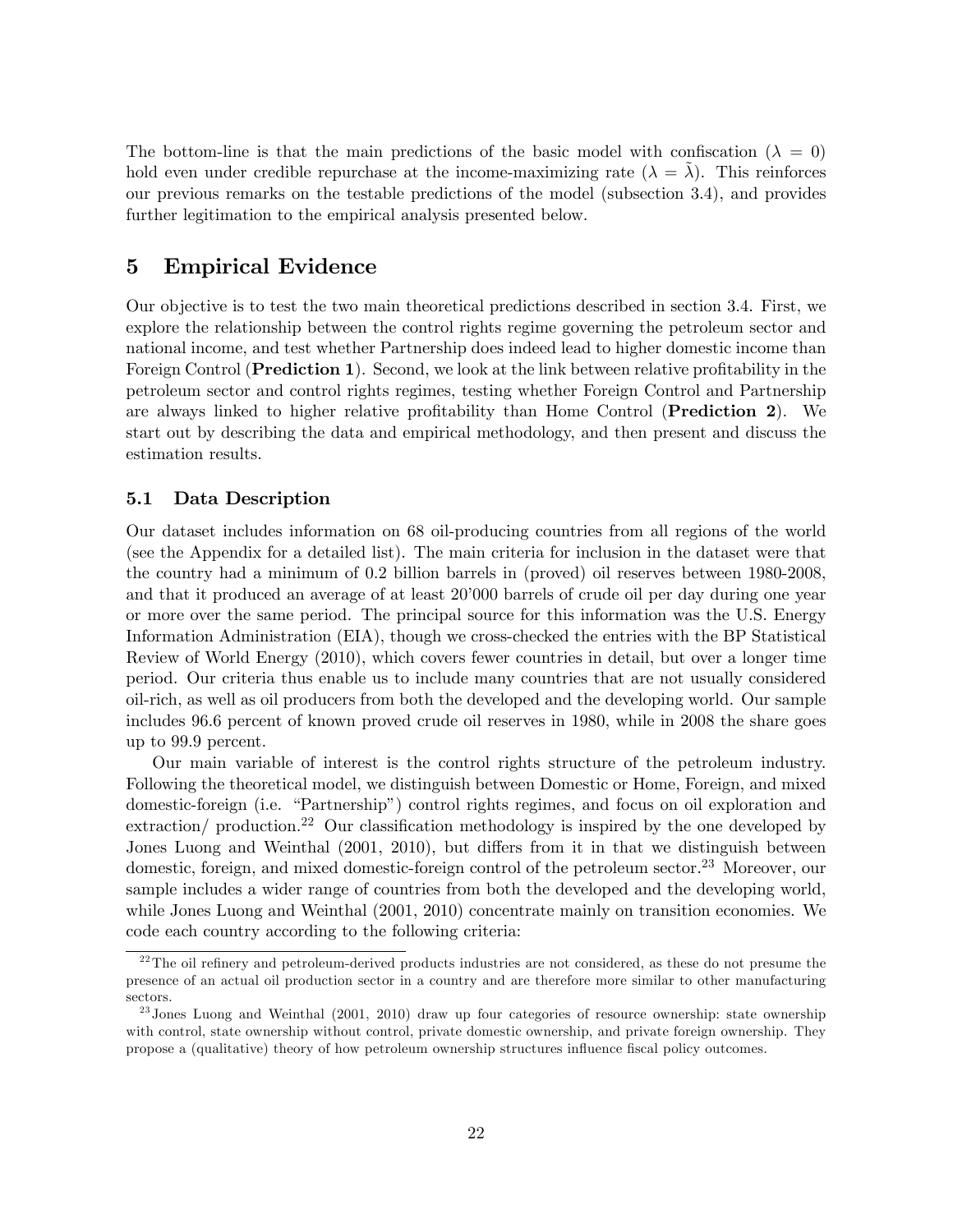The bottom-line is that the main predictions of the basic model with confiscation ($\lambda = 0$) hold even under credible repurchase at the income-maximizing rate ($\lambda = \tilde{\lambda}$). This reinforces our previous remarks on the testable predictions of the model (subsection 3.4), and provides further legitimation to the empirical analysis presented below.

# 5 Empirical Evidence

Our objective is to test the two main theoretical predictions described in section 3.4. First, we explore the relationship between the control rights regime governing the petroleum sector and national income, and test whether Partnership does indeed lead to higher domestic income than Foreign Control (**Prediction 1**). Second, we look at the link between relative profitability in the petroleum sector and control rights regimes, testing whether Foreign Control and Partnership are always linked to higher relative profitability than Home Control (**Prediction 2**). We start out by describing the data and empirical methodology, and then present and discuss the estimation results.

## 5.1 Data Description

Our dataset includes information on 68 oil-producing countries from all regions of the world (see the Appendix for a detailed list). The main criteria for inclusion in the dataset were that the country had a minimum of 0.2 billion barrels in (proved) oil reserves between 1980-2008, and that it produced an average of at least 20'000 barrels of crude oil per day during one year or more over the same period. The principal source for this information was the U.S. Energy Information Administration (EIA), though we cross-checked the entries with the BP Statistical Review of World Energy (2010), which covers fewer countries in detail, but over a longer time period. Our criteria thus enable us to include many countries that are not usually considered oil-rich, as well as oil producers from both the developed and the developing world. Our sample includes 96.6 percent of known proved crude oil reserves in 1980, while in 2008 the share goes up to 99.9 percent.

Our main variable of interest is the control rights structure of the petroleum industry. Following the theoretical model, we distinguish between Domestic or Home, Foreign, and mixed domestic-foreign (i.e. "Partnership") control rights regimes, and focus on oil exploration and extraction/ production.[22] Our classification methodology is inspired by the one developed by Jones Luong and Weinthal (2001, 2010), but differs from it in that we distinguish between domestic, foreign, and mixed domestic-foreign control of the petroleum sector.[23] Moreover, our sample includes a wider range of countries from both the developed and the developing world, while Jones Luong and Weinthal (2001, 2010) concentrate mainly on transition economies. We code each country according to the following criteria:

[22] The oil refinery and petroleum-derived products industries are not considered, as these do not presume the presence of an actual oil production sector in a country and are therefore more similar to other manufacturing sectors.

[23] Jones Luong and Weinthal (2001, 2010) draw up four categories of resource ownership: state ownership with control, state ownership without control, private domestic ownership, and private foreign ownership. They propose a (qualitative) theory of how petroleum ownership structures influence fiscal policy outcomes.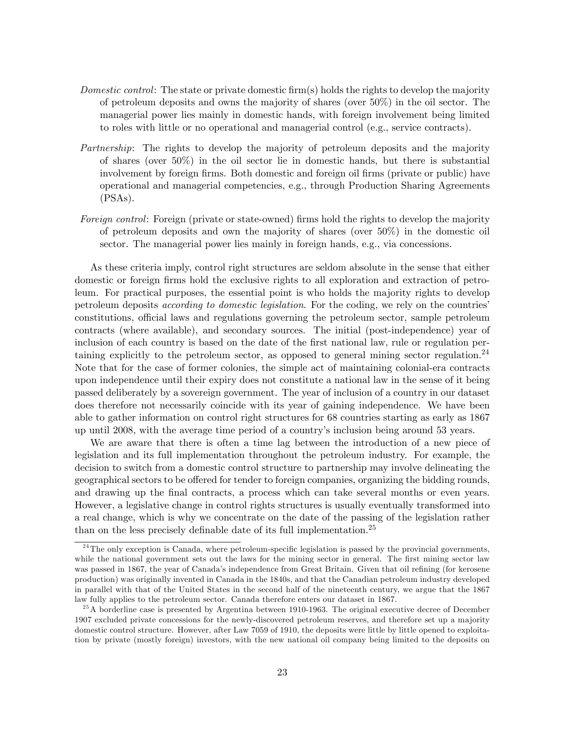*Domestic control*: The state or private domestic firm(s) holds the rights to develop the majority of petroleum deposits and owns the majority of shares (over 50%) in the oil sector. The managerial power lies mainly in domestic hands, with foreign involvement being limited to roles with little or no operational and managerial control (e.g., service contracts).

*Partnership*: The rights to develop the majority of petroleum deposits and the majority of shares (over 50%) in the oil sector lie in domestic hands, but there is substantial involvement by foreign firms. Both domestic and foreign oil firms (private or public) have operational and managerial competencies, e.g., through Production Sharing Agreements (PSAs).

*Foreign control*: Foreign (private or state-owned) firms hold the rights to develop the majority of petroleum deposits and own the majority of shares (over 50%) in the domestic oil sector. The managerial power lies mainly in foreign hands, e.g., via concessions.

As these criteria imply, control right structures are seldom absolute in the sense that either domestic or foreign firms hold the exclusive rights to all exploration and extraction of petroleum. For practical purposes, the essential point is who holds the majority rights to develop petroleum deposits *according to domestic legislation*. For the coding, we rely on the countries' constitutions, official laws and regulations governing the petroleum sector, sample petroleum contracts (where available), and secondary sources. The initial (post-independence) year of inclusion of each country is based on the date of the first national law, rule or regulation pertaining explicitly to the petroleum sector, as opposed to general mining sector regulation.[24] Note that for the case of former colonies, the simple act of maintaining colonial-era contracts upon independence until their expiry does not constitute a national law in the sense of it being passed deliberately by a sovereign government. The year of inclusion of a country in our dataset does therefore not necessarily coincide with its year of gaining independence. We have been able to gather information on control right structures for 68 countries starting as early as 1867 up until 2008, with the average time period of a country's inclusion being around 53 years.

We are aware that there is often a time lag between the introduction of a new piece of legislation and its full implementation throughout the petroleum industry. For example, the decision to switch from a domestic control structure to partnership may involve delineating the geographical sectors to be offered for tender to foreign companies, organizing the bidding rounds, and drawing up the final contracts, a process which can take several months or even years. However, a legislative change in control rights structures is usually eventually transformed into a real change, which is why we concentrate on the date of the passing of the legislation rather than on the less precisely definable date of its full implementation.[25]

[24] The only exception is Canada, where petroleum-specific legislation is passed by the provincial governments, while the national government sets out the laws for the mining sector in general. The first mining sector law was passed in 1867, the year of Canada's independence from Great Britain. Given that oil refining (for kerosene production) was originally invented in Canada in the 1840s, and that the Canadian petroleum industry developed in parallel with that of the United States in the second half of the nineteenth century, we argue that the 1867 law fully applies to the petroleum sector. Canada therefore enters our dataset in 1867.

[25] A borderline case is presented by Argentina between 1910-1963. The original executive decree of December 1907 excluded private concessions for the newly-discovered petroleum reserves, and therefore set up a majority domestic control structure. However, after Law 7059 of 1910, the deposits were little by little opened to exploitation by private (mostly foreign) investors, with the new national oil company being limited to the deposits on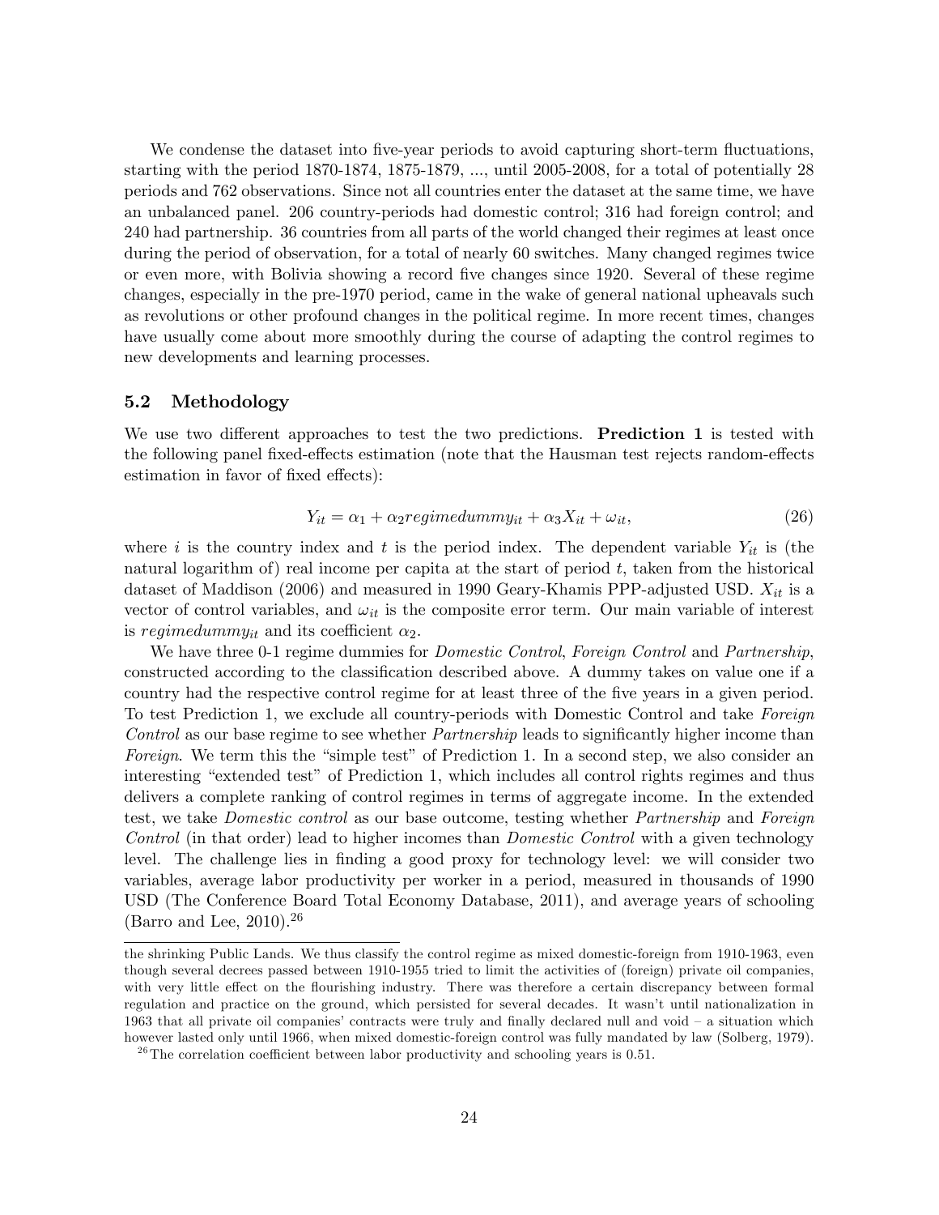We condense the dataset into five-year periods to avoid capturing short-term fluctuations, starting with the period 1870-1874, 1875-1879, ..., until 2005-2008, for a total of potentially 28 periods and 762 observations. Since not all countries enter the dataset at the same time, we have an unbalanced panel. 206 country-periods had domestic control; 316 had foreign control; and 240 had partnership. 36 countries from all parts of the world changed their regimes at least once during the period of observation, for a total of nearly 60 switches. Many changed regimes twice or even more, with Bolivia showing a record five changes since 1920. Several of these regime changes, especially in the pre-1970 period, came in the wake of general national upheavals such as revolutions or other profound changes in the political regime. In more recent times, changes have usually come about more smoothly during the course of adapting the control regimes to new developments and learning processes.

### 5.2 Methodology

We use two different approaches to test the two predictions. **Prediction 1** is tested with the following panel fixed-effects estimation (note that the Hausman test rejects random-effects estimation in favor of fixed effects):

$$Y_{it} = \alpha_1 + \alpha_2 regimedummy_{it} + \alpha_3 X_{it} + \omega_{it}, \tag{26}$$

where $i$ is the country index and $t$ is the period index. The dependent variable $Y_{it}$ is (the natural logarithm of) real income per capita at the start of period $t$, taken from the historical dataset of Maddison (2006) and measured in 1990 Geary-Khamis PPP-adjusted USD. $X_{it}$ is a vector of control variables, and $\omega_{it}$ is the composite error term. Our main variable of interest is $regimedummy_{it}$ and its coefficient $\alpha_2$.

We have three 0-1 regime dummies for *Domestic Control*, *Foreign Control* and *Partnership*, constructed according to the classification described above. A dummy takes on value one if a country had the respective control regime for at least three of the five years in a given period. To test Prediction 1, we exclude all country-periods with Domestic Control and take *Foreign Control* as our base regime to see whether *Partnership* leads to significantly higher income than *Foreign*. We term this the "simple test" of Prediction 1. In a second step, we also consider an interesting "extended test" of Prediction 1, which includes all control rights regimes and thus delivers a complete ranking of control regimes in terms of aggregate income. In the extended test, we take *Domestic control* as our base outcome, testing whether *Partnership* and *Foreign Control* (in that order) lead to higher incomes than *Domestic Control* with a given technology level. The challenge lies in finding a good proxy for technology level: we will consider two variables, average labor productivity per worker in a period, measured in thousands of 1990 USD (The Conference Board Total Economy Database, 2011), and average years of schooling (Barro and Lee, 2010).[26]

---

the shrinking Public Lands. We thus classify the control regime as mixed domestic-foreign from 1910-1963, even though several decrees passed between 1910-1955 tried to limit the activities of (foreign) private oil companies, with very little effect on the flourishing industry. There was therefore a certain discrepancy between formal regulation and practice on the ground, which persisted for several decades. It wasn't until nationalization in 1963 that all private oil companies' contracts were truly and finally declared null and void – a situation which however lasted only until 1966, when mixed domestic-foreign control was fully mandated by law (Solberg, 1979).

[26] The correlation coefficient between labor productivity and schooling years is 0.51.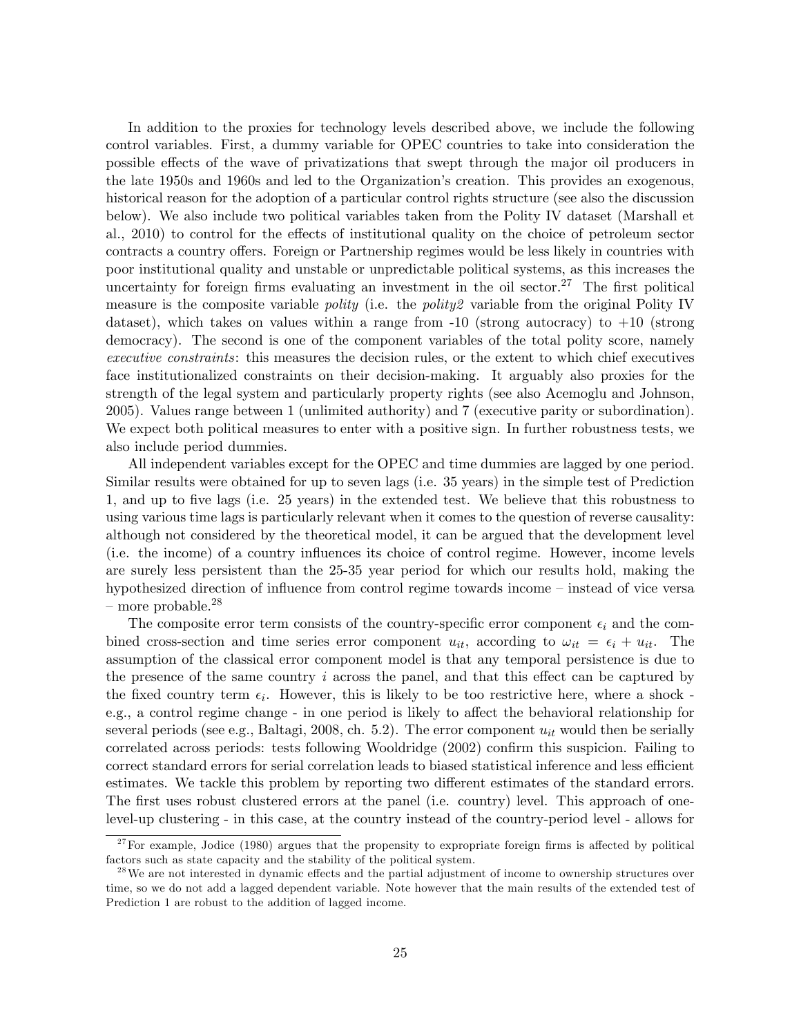In addition to the proxies for technology levels described above, we include the following control variables. First, a dummy variable for OPEC countries to take into consideration the possible effects of the wave of privatizations that swept through the major oil producers in the late 1950s and 1960s and led to the Organization's creation. This provides an exogenous, historical reason for the adoption of a particular control rights structure (see also the discussion below). We also include two political variables taken from the Polity IV dataset (Marshall et al., 2010) to control for the effects of institutional quality on the choice of petroleum sector contracts a country offers. Foreign or Partnership regimes would be less likely in countries with poor institutional quality and unstable or unpredictable political systems, as this increases the uncertainty for foreign firms evaluating an investment in the oil sector.[27] The first political measure is the composite variable *polity* (i.e. the *polity2* variable from the original Polity IV dataset), which takes on values within a range from -10 (strong autocracy) to +10 (strong democracy). The second is one of the component variables of the total polity score, namely *executive constraints*: this measures the decision rules, or the extent to which chief executives face institutionalized constraints on their decision-making. It arguably also proxies for the strength of the legal system and particularly property rights (see also Acemoglu and Johnson, 2005). Values range between 1 (unlimited authority) and 7 (executive parity or subordination). We expect both political measures to enter with a positive sign. In further robustness tests, we also include period dummies.

All independent variables except for the OPEC and time dummies are lagged by one period. Similar results were obtained for up to seven lags (i.e. 35 years) in the simple test of Prediction 1, and up to five lags (i.e. 25 years) in the extended test. We believe that this robustness to using various time lags is particularly relevant when it comes to the question of reverse causality: although not considered by the theoretical model, it can be argued that the development level (i.e. the income) of a country influences its choice of control regime. However, income levels are surely less persistent than the 25-35 year period for which our results hold, making the hypothesized direction of influence from control regime towards income – instead of vice versa – more probable.[28]

The composite error term consists of the country-specific error component $\epsilon_i$ and the combined cross-section and time series error component $u_{it}$, according to $\omega_{it} = \epsilon_i + u_{it}$. The assumption of the classical error component model is that any temporal persistence is due to the presence of the same country $i$ across the panel, and that this effect can be captured by the fixed country term $\epsilon_i$. However, this is likely to be too restrictive here, where a shock - e.g., a control regime change - in one period is likely to affect the behavioral relationship for several periods (see e.g., Baltagi, 2008, ch. 5.2). The error component $u_{it}$ would then be serially correlated across periods: tests following Wooldridge (2002) confirm this suspicion. Failing to correct standard errors for serial correlation leads to biased statistical inference and less efficient estimates. We tackle this problem by reporting two different estimates of the standard errors. The first uses robust clustered errors at the panel (i.e. country) level. This approach of one-level-up clustering - in this case, at the country instead of the country-period level - allows for

[27] For example, Jodice (1980) argues that the propensity to expropriate foreign firms is affected by political factors such as state capacity and the stability of the political system.

[28] We are not interested in dynamic effects and the partial adjustment of income to ownership structures over time, so we do not add a lagged dependent variable. Note however that the main results of the extended test of Prediction 1 are robust to the addition of lagged income.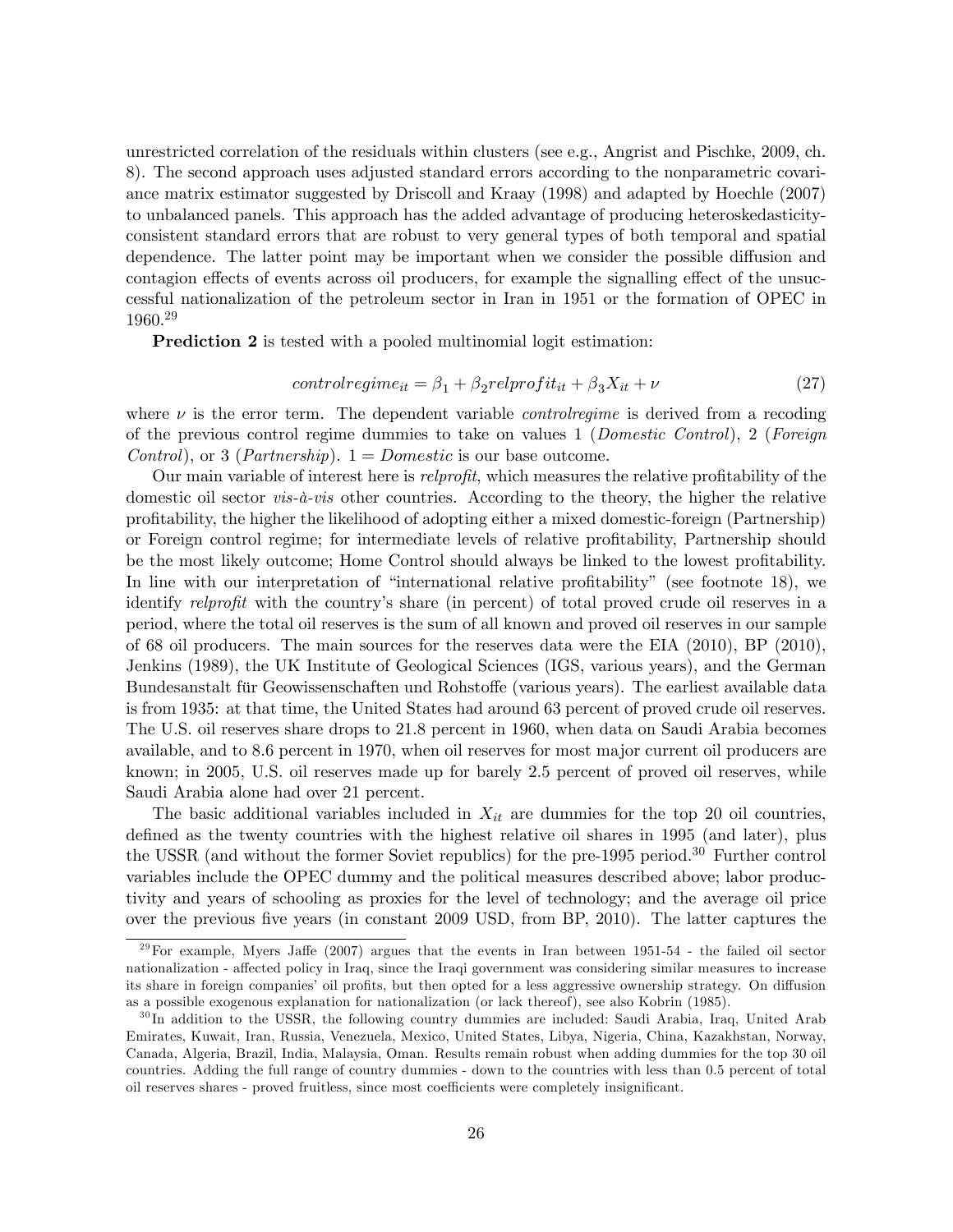unrestricted correlation of the residuals within clusters (see e.g., Angrist and Pischke, 2009, ch. 8). The second approach uses adjusted standard errors according to the nonparametric covariance matrix estimator suggested by Driscoll and Kraay (1998) and adapted by Hoechle (2007) to unbalanced panels. This approach has the added advantage of producing heteroskedasticity-consistent standard errors that are robust to very general types of both temporal and spatial dependence. The latter point may be important when we consider the possible diffusion and contagion effects of events across oil producers, for example the signalling effect of the unsuccessful nationalization of the petroleum sector in Iran in 1951 or the formation of OPEC in 1960.[29]

**Prediction 2** is tested with a pooled multinomial logit estimation:

$$controlregime_{it} = \beta_1 + \beta_2 relprofit_{it} + \beta_3 X_{it} + \nu \tag{27}$$

where $\nu$ is the error term. The dependent variable *controlregime* is derived from a recoding of the previous control regime dummies to take on values 1 (*Domestic Control*), 2 (*Foreign Control*), or 3 (*Partnership*). 1 = *Domestic* is our base outcome.

Our main variable of interest here is *relprofit*, which measures the relative profitability of the domestic oil sector *vis-à-vis* other countries. According to the theory, the higher the relative profitability, the higher the likelihood of adopting either a mixed domestic-foreign (Partnership) or Foreign control regime; for intermediate levels of relative profitability, Partnership should be the most likely outcome; Home Control should always be linked to the lowest profitability. In line with our interpretation of "international relative profitability" (see footnote 18), we identify *relprofit* with the country's share (in percent) of total proved crude oil reserves in a period, where the total oil reserves is the sum of all known and proved oil reserves in our sample of 68 oil producers. The main sources for the reserves data were the EIA (2010), BP (2010), Jenkins (1989), the UK Institute of Geological Sciences (IGS, various years), and the German Bundesanstalt für Geowissenschaften und Rohstoffe (various years). The earliest available data is from 1935: at that time, the United States had around 63 percent of proved crude oil reserves. The U.S. oil reserves share drops to 21.8 percent in 1960, when data on Saudi Arabia becomes available, and to 8.6 percent in 1970, when oil reserves for most major current oil producers are known; in 2005, U.S. oil reserves made up for barely 2.5 percent of proved oil reserves, while Saudi Arabia alone had over 21 percent.

The basic additional variables included in $X_{it}$ are dummies for the top 20 oil countries, defined as the twenty countries with the highest relative oil shares in 1995 (and later), plus the USSR (and without the former Soviet republics) for the pre-1995 period.[30] Further control variables include the OPEC dummy and the political measures described above; labor productivity and years of schooling as proxies for the level of technology; and the average oil price over the previous five years (in constant 2009 USD, from BP, 2010). The latter captures the

[29] For example, Myers Jaffe (2007) argues that the events in Iran between 1951-54 - the failed oil sector nationalization - affected policy in Iraq, since the Iraqi government was considering similar measures to increase its share in foreign companies' oil profits, but then opted for a less aggressive ownership strategy. On diffusion as a possible exogenous explanation for nationalization (or lack thereof), see also Kobrin (1985).

[30] In addition to the USSR, the following country dummies are included: Saudi Arabia, Iraq, United Arab Emirates, Kuwait, Iran, Russia, Venezuela, Mexico, United States, Libya, Nigeria, China, Kazakhstan, Norway, Canada, Algeria, Brazil, India, Malaysia, Oman. Results remain robust when adding dummies for the top 30 oil countries. Adding the full range of country dummies - down to the countries with less than 0.5 percent of total oil reserves shares - proved fruitless, since most coefficients were completely insignificant.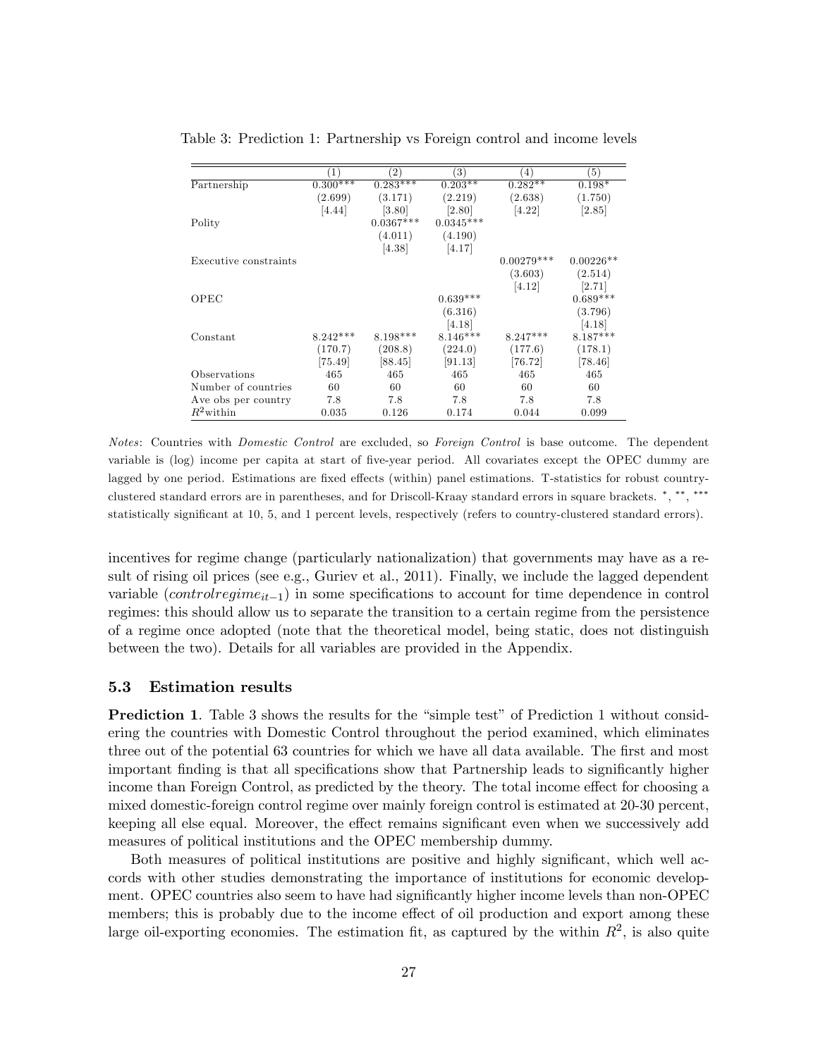Table 3: Prediction 1: Partnership vs Foreign control and income levels

| | (1) | (2) | (3) | (4) | (5) |
|---|---|---|---|---|---|
| Partnership | 0.300*** | 0.283*** | 0.203** | 0.282** | 0.198* |
| | (2.699) | (3.171) | (2.219) | (2.638) | (1.750) |
| | [4.44] | [3.80] | [2.80] | [4.22] | [2.85] |
| Polity | | 0.0367*** | 0.0345*** | | |
| | | (4.011) | (4.190) | | |
| | | [4.38] | [4.17] | | |
| Executive constraints | | | | 0.00279*** | 0.00226** |
| | | | | (3.603) | (2.514) |
| | | | | [4.12] | [2.71] |
| OPEC | | | 0.639*** | | 0.689*** |
| | | | (6.316) | | (3.796) |
| | | | [4.18] | | [4.18] |
| Constant | 8.242*** | 8.198*** | 8.146*** | 8.247*** | 8.187*** |
| | (170.7) | (208.8) | (224.0) | (177.6) | (178.1) |
| | [75.49] | [88.45] | [91.13] | [76.72] | [78.46] |
| Observations | 465 | 465 | 465 | 465 | 465 |
| Number of countries | 60 | 60 | 60 | 60 | 60 |
| Ave obs per country | 7.8 | 7.8 | 7.8 | 7.8 | 7.8 |
| $R^2$within | 0.035 | 0.126 | 0.174 | 0.044 | 0.099 |

*Notes*: Countries with *Domestic Control* are excluded, so *Foreign Control* is base outcome. The dependent variable is (log) income per capita at start of five-year period. All covariates except the OPEC dummy are lagged by one period. Estimations are fixed effects (within) panel estimations. T-statistics for robust country-clustered standard errors are in parentheses, and for Driscoll-Kraay standard errors in square brackets. *, **, *** statistically significant at 10, 5, and 1 percent levels, respectively (refers to country-clustered standard errors).

incentives for regime change (particularly nationalization) that governments may have as a result of rising oil prices (see e.g., Guriev et al., 2011). Finally, we include the lagged dependent variable ($controlregime_{it-1}$) in some specifications to account for time dependence in control regimes: this should allow us to separate the transition to a certain regime from the persistence of a regime once adopted (note that the theoretical model, being static, does not distinguish between the two). Details for all variables are provided in the Appendix.

### 5.3 Estimation results

**Prediction 1**. Table 3 shows the results for the "simple test" of Prediction 1 without considering the countries with Domestic Control throughout the period examined, which eliminates three out of the potential 63 countries for which we have all data available. The first and most important finding is that all specifications show that Partnership leads to significantly higher income than Foreign Control, as predicted by the theory. The total income effect for choosing a mixed domestic-foreign control regime over mainly foreign control is estimated at 20-30 percent, keeping all else equal. Moreover, the effect remains significant even when we successively add measures of political institutions and the OPEC membership dummy.

Both measures of political institutions are positive and highly significant, which well accords with other studies demonstrating the importance of institutions for economic development. OPEC countries also seem to have had significantly higher income levels than non-OPEC members; this is probably due to the income effect of oil production and export among these large oil-exporting economies. The estimation fit, as captured by the within $R^2$, is also quite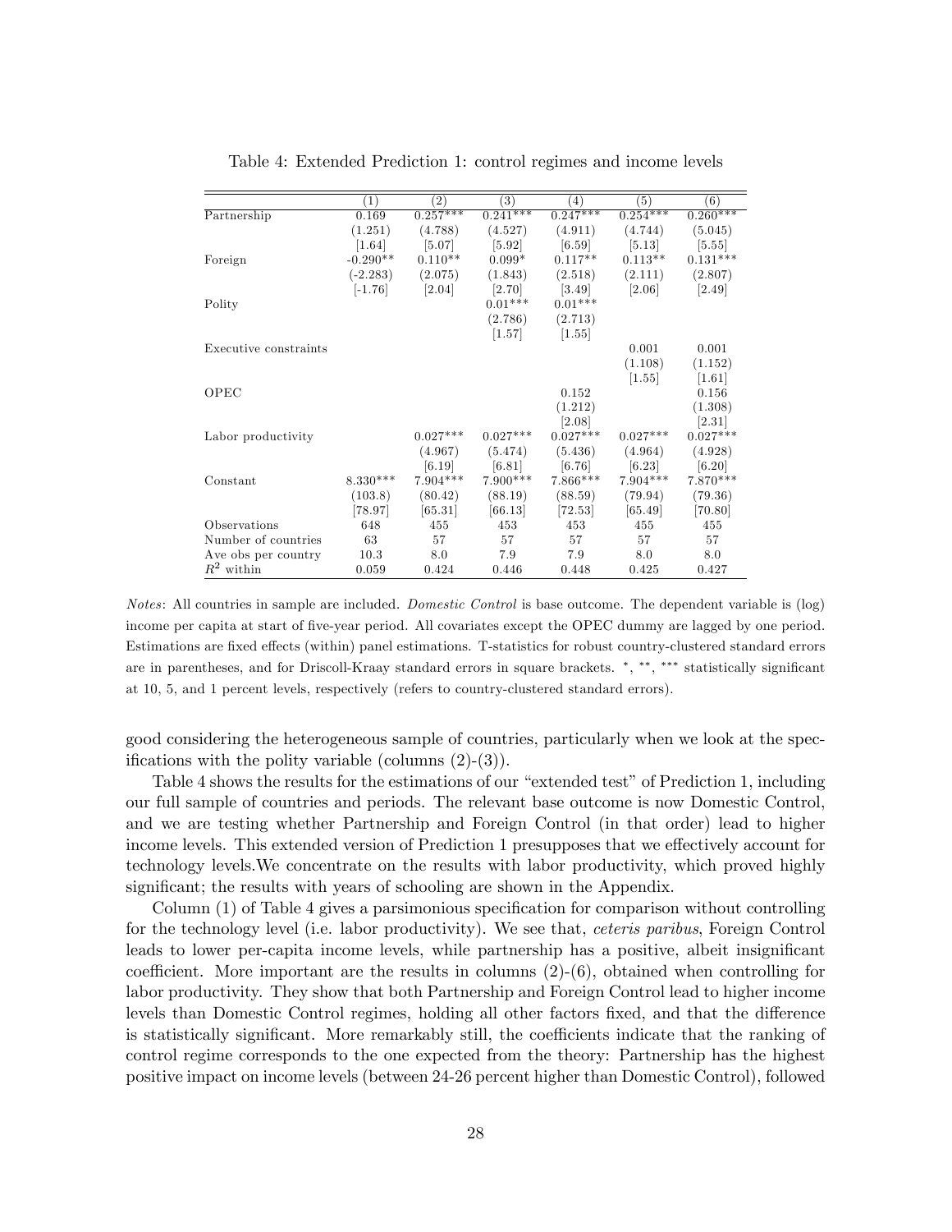Table 4: Extended Prediction 1: control regimes and income levels

| | (1) | (2) | (3) | (4) | (5) | (6) |
|---|---|---|---|---|---|---|
| Partnership | 0.169 | 0.257*** | 0.241*** | 0.247*** | 0.254*** | 0.260*** |
| | (1.251) | (4.788) | (4.527) | (4.911) | (4.744) | (5.045) |
| | [1.64] | [5.07] | [5.92] | [6.59] | [5.13] | [5.55] |
| Foreign | -0.290** | 0.110** | 0.099* | 0.117** | 0.113** | 0.131*** |
| | (-2.283) | (2.075) | (1.843) | (2.518) | (2.111) | (2.807) |
| | [-1.76] | [2.04] | [2.70] | [3.49] | [2.06] | [2.49] |
| Polity | | | 0.01*** | 0.01*** | | |
| | | | (2.786) | (2.713) | | |
| | | | [1.57] | [1.55] | | |
| Executive constraints | | | | | 0.001 | 0.001 |
| | | | | | (1.108) | (1.152) |
| | | | | | [1.55] | [1.61] |
| OPEC | | | | 0.152 | | 0.156 |
| | | | | (1.212) | | (1.308) |
| | | | | [2.08] | | [2.31] |
| Labor productivity | | 0.027*** | 0.027*** | 0.027*** | 0.027*** | 0.027*** |
| | | (4.967) | (5.474) | (5.436) | (4.964) | (4.928) |
| | | [6.19] | [6.81] | [6.76] | [6.23] | [6.20] |
| Constant | 8.330*** | 7.904*** | 7.900*** | 7.866*** | 7.904*** | 7.870*** |
| | (103.8) | (80.42) | (88.19) | (88.59) | (79.94) | (79.36) |
| | [78.97] | [65.31] | [66.13] | [72.53] | [65.49] | [70.80] |
| Observations | 648 | 455 | 453 | 453 | 455 | 455 |
| Number of countries | 63 | 57 | 57 | 57 | 57 | 57 |
| Ave obs per country | 10.3 | 8.0 | 7.9 | 7.9 | 8.0 | 8.0 |
| $R^2$ within | 0.059 | 0.424 | 0.446 | 0.448 | 0.425 | 0.427 |

*Notes*: All countries in sample are included. *Domestic Control* is base outcome. The dependent variable is (log) income per capita at start of five-year period. All covariates except the OPEC dummy are lagged by one period. Estimations are fixed effects (within) panel estimations. T-statistics for robust country-clustered standard errors are in parentheses, and for Driscoll-Kraay standard errors in square brackets. *, **, *** statistically significant at 10, 5, and 1 percent levels, respectively (refers to country-clustered standard errors).

good considering the heterogeneous sample of countries, particularly when we look at the specifications with the polity variable (columns (2)-(3)).

Table 4 shows the results for the estimations of our "extended test" of Prediction 1, including our full sample of countries and periods. The relevant base outcome is now Domestic Control, and we are testing whether Partnership and Foreign Control (in that order) lead to higher income levels. This extended version of Prediction 1 presupposes that we effectively account for technology levels.We concentrate on the results with labor productivity, which proved highly significant; the results with years of schooling are shown in the Appendix.

Column (1) of Table 4 gives a parsimonious specification for comparison without controlling for the technology level (i.e. labor productivity). We see that, *ceteris paribus*, Foreign Control leads to lower per-capita income levels, while partnership has a positive, albeit insignificant coefficient. More important are the results in columns (2)-(6), obtained when controlling for labor productivity. They show that both Partnership and Foreign Control lead to higher income levels than Domestic Control regimes, holding all other factors fixed, and that the difference is statistically significant. More remarkably still, the coefficients indicate that the ranking of control regime corresponds to the one expected from the theory: Partnership has the highest positive impact on income levels (between 24-26 percent higher than Domestic Control), followed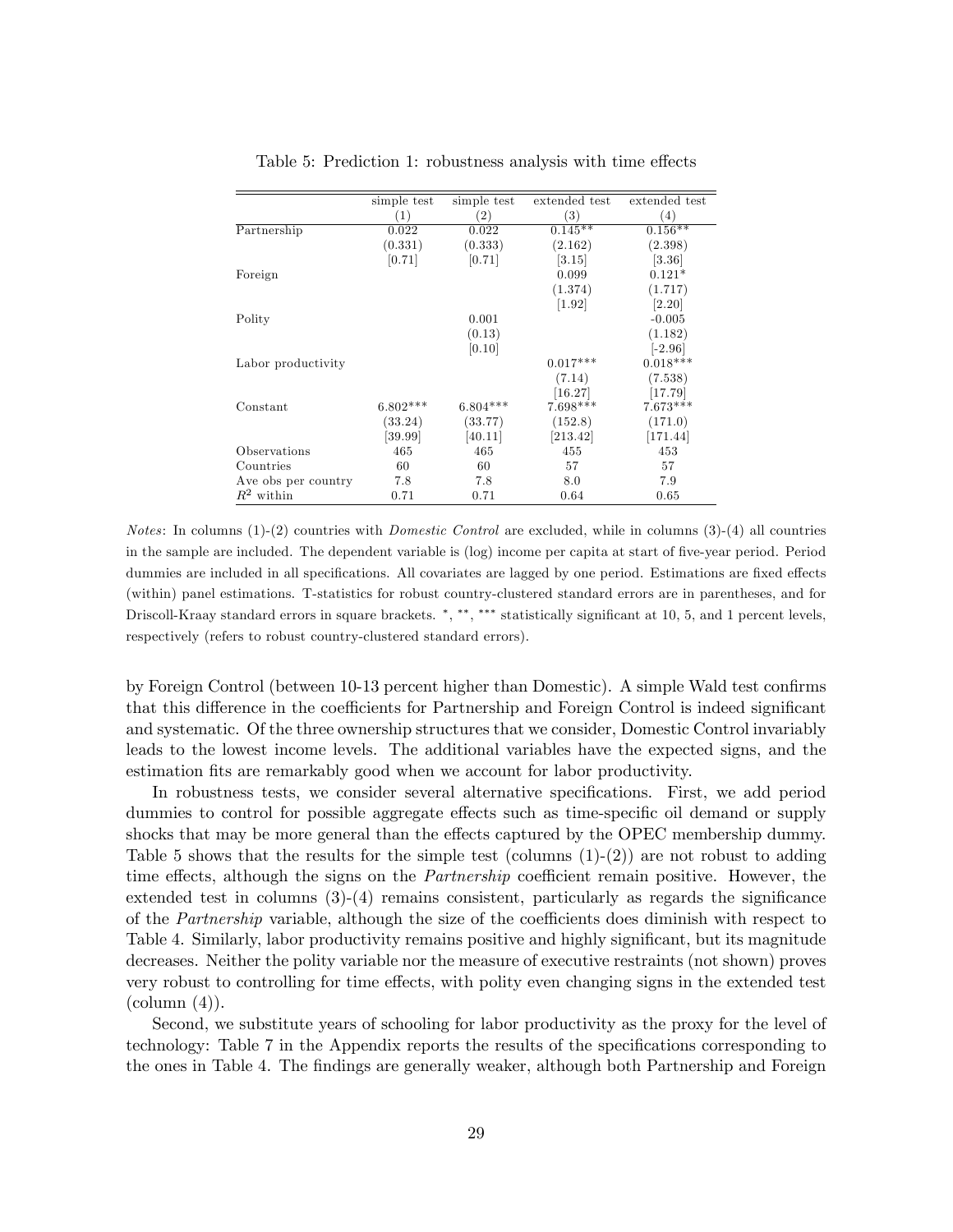Table 5: Prediction 1: robustness analysis with time effects

| | simple test | simple test | extended test | extended test |
|---|---|---|---|---|
| | (1) | (2) | (3) | (4) |
| Partnership | 0.022 | 0.022 | 0.145** | 0.156** |
| | (0.331) | (0.333) | (2.162) | (2.398) |
| | [0.71] | [0.71] | [3.15] | [3.36] |
| Foreign | | | 0.099 | 0.121* |
| | | | (1.374) | (1.717) |
| | | | [1.92] | [2.20] |
| Polity | | 0.001 | | -0.005 |
| | | (0.13) | | (1.182) |
| | | [0.10] | | [-2.96] |
| Labor productivity | | | 0.017*** | 0.018*** |
| | | | (7.14) | (7.538) |
| | | | [16.27] | [17.79] |
| Constant | 6.802*** | 6.804*** | 7.698*** | 7.673*** |
| | (33.24) | (33.77) | (152.8) | (171.0) |
| | [39.99] | [40.11] | [213.42] | [171.44] |
| Observations | 465 | 465 | 455 | 453 |
| Countries | 60 | 60 | 57 | 57 |
| Ave obs per country | 7.8 | 7.8 | 8.0 | 7.9 |
| $R^2$ within | 0.71 | 0.71 | 0.64 | 0.65 |

*Notes*: In columns (1)-(2) countries with *Domestic Control* are excluded, while in columns (3)-(4) all countries in the sample are included. The dependent variable is (log) income per capita at start of five-year period. Period dummies are included in all specifications. All covariates are lagged by one period. Estimations are fixed effects (within) panel estimations. T-statistics for robust country-clustered standard errors are in parentheses, and for Driscoll-Kraay standard errors in square brackets. *, **, *** statistically significant at 10, 5, and 1 percent levels, respectively (refers to robust country-clustered standard errors).

by Foreign Control (between 10-13 percent higher than Domestic). A simple Wald test confirms that this difference in the coefficients for Partnership and Foreign Control is indeed significant and systematic. Of the three ownership structures that we consider, Domestic Control invariably leads to the lowest income levels. The additional variables have the expected signs, and the estimation fits are remarkably good when we account for labor productivity.

In robustness tests, we consider several alternative specifications. First, we add period dummies to control for possible aggregate effects such as time-specific oil demand or supply shocks that may be more general than the effects captured by the OPEC membership dummy. Table 5 shows that the results for the simple test (columns (1)-(2)) are not robust to adding time effects, although the signs on the *Partnership* coefficient remain positive. However, the extended test in columns (3)-(4) remains consistent, particularly as regards the significance of the *Partnership* variable, although the size of the coefficients does diminish with respect to Table 4. Similarly, labor productivity remains positive and highly significant, but its magnitude decreases. Neither the polity variable nor the measure of executive restraints (not shown) proves very robust to controlling for time effects, with polity even changing signs in the extended test (column (4)).

Second, we substitute years of schooling for labor productivity as the proxy for the level of technology: Table 7 in the Appendix reports the results of the specifications corresponding to the ones in Table 4. The findings are generally weaker, although both Partnership and Foreign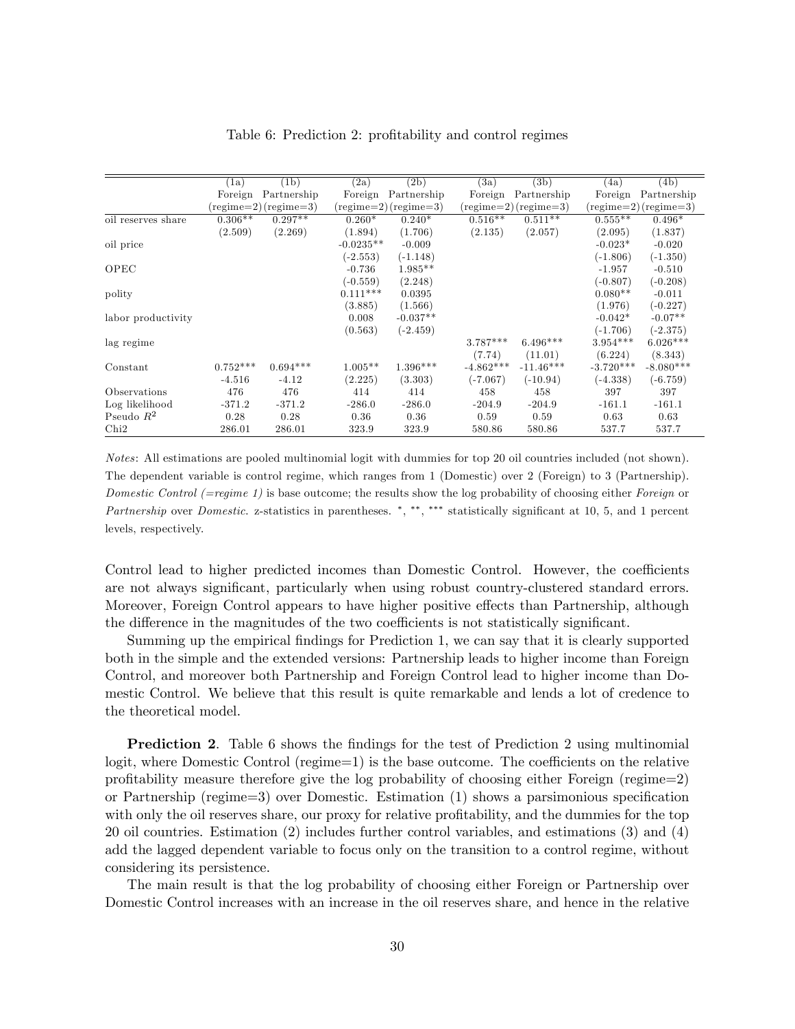Table 6: Prediction 2: profitability and control regimes

| | (1a) | (1b) | (2a) | (2b) | (3a) | (3b) | (4a) | (4b) |
|---|---|---|---|---|---|---|---|---|
| | Foreign | Partnership | Foreign | Partnership | Foreign | Partnership | Foreign | Partnership |
| | (regime=2) | (regime=3) | (regime=2) | (regime=3) | (regime=2) | (regime=3) | (regime=2) | (regime=3) |
| oil reserves share | 0.306** | 0.297** | 0.260* | 0.240* | 0.516** | 0.511** | 0.555** | 0.496* |
| | (2.509) | (2.269) | (1.894) | (1.706) | (2.135) | (2.057) | (2.095) | (1.837) |
| oil price | | | -0.0235** | -0.009 | | | -0.023* | -0.020 |
| | | | (-2.553) | (-1.148) | | | (-1.806) | (-1.350) |
| OPEC | | | -0.736 | 1.985** | | | -1.957 | -0.510 |
| | | | (-0.559) | (2.248) | | | (-0.807) | (-0.208) |
| polity | | | 0.111*** | 0.0395 | | | 0.080** | -0.011 |
| | | | (3.885) | (1.566) | | | (1.976) | (-0.227) |
| labor productivity | | | 0.008 | -0.037** | | | -0.042* | -0.07** |
| | | | (0.563) | (-2.459) | | | (-1.706) | (-2.375) |
| lag regime | | | | | 3.787*** | 6.496*** | 3.954*** | 6.026*** |
| | | | | | (7.74) | (11.01) | (6.224) | (8.343) |
| Constant | 0.752*** | 0.694*** | 1.005** | 1.396*** | -4.862*** | -11.46*** | -3.720*** | -8.080*** |
| | -4.516 | -4.12 | (2.225) | (3.303) | (-7.067) | (-10.94) | (-4.338) | (-6.759) |
| Observations | 476 | 476 | 414 | 414 | 458 | 458 | 397 | 397 |
| Log likelihood | -371.2 | -371.2 | -286.0 | -286.0 | -204.9 | -204.9 | -161.1 | -161.1 |
| Pseudo $R^2$ | 0.28 | 0.28 | 0.36 | 0.36 | 0.59 | 0.59 | 0.63 | 0.63 |
| Chi2 | 286.01 | 286.01 | 323.9 | 323.9 | 580.86 | 580.86 | 537.7 | 537.7 |

*Notes*: All estimations are pooled multinomial logit with dummies for top 20 oil countries included (not shown). The dependent variable is control regime, which ranges from 1 (Domestic) over 2 (Foreign) to 3 (Partnership). *Domestic Control (=regime 1)* is base outcome; the results show the log probability of choosing either *Foreign* or *Partnership* over *Domestic*. z-statistics in parentheses. *, **, *** statistically significant at 10, 5, and 1 percent levels, respectively.

Control lead to higher predicted incomes than Domestic Control. However, the coefficients are not always significant, particularly when using robust country-clustered standard errors. Moreover, Foreign Control appears to have higher positive effects than Partnership, although the difference in the magnitudes of the two coefficients is not statistically significant.

Summing up the empirical findings for Prediction 1, we can say that it is clearly supported both in the simple and the extended versions: Partnership leads to higher income than Foreign Control, and moreover both Partnership and Foreign Control lead to higher income than Domestic Control. We believe that this result is quite remarkable and lends a lot of credence to the theoretical model.

**Prediction 2**. Table 6 shows the findings for the test of Prediction 2 using multinomial logit, where Domestic Control (regime=1) is the base outcome. The coefficients on the relative profitability measure therefore give the log probability of choosing either Foreign (regime=2) or Partnership (regime=3) over Domestic. Estimation (1) shows a parsimonious specification with only the oil reserves share, our proxy for relative profitability, and the dummies for the top 20 oil countries. Estimation (2) includes further control variables, and estimations (3) and (4) add the lagged dependent variable to focus only on the transition to a control regime, without considering its persistence.

The main result is that the log probability of choosing either Foreign or Partnership over Domestic Control increases with an increase in the oil reserves share, and hence in the relative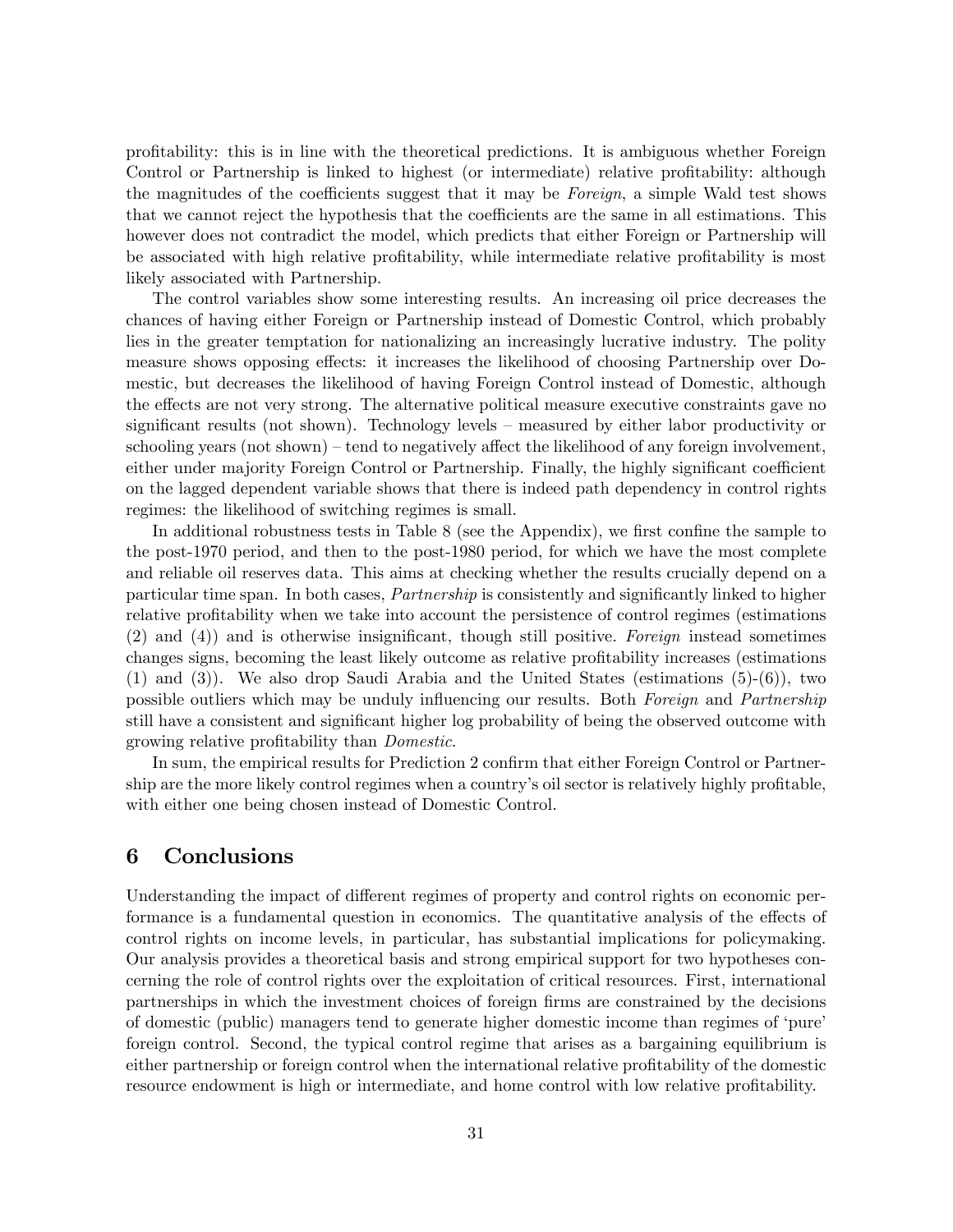profitability: this is in line with the theoretical predictions. It is ambiguous whether Foreign Control or Partnership is linked to highest (or intermediate) relative profitability: although the magnitudes of the coefficients suggest that it may be *Foreign*, a simple Wald test shows that we cannot reject the hypothesis that the coefficients are the same in all estimations. This however does not contradict the model, which predicts that either Foreign or Partnership will be associated with high relative profitability, while intermediate relative profitability is most likely associated with Partnership.

The control variables show some interesting results. An increasing oil price decreases the chances of having either Foreign or Partnership instead of Domestic Control, which probably lies in the greater temptation for nationalizing an increasingly lucrative industry. The polity measure shows opposing effects: it increases the likelihood of choosing Partnership over Domestic, but decreases the likelihood of having Foreign Control instead of Domestic, although the effects are not very strong. The alternative political measure executive constraints gave no significant results (not shown). Technology levels – measured by either labor productivity or schooling years (not shown) – tend to negatively affect the likelihood of any foreign involvement, either under majority Foreign Control or Partnership. Finally, the highly significant coefficient on the lagged dependent variable shows that there is indeed path dependency in control rights regimes: the likelihood of switching regimes is small.

In additional robustness tests in Table 8 (see the Appendix), we first confine the sample to the post-1970 period, and then to the post-1980 period, for which we have the most complete and reliable oil reserves data. This aims at checking whether the results crucially depend on a particular time span. In both cases, *Partnership* is consistently and significantly linked to higher relative profitability when we take into account the persistence of control regimes (estimations (2) and (4)) and is otherwise insignificant, though still positive. *Foreign* instead sometimes changes signs, becoming the least likely outcome as relative profitability increases (estimations (1) and (3)). We also drop Saudi Arabia and the United States (estimations (5)-(6)), two possible outliers which may be unduly influencing our results. Both *Foreign* and *Partnership* still have a consistent and significant higher log probability of being the observed outcome with growing relative profitability than *Domestic*.

In sum, the empirical results for Prediction 2 confirm that either Foreign Control or Partnership are the more likely control regimes when a country's oil sector is relatively highly profitable, with either one being chosen instead of Domestic Control.

## 6 Conclusions

Understanding the impact of different regimes of property and control rights on economic performance is a fundamental question in economics. The quantitative analysis of the effects of control rights on income levels, in particular, has substantial implications for policymaking. Our analysis provides a theoretical basis and strong empirical support for two hypotheses concerning the role of control rights over the exploitation of critical resources. First, international partnerships in which the investment choices of foreign firms are constrained by the decisions of domestic (public) managers tend to generate higher domestic income than regimes of 'pure' foreign control. Second, the typical control regime that arises as a bargaining equilibrium is either partnership or foreign control when the international relative profitability of the domestic resource endowment is high or intermediate, and home control with low relative profitability.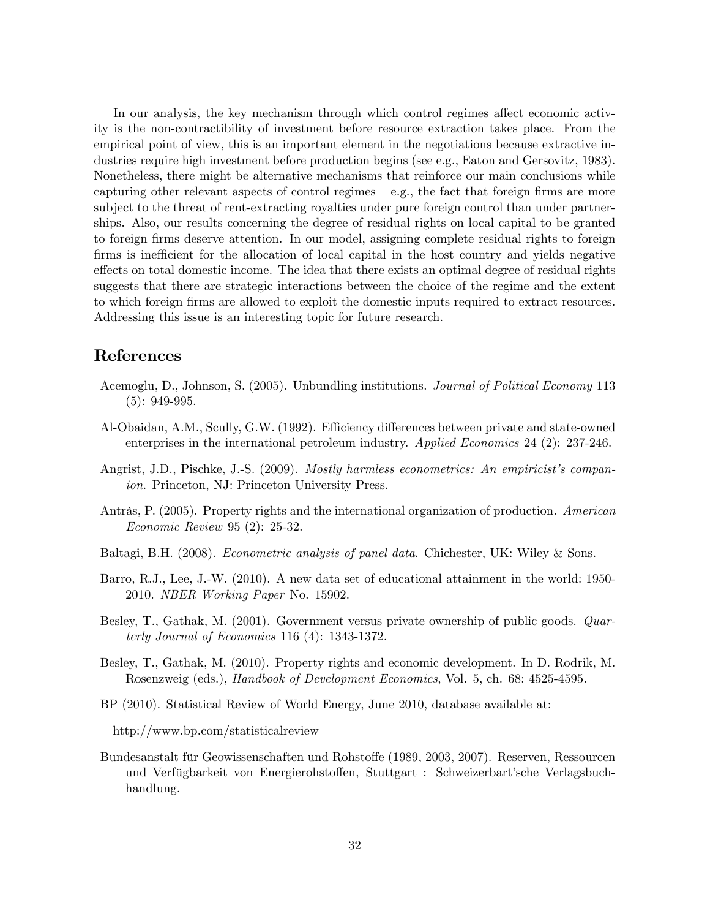In our analysis, the key mechanism through which control regimes affect economic activity is the non-contractibility of investment before resource extraction takes place. From the empirical point of view, this is an important element in the negotiations because extractive industries require high investment before production begins (see e.g., Eaton and Gersovitz, 1983). Nonetheless, there might be alternative mechanisms that reinforce our main conclusions while capturing other relevant aspects of control regimes – e.g., the fact that foreign firms are more subject to the threat of rent-extracting royalties under pure foreign control than under partnerships. Also, our results concerning the degree of residual rights on local capital to be granted to foreign firms deserve attention. In our model, assigning complete residual rights to foreign firms is inefficient for the allocation of local capital in the host country and yields negative effects on total domestic income. The idea that there exists an optimal degree of residual rights suggests that there are strategic interactions between the choice of the regime and the extent to which foreign firms are allowed to exploit the domestic inputs required to extract resources. Addressing this issue is an interesting topic for future research.

# References

Acemoglu, D., Johnson, S. (2005). Unbundling institutions. *Journal of Political Economy* 113 (5): 949-995.

Al-Obaidan, A.M., Scully, G.W. (1992). Efficiency differences between private and state-owned enterprises in the international petroleum industry. *Applied Economics* 24 (2): 237-246.

Angrist, J.D., Pischke, J.-S. (2009). *Mostly harmless econometrics: An empiricist's companion*. Princeton, NJ: Princeton University Press.

Antràs, P. (2005). Property rights and the international organization of production. *American Economic Review* 95 (2): 25-32.

Baltagi, B.H. (2008). *Econometric analysis of panel data*. Chichester, UK: Wiley & Sons.

Barro, R.J., Lee, J.-W. (2010). A new data set of educational attainment in the world: 1950-2010. *NBER Working Paper* No. 15902.

Besley, T., Gathak, M. (2001). Government versus private ownership of public goods. *Quarterly Journal of Economics* 116 (4): 1343-1372.

Besley, T., Gathak, M. (2010). Property rights and economic development. In D. Rodrik, M. Rosenzweig (eds.), *Handbook of Development Economics*, Vol. 5, ch. 68: 4525-4595.

BP (2010). Statistical Review of World Energy, June 2010, database available at:

http://www.bp.com/statisticalreview

Bundesanstalt für Geowissenschaften und Rohstoffe (1989, 2003, 2007). Reserven, Ressourcen und Verfügbarkeit von Energierohstoffen, Stuttgart : Schweizerbart'sche Verlagsbuchhandlung.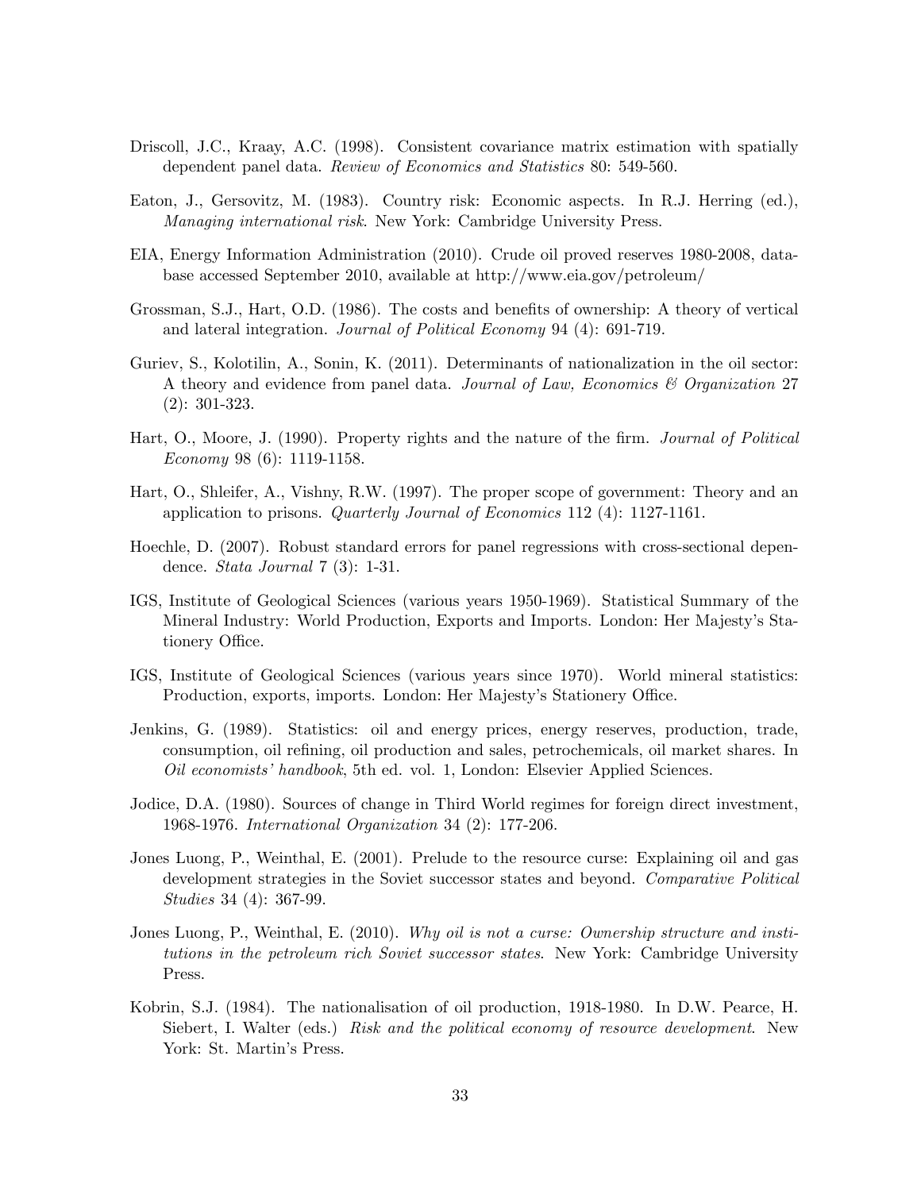Driscoll, J.C., Kraay, A.C. (1998). Consistent covariance matrix estimation with spatially dependent panel data. *Review of Economics and Statistics* 80: 549-560.

Eaton, J., Gersovitz, M. (1983). Country risk: Economic aspects. In R.J. Herring (ed.), *Managing international risk*. New York: Cambridge University Press.

EIA, Energy Information Administration (2010). Crude oil proved reserves 1980-2008, database accessed September 2010, available at http://www.eia.gov/petroleum/

Grossman, S.J., Hart, O.D. (1986). The costs and benefits of ownership: A theory of vertical and lateral integration. *Journal of Political Economy* 94 (4): 691-719.

Guriev, S., Kolotilin, A., Sonin, K. (2011). Determinants of nationalization in the oil sector: A theory and evidence from panel data. *Journal of Law, Economics & Organization* 27 (2): 301-323.

Hart, O., Moore, J. (1990). Property rights and the nature of the firm. *Journal of Political Economy* 98 (6): 1119-1158.

Hart, O., Shleifer, A., Vishny, R.W. (1997). The proper scope of government: Theory and an application to prisons. *Quarterly Journal of Economics* 112 (4): 1127-1161.

Hoechle, D. (2007). Robust standard errors for panel regressions with cross-sectional dependence. *Stata Journal* 7 (3): 1-31.

IGS, Institute of Geological Sciences (various years 1950-1969). Statistical Summary of the Mineral Industry: World Production, Exports and Imports. London: Her Majesty's Stationery Office.

IGS, Institute of Geological Sciences (various years since 1970). World mineral statistics: Production, exports, imports. London: Her Majesty's Stationery Office.

Jenkins, G. (1989). Statistics: oil and energy prices, energy reserves, production, trade, consumption, oil refining, oil production and sales, petrochemicals, oil market shares. In *Oil economists' handbook*, 5th ed. vol. 1, London: Elsevier Applied Sciences.

Jodice, D.A. (1980). Sources of change in Third World regimes for foreign direct investment, 1968-1976. *International Organization* 34 (2): 177-206.

Jones Luong, P., Weinthal, E. (2001). Prelude to the resource curse: Explaining oil and gas development strategies in the Soviet successor states and beyond. *Comparative Political Studies* 34 (4): 367-99.

Jones Luong, P., Weinthal, E. (2010). *Why oil is not a curse: Ownership structure and institutions in the petroleum rich Soviet successor states*. New York: Cambridge University Press.

Kobrin, S.J. (1984). The nationalisation of oil production, 1918-1980. In D.W. Pearce, H. Siebert, I. Walter (eds.) *Risk and the political economy of resource development*. New York: St. Martin's Press.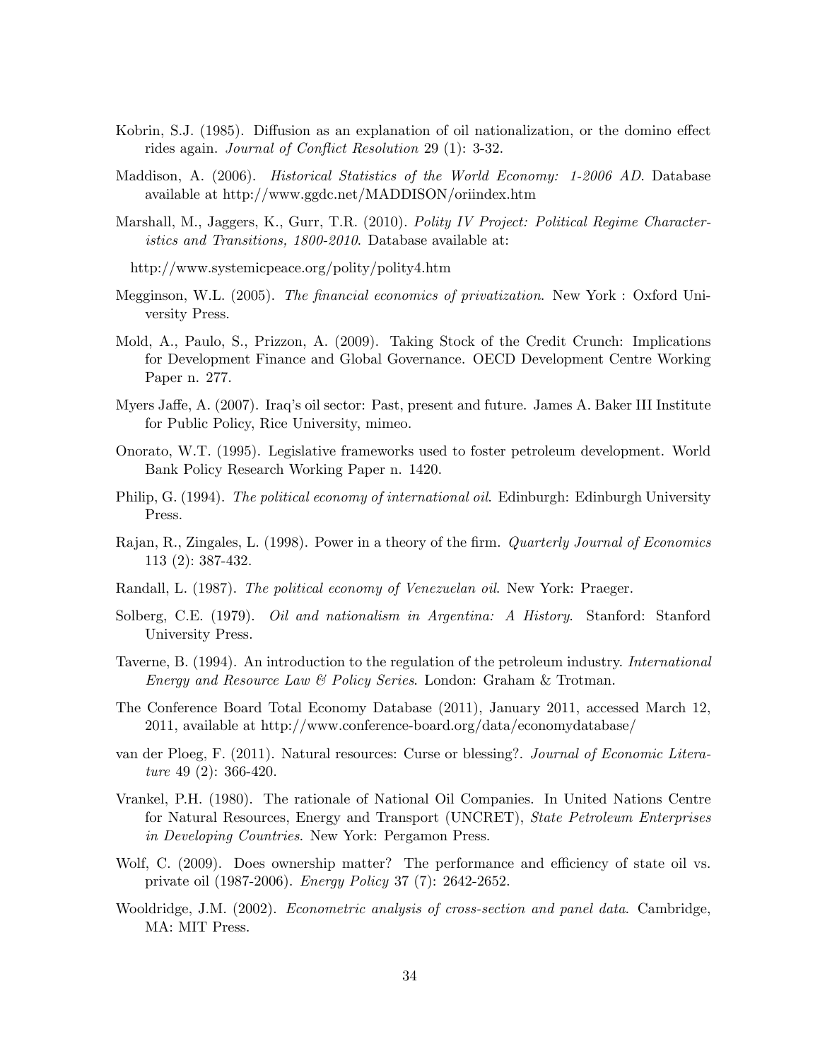Kobrin, S.J. (1985). Diffusion as an explanation of oil nationalization, or the domino effect rides again. *Journal of Conflict Resolution* 29 (1): 3-32.

Maddison, A. (2006). *Historical Statistics of the World Economy: 1-2006 AD*. Database available at http://www.ggdc.net/MADDISON/oriindex.htm

Marshall, M., Jaggers, K., Gurr, T.R. (2010). *Polity IV Project: Political Regime Characteristics and Transitions, 1800-2010*. Database available at:

http://www.systemicpeace.org/polity/polity4.htm

Megginson, W.L. (2005). *The financial economics of privatization*. New York : Oxford University Press.

Mold, A., Paulo, S., Prizzon, A. (2009). Taking Stock of the Credit Crunch: Implications for Development Finance and Global Governance. OECD Development Centre Working Paper n. 277.

Myers Jaffe, A. (2007). Iraq's oil sector: Past, present and future. James A. Baker III Institute for Public Policy, Rice University, mimeo.

Onorato, W.T. (1995). Legislative frameworks used to foster petroleum development. World Bank Policy Research Working Paper n. 1420.

Philip, G. (1994). *The political economy of international oil*. Edinburgh: Edinburgh University Press.

Rajan, R., Zingales, L. (1998). Power in a theory of the firm. *Quarterly Journal of Economics* 113 (2): 387-432.

Randall, L. (1987). *The political economy of Venezuelan oil*. New York: Praeger.

Solberg, C.E. (1979). *Oil and nationalism in Argentina: A History*. Stanford: Stanford University Press.

Taverne, B. (1994). An introduction to the regulation of the petroleum industry. *International Energy and Resource Law & Policy Series*. London: Graham & Trotman.

The Conference Board Total Economy Database (2011), January 2011, accessed March 12, 2011, available at http://www.conference-board.org/data/economydatabase/

van der Ploeg, F. (2011). Natural resources: Curse or blessing?. *Journal of Economic Literature* 49 (2): 366-420.

Vrankel, P.H. (1980). The rationale of National Oil Companies. In United Nations Centre for Natural Resources, Energy and Transport (UNCRET), *State Petroleum Enterprises in Developing Countries*. New York: Pergamon Press.

Wolf, C. (2009). Does ownership matter? The performance and efficiency of state oil vs. private oil (1987-2006). *Energy Policy* 37 (7): 2642-2652.

Wooldridge, J.M. (2002). *Econometric analysis of cross-section and panel data*. Cambridge, MA: MIT Press.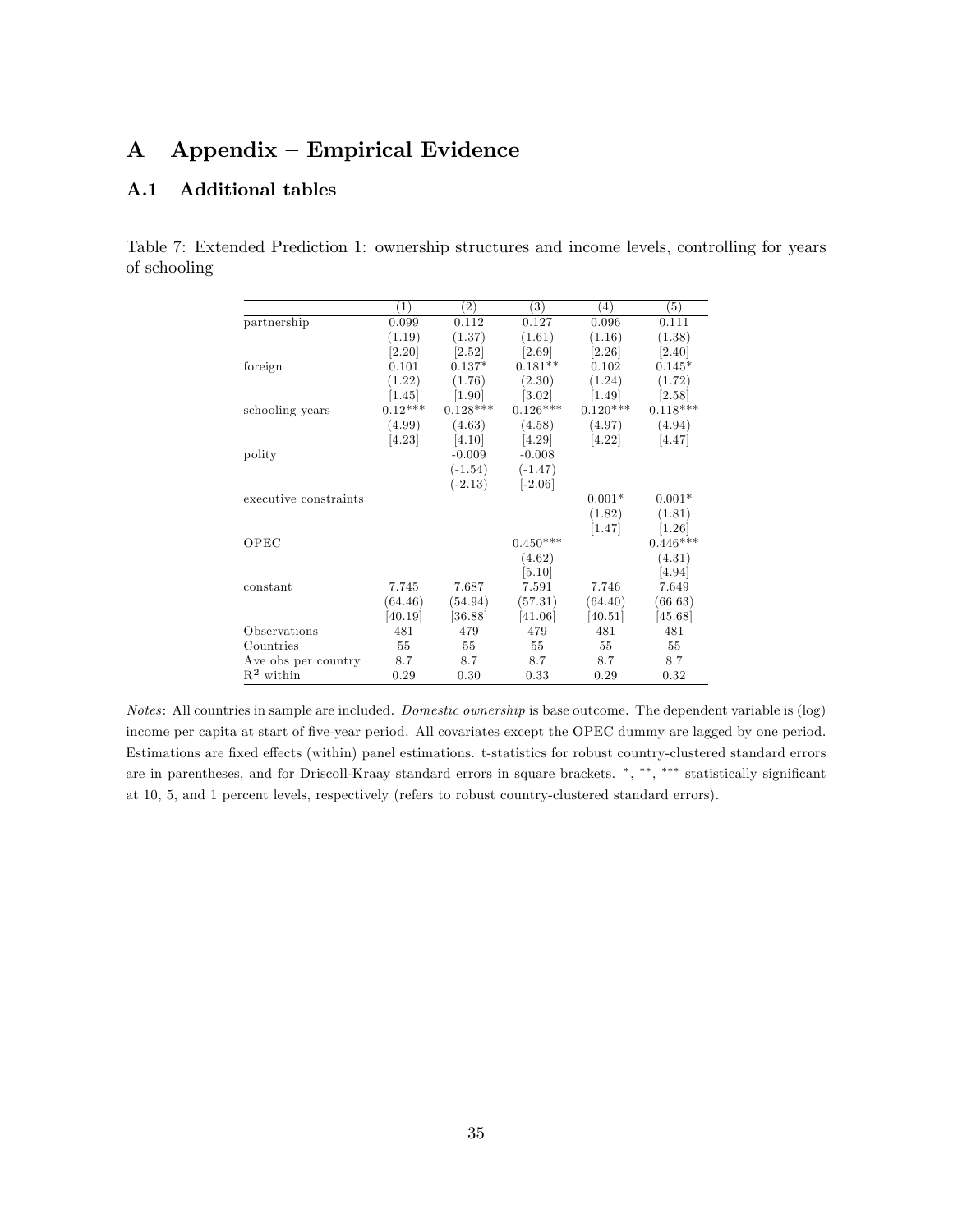# A Appendix – Empirical Evidence

## A.1 Additional tables

Table 7: Extended Prediction 1: ownership structures and income levels, controlling for years of schooling

| | (1) | (2) | (3) | (4) | (5) |
|---|---|---|---|---|---|
| partnership | 0.099 | 0.112 | 0.127 | 0.096 | 0.111 |
| | (1.19) | (1.37) | (1.61) | (1.16) | (1.38) |
| | [2.20] | [2.52] | [2.69] | [2.26] | [2.40] |
| foreign | 0.101 | 0.137* | 0.181** | 0.102 | 0.145* |
| | (1.22) | (1.76) | (2.30) | (1.24) | (1.72) |
| | [1.45] | [1.90] | [3.02] | [1.49] | [2.58] |
| schooling years | 0.12*** | 0.128*** | 0.126*** | 0.120*** | 0.118*** |
| | (4.99) | (4.63) | (4.58) | (4.97) | (4.94) |
| | [4.23] | [4.10] | [4.29] | [4.22] | [4.47] |
| polity | | -0.009 | -0.008 | | |
| | | (-1.54) | (-1.47) | | |
| | | (-2.13) | [-2.06] | | |
| executive constraints | | | | 0.001* | 0.001* |
| | | | | (1.82) | (1.81) |
| | | | | [1.47] | [1.26] |
| OPEC | | | 0.450*** | | 0.446*** |
| | | | (4.62) | | (4.31) |
| | | | [5.10] | | [4.94] |
| constant | 7.745 | 7.687 | 7.591 | 7.746 | 7.649 |
| | (64.46) | (54.94) | (57.31) | (64.40) | (66.63) |
| | [40.19] | [36.88] | [41.06] | [40.51] | [45.68] |
| Observations | 481 | 479 | 479 | 481 | 481 |
| Countries | 55 | 55 | 55 | 55 | 55 |
| Ave obs per country | 8.7 | 8.7 | 8.7 | 8.7 | 8.7 |
| $R^2$ within | 0.29 | 0.30 | 0.33 | 0.29 | 0.32 |

*Notes*: All countries in sample are included. *Domestic ownership* is base outcome. The dependent variable is (log) income per capita at start of five-year period. All covariates except the OPEC dummy are lagged by one period. Estimations are fixed effects (within) panel estimations. t-statistics for robust country-clustered standard errors are in parentheses, and for Driscoll-Kraay standard errors in square brackets. *, **, *** statistically significant at 10, 5, and 1 percent levels, respectively (refers to robust country-clustered standard errors).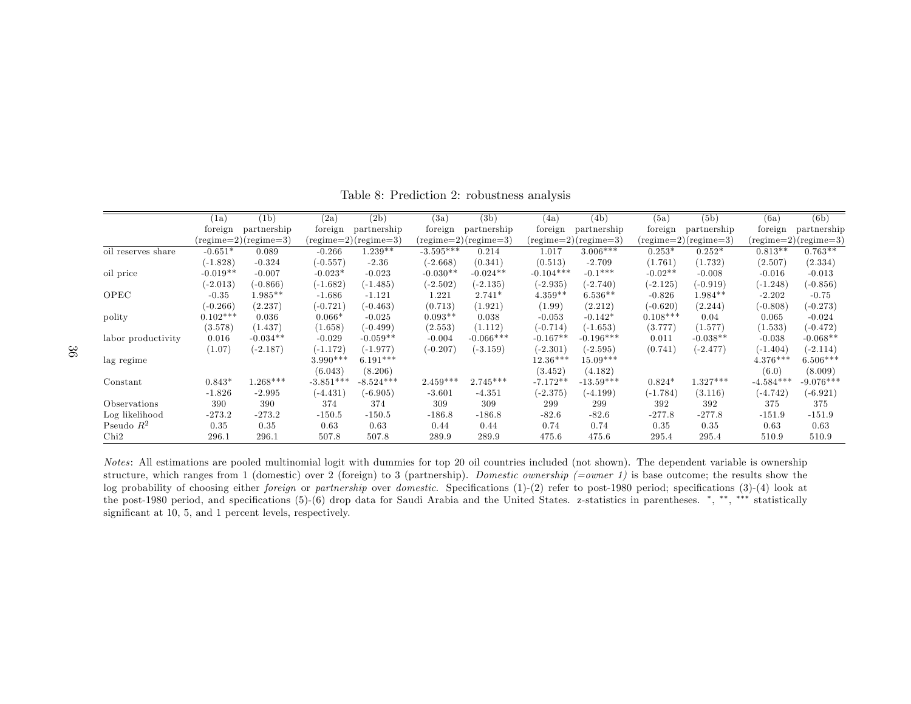Table 8: Prediction 2: robustness analysis

| | (1a) | (1b) | (2a) | (2b) | (3a) | (3b) | (4a) | (4b) | (5a) | (5b) | (6a) | (6b) |
|---|---|---|---|---|---|---|---|---|---|---|---|---|
| | foreign | partnership | foreign | partnership | foreign | partnership | foreign | partnership | foreign | partnership | foreign | partnership |
| | (regime=2) | (regime=3) | (regime=2) | (regime=3) | (regime=2) | (regime=3) | (regime=2) | (regime=3) | (regime=2) | (regime=3) | (regime=2) | (regime=3) |
| oil reserves share | -0.651* | 0.089 | -0.266 | 1.239** | -3.595*** | 0.214 | 1.017 | 3.006*** | 0.253* | 0.252* | 0.813** | 0.763** |
| | (-1.828) | -0.324 | (-0.557) | -2.36 | (-2.668) | (0.341) | (0.513) | -2.709 | (1.761) | (1.732) | (2.507) | (2.334) |
| oil price | -0.019** | -0.007 | -0.023* | -0.023 | -0.030** | -0.024** | -0.104*** | -0.1*** | -0.02** | -0.008 | -0.016 | -0.013 |
| | (-2.013) | (-0.866) | (-1.682) | (-1.485) | (-2.502) | (-2.135) | (-2.935) | (-2.740) | (-2.125) | (-0.919) | (-1.248) | (-0.856) |
| OPEC | -0.35 | 1.985** | -1.686 | -1.121 | 1.221 | 2.741* | 4.359** | 6.536** | -0.826 | 1.984** | -2.202 | -0.75 |
| | (-0.266) | (2.237) | (-0.721) | (-0.463) | (0.713) | (1.921) | (1.99) | (2.212) | (-0.620) | (2.244) | (-0.808) | (-0.273) |
| polity | 0.102*** | 0.036 | 0.066* | -0.025 | 0.093** | 0.038 | -0.053 | -0.142* | 0.108*** | 0.04 | 0.065 | -0.024 |
| | (3.578) | (1.437) | (1.658) | (-0.499) | (2.553) | (1.112) | (-0.714) | (-1.653) | (3.777) | (1.577) | (1.533) | (-0.472) |
| labor productivity | 0.016 | -0.034** | -0.029 | -0.059** | -0.004 | -0.066*** | -0.167** | -0.196*** | 0.011 | -0.038** | -0.038 | -0.068** |
| | (1.07) | (-2.187) | (-1.172) | (-1.977) | (-0.207) | (-3.159) | (-2.301) | (-2.595) | (0.741) | (-2.477) | (-1.404) | (-2.114) |
| lag regime | | | 3.990*** | 6.191*** | | | 12.36*** | 15.09*** | | | 4.376*** | 6.506*** |
| | | | (6.043) | (8.206) | | | (3.452) | (4.182) | | | (6.0) | (8.009) |
| Constant | 0.843* | 1.268*** | -3.851*** | -8.524*** | 2.459*** | 2.745*** | -7.172** | -13.59*** | 0.824* | 1.327*** | -4.584*** | -9.076*** |
| | -1.826 | -2.995 | (-4.431) | (-6.905) | -3.601 | -4.351 | (-2.375) | (-4.199) | (-1.784) | (3.116) | (-4.742) | (-6.921) |
| Observations | 390 | 390 | 374 | 374 | 309 | 309 | 299 | 299 | 392 | 392 | 375 | 375 |
| Log likelihood | -273.2 | -273.2 | -150.5 | -150.5 | -186.8 | -186.8 | -82.6 | -82.6 | -277.8 | -277.8 | -151.9 | -151.9 |
| Pseudo $R^2$ | 0.35 | 0.35 | 0.63 | 0.63 | 0.44 | 0.44 | 0.74 | 0.74 | 0.35 | 0.35 | 0.63 | 0.63 |
| Chi2 | 296.1 | 296.1 | 507.8 | 507.8 | 289.9 | 289.9 | 475.6 | 475.6 | 295.4 | 295.4 | 510.9 | 510.9 |

*Notes*: All estimations are pooled multinomial logit with dummies for top 20 oil countries included (not shown). The dependent variable is ownership structure, which ranges from 1 (domestic) over 2 (foreign) to 3 (partnership). *Domestic ownership (=owner 1)* is base outcome; the results show the log probability of choosing either *foreign* or *partnership* over *domestic*. Specifications (1)-(2) refer to post-1980 period; specifications (3)-(4) look at the post-1980 period, and specifications (5)-(6) drop data for Saudi Arabia and the United States. z-statistics in parentheses. *, **, *** statistically significant at 10, 5, and 1 percent levels, respectively.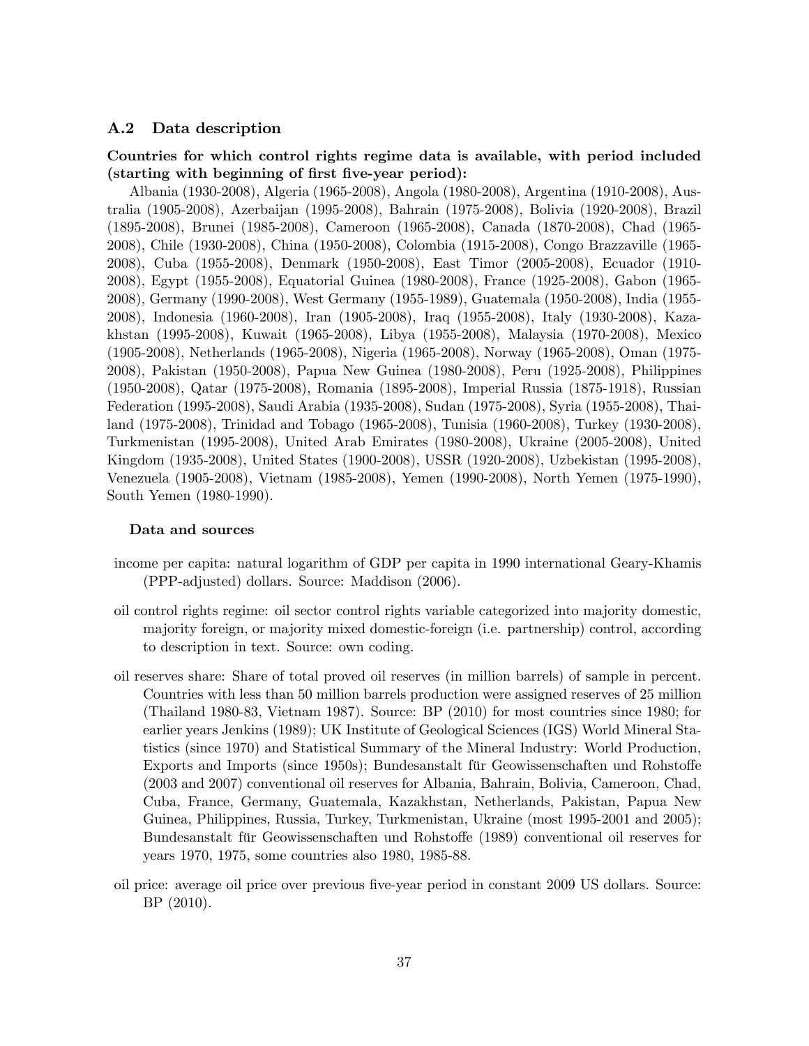## A.2 Data description

**Countries for which control rights regime data is available, with period included (starting with beginning of first five-year period):**

Albania (1930-2008), Algeria (1965-2008), Angola (1980-2008), Argentina (1910-2008), Australia (1905-2008), Azerbaijan (1995-2008), Bahrain (1975-2008), Bolivia (1920-2008), Brazil (1895-2008), Brunei (1985-2008), Cameroon (1965-2008), Canada (1870-2008), Chad (1965-2008), Chile (1930-2008), China (1950-2008), Colombia (1915-2008), Congo Brazzaville (1965-2008), Cuba (1955-2008), Denmark (1950-2008), East Timor (2005-2008), Ecuador (1910-2008), Egypt (1955-2008), Equatorial Guinea (1980-2008), France (1925-2008), Gabon (1965-2008), Germany (1990-2008), West Germany (1955-1989), Guatemala (1950-2008), India (1955-2008), Indonesia (1960-2008), Iran (1905-2008), Iraq (1955-2008), Italy (1930-2008), Kazakhstan (1995-2008), Kuwait (1965-2008), Libya (1955-2008), Malaysia (1970-2008), Mexico (1905-2008), Netherlands (1965-2008), Nigeria (1965-2008), Norway (1965-2008), Oman (1975-2008), Pakistan (1950-2008), Papua New Guinea (1980-2008), Peru (1925-2008), Philippines (1950-2008), Qatar (1975-2008), Romania (1895-2008), Imperial Russia (1875-1918), Russian Federation (1995-2008), Saudi Arabia (1935-2008), Sudan (1975-2008), Syria (1955-2008), Thailand (1975-2008), Trinidad and Tobago (1965-2008), Tunisia (1960-2008), Turkey (1930-2008), Turkmenistan (1995-2008), United Arab Emirates (1980-2008), Ukraine (2005-2008), United Kingdom (1935-2008), United States (1900-2008), USSR (1920-2008), Uzbekistan (1995-2008), Venezuela (1905-2008), Vietnam (1985-2008), Yemen (1990-2008), North Yemen (1975-1990), South Yemen (1980-1990).

**Data and sources**

income per capita: natural logarithm of GDP per capita in 1990 international Geary-Khamis (PPP-adjusted) dollars. Source: Maddison (2006).

oil control rights regime: oil sector control rights variable categorized into majority domestic, majority foreign, or majority mixed domestic-foreign (i.e. partnership) control, according to description in text. Source: own coding.

oil reserves share: Share of total proved oil reserves (in million barrels) of sample in percent. Countries with less than 50 million barrels production were assigned reserves of 25 million (Thailand 1980-83, Vietnam 1987). Source: BP (2010) for most countries since 1980; for earlier years Jenkins (1989); UK Institute of Geological Sciences (IGS) World Mineral Statistics (since 1970) and Statistical Summary of the Mineral Industry: World Production, Exports and Imports (since 1950s); Bundesanstalt für Geowissenschaften und Rohstoffe (2003 and 2007) conventional oil reserves for Albania, Bahrain, Bolivia, Cameroon, Chad, Cuba, France, Germany, Guatemala, Kazakhstan, Netherlands, Pakistan, Papua New Guinea, Philippines, Russia, Turkey, Turkmenistan, Ukraine (most 1995-2001 and 2005); Bundesanstalt für Geowissenschaften und Rohstoffe (1989) conventional oil reserves for years 1970, 1975, some countries also 1980, 1985-88.

oil price: average oil price over previous five-year period in constant 2009 US dollars. Source: BP (2010).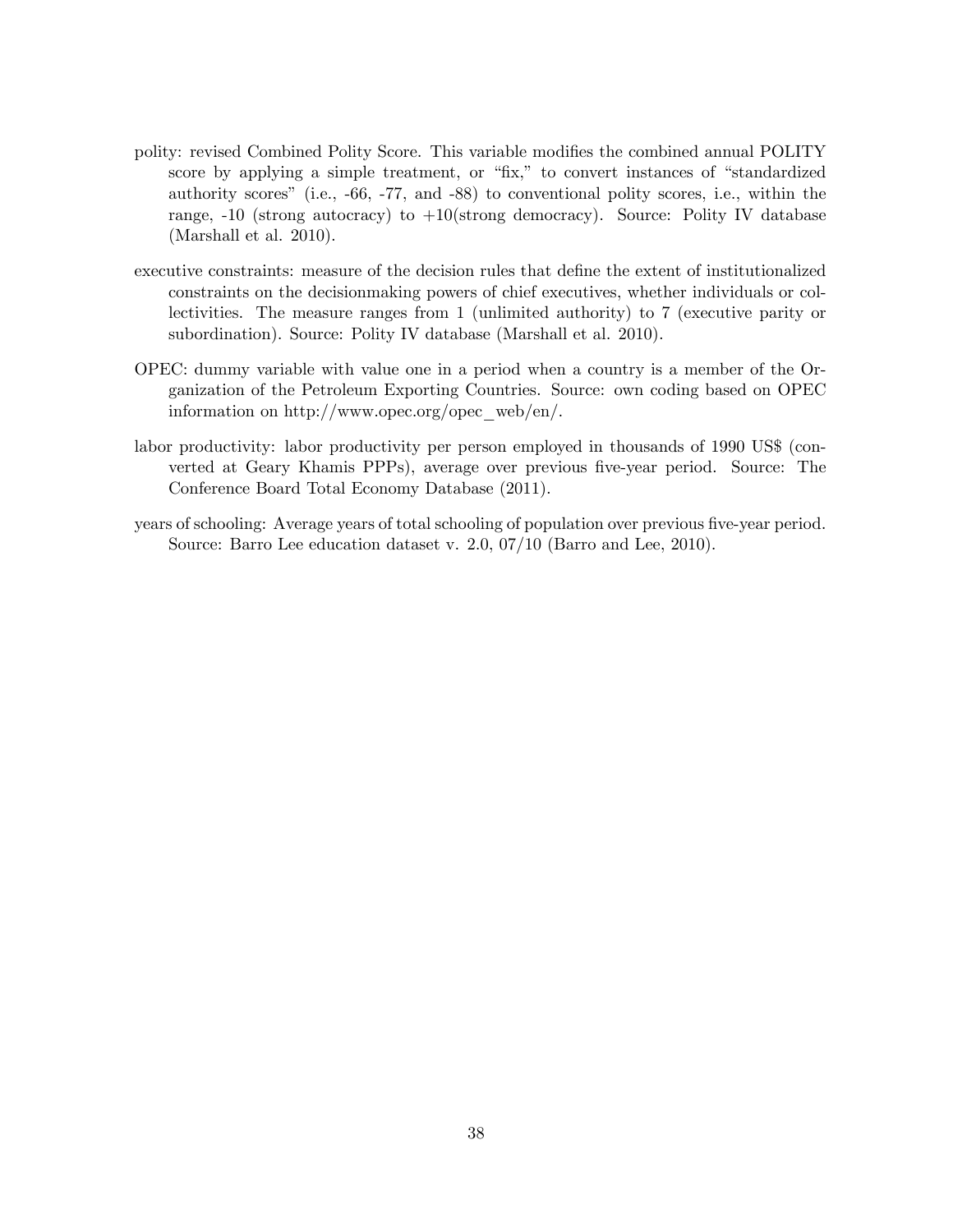polity: revised Combined Polity Score. This variable modifies the combined annual POLITY score by applying a simple treatment, or "fix," to convert instances of "standardized authority scores" (i.e., -66, -77, and -88) to conventional polity scores, i.e., within the range, -10 (strong autocracy) to +10(strong democracy). Source: Polity IV database (Marshall et al. 2010).

executive constraints: measure of the decision rules that define the extent of institutionalized constraints on the decisionmaking powers of chief executives, whether individuals or collectivities. The measure ranges from 1 (unlimited authority) to 7 (executive parity or subordination). Source: Polity IV database (Marshall et al. 2010).

OPEC: dummy variable with value one in a period when a country is a member of the Organization of the Petroleum Exporting Countries. Source: own coding based on OPEC information on http://www.opec.org/opec_web/en/.

labor productivity: labor productivity per person employed in thousands of 1990 US$ (converted at Geary Khamis PPPs), average over previous five-year period. Source: The Conference Board Total Economy Database (2011).

years of schooling: Average years of total schooling of population over previous five-year period. Source: Barro Lee education dataset v. 2.0, 07/10 (Barro and Lee, 2010).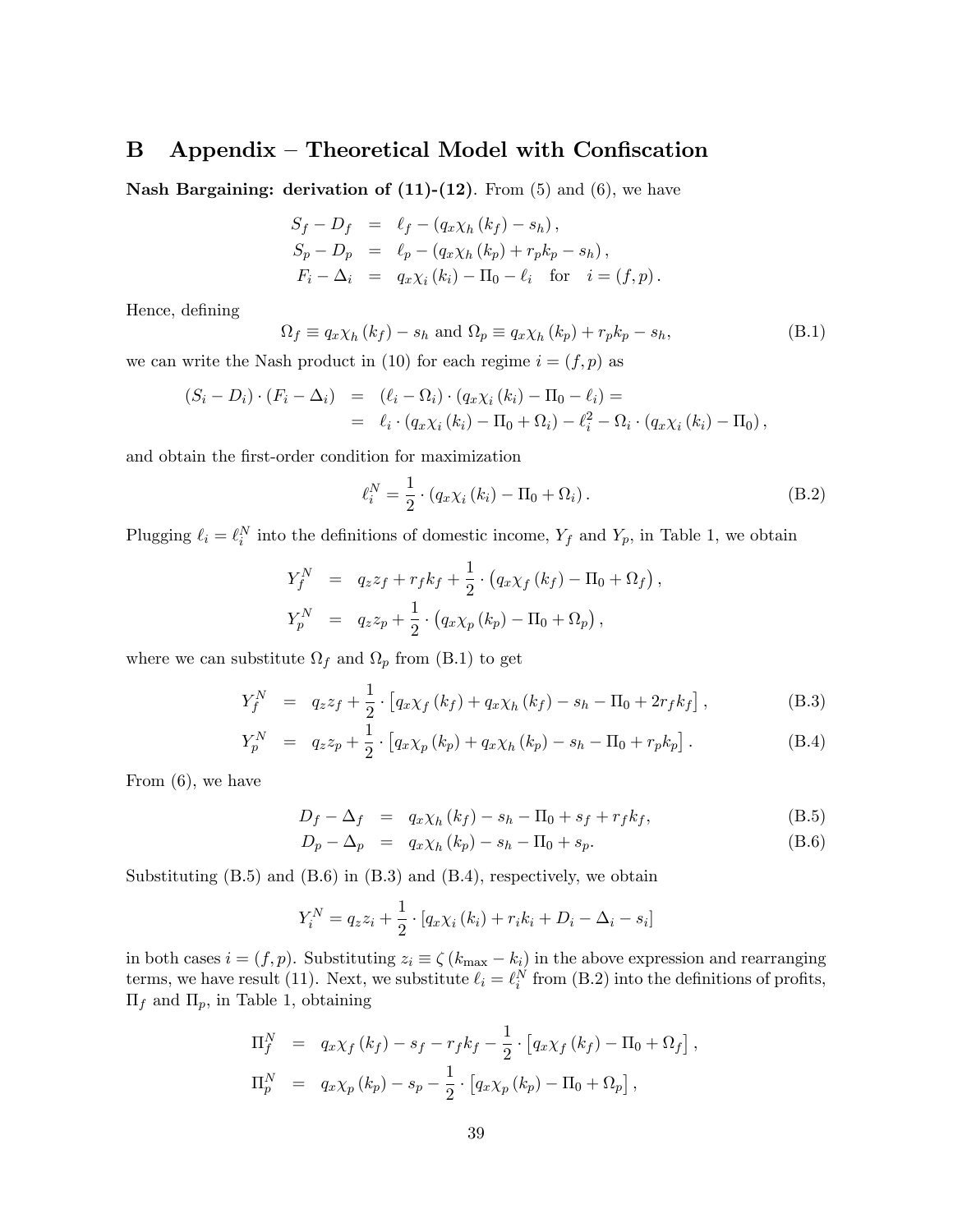# B Appendix – Theoretical Model with Confiscation

**Nash Bargaining: derivation of (11)-(12).** From (5) and (6), we have

$$
\begin{aligned}
S_f - D_f &= \ell_f - (q_x \chi_h(k_f) - s_h), \\
S_p - D_p &= \ell_p - (q_x \chi_h(k_p) + r_p k_p - s_h), \\
F_i - \Delta_i &= q_x \chi_i(k_i) - \Pi_0 - \ell_i \quad \text{for} \quad i = (f, p).
\end{aligned}
$$

Hence, defining

$$
\Omega_f \equiv q_x \chi_h(k_f) - s_h \text{ and } \Omega_p \equiv q_x \chi_h(k_p) + r_p k_p - s_h, \tag{B.1}
$$

we can write the Nash product in (10) for each regime $i = (f, p)$ as

$$
\begin{aligned}
(S_i - D_i) \cdot (F_i - \Delta_i) &= (\ell_i - \Omega_i) \cdot (q_x \chi_i(k_i) - \Pi_0 - \ell_i) = \\
&= \ell_i \cdot (q_x \chi_i(k_i) - \Pi_0 + \Omega_i) - \ell_i^2 - \Omega_i \cdot (q_x \chi_i(k_i) - \Pi_0),
\end{aligned}
$$

and obtain the first-order condition for maximization

$$
\ell_i^N = \frac{1}{2} \cdot (q_x \chi_i(k_i) - \Pi_0 + \Omega_i). \tag{B.2}
$$

Plugging $\ell_i = \ell_i^N$ into the definitions of domestic income, $Y_f$ and $Y_p$, in Table 1, we obtain

$$
\begin{aligned}
Y_f^N &= q_z z_f + r_f k_f + \frac{1}{2} \cdot \left( q_x \chi_f(k_f) - \Pi_0 + \Omega_f \right), \\
Y_p^N &= q_z z_p + \frac{1}{2} \cdot \left( q_x \chi_p(k_p) - \Pi_0 + \Omega_p \right),
\end{aligned}
$$

where we can substitute $\Omega_f$ and $\Omega_p$ from (B.1) to get

$$
Y_f^N = q_z z_f + \frac{1}{2} \cdot \left[ q_x \chi_f(k_f) + q_x \chi_h(k_f) - s_h - \Pi_0 + 2 r_f k_f \right], \tag{B.3}
$$

$$
Y_p^N = q_z z_p + \frac{1}{2} \cdot \left[ q_x \chi_p(k_p) + q_x \chi_h(k_p) - s_h - \Pi_0 + r_p k_p \right]. \tag{B.4}
$$

From (6), we have

$$
D_f - \Delta_f = q_x \chi_h(k_f) - s_h - \Pi_0 + s_f + r_f k_f, \tag{B.5}
$$

$$
D_p - \Delta_p = q_x \chi_h(k_p) - s_h - \Pi_0 + s_p. \tag{B.6}
$$

Substituting (B.5) and (B.6) in (B.3) and (B.4), respectively, we obtain

$$
Y_i^N = q_z z_i + \frac{1}{2} \cdot \left[ q_x \chi_i(k_i) + r_i k_i + D_i - \Delta_i - s_i \right]
$$

in both cases $i = (f, p)$. Substituting $z_i \equiv \zeta(k_{\max} - k_i)$ in the above expression and rearranging terms, we have result (11). Next, we substitute $\ell_i = \ell_i^N$ from (B.2) into the definitions of profits, $\Pi_f$ and $\Pi_p$, in Table 1, obtaining

$$
\begin{aligned}
\Pi_f^N &= q_x \chi_f(k_f) - s_f - r_f k_f - \frac{1}{2} \cdot \left[ q_x \chi_f(k_f) - \Pi_0 + \Omega_f \right], \\
\Pi_p^N &= q_x \chi_p(k_p) - s_p - \frac{1}{2} \cdot \left[ q_x \chi_p(k_p) - \Pi_0 + \Omega_p \right],
\end{aligned}
$$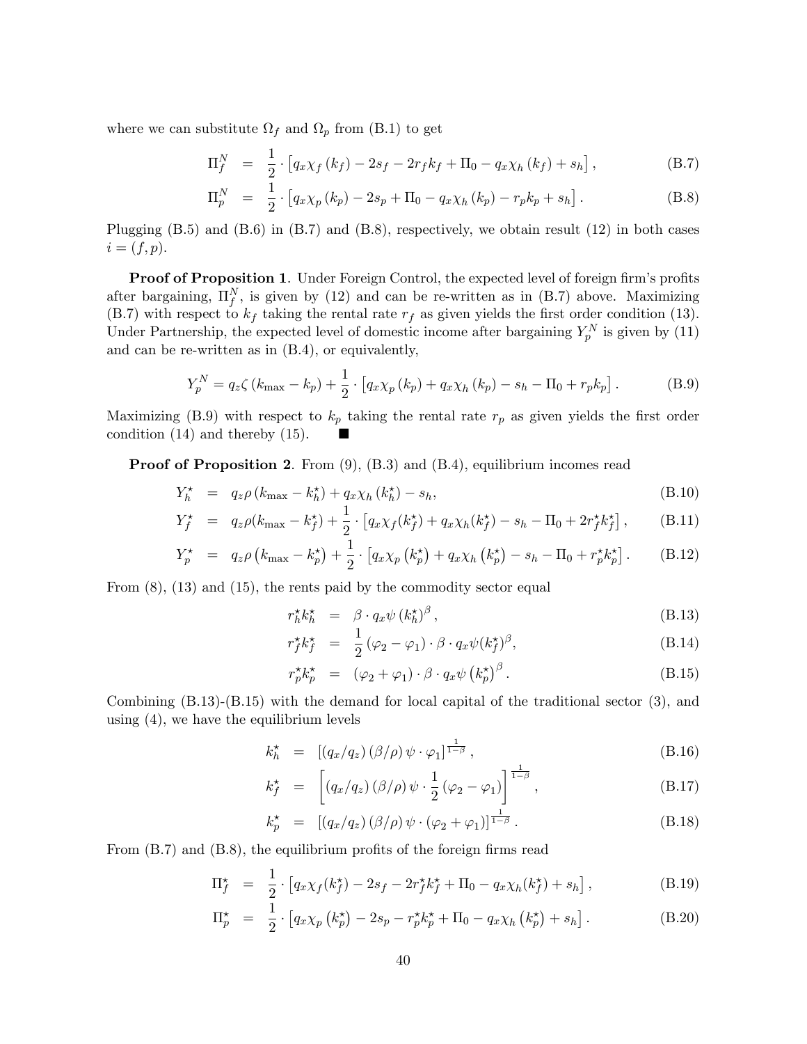where we can substitute $\Omega_f$ and $\Omega_p$ from (B.1) to get

$$\Pi_f^N = \frac{1}{2} \cdot \left[ q_x \chi_f (k_f) - 2s_f - 2r_f k_f + \Pi_0 - q_x \chi_h (k_f) + s_h \right], \tag{B.7}$$

$$\Pi_p^N = \frac{1}{2} \cdot \left[ q_x \chi_p (k_p) - 2s_p + \Pi_0 - q_x \chi_h (k_p) - r_p k_p + s_h \right]. \tag{B.8}$$

Plugging (B.5) and (B.6) in (B.7) and (B.8), respectively, we obtain result (12) in both cases $i = (f, p)$.

**Proof of Proposition 1**. Under Foreign Control, the expected level of foreign firm's profits after bargaining, $\Pi_f^N$, is given by (12) and can be re-written as in (B.7) above. Maximizing (B.7) with respect to $k_f$ taking the rental rate $r_f$ as given yields the first order condition (13). Under Partnership, the expected level of domestic income after bargaining $Y_p^N$ is given by (11) and can be re-written as in (B.4), or equivalently,

$$Y_p^N = q_z \zeta (k_{\max} - k_p) + \frac{1}{2} \cdot \left[ q_x \chi_p (k_p) + q_x \chi_h (k_p) - s_h - \Pi_0 + r_p k_p \right]. \tag{B.9}$$

Maximizing (B.9) with respect to $k_p$ taking the rental rate $r_p$ as given yields the first order condition (14) and thereby (15). ■

**Proof of Proposition 2**. From (9), (B.3) and (B.4), equilibrium incomes read

$$Y_h^\star = q_z \rho (k_{\max} - k_h^\star) + q_x \chi_h (k_h^\star) - s_h, \tag{B.10}$$

$$Y_f^\star = q_z \rho (k_{\max} - k_f^\star) + \frac{1}{2} \cdot \left[ q_x \chi_f (k_f^\star) + q_x \chi_h (k_f^\star) - s_h - \Pi_0 + 2 r_f^\star k_f^\star \right], \tag{B.11}$$

$$Y_p^\star = q_z \rho \left(k_{\max} - k_p^\star\right) + \frac{1}{2} \cdot \left[ q_x \chi_p \left(k_p^\star\right) + q_x \chi_h \left(k_p^\star\right) - s_h - \Pi_0 + r_p^\star k_p^\star \right]. \tag{B.12}$$

From (8), (13) and (15), the rents paid by the commodity sector equal

$$r_h^\star k_h^\star = \beta \cdot q_x \psi \left(k_h^\star\right)^\beta, \tag{B.13}$$

$$r_f^\star k_f^\star = \frac{1}{2} (\varphi_2 - \varphi_1) \cdot \beta \cdot q_x \psi (k_f^\star)^\beta, \tag{B.14}$$

$$r_p^\star k_p^\star = (\varphi_2 + \varphi_1) \cdot \beta \cdot q_x \psi \left(k_p^\star\right)^\beta. \tag{B.15}$$

Combining (B.13)-(B.15) with the demand for local capital of the traditional sector (3), and using (4), we have the equilibrium levels

$$k_h^\star = \left[ (q_x/q_z) (\beta/\rho) \psi \cdot \varphi_1 \right]^{\frac{1}{1-\beta}}, \tag{B.16}$$

$$k_f^\star = \left[ (q_x/q_z) (\beta/\rho) \psi \cdot \frac{1}{2} (\varphi_2 - \varphi_1) \right]^{\frac{1}{1-\beta}}, \tag{B.17}$$

$$k_p^\star = \left[ (q_x/q_z) (\beta/\rho) \psi \cdot (\varphi_2 + \varphi_1) \right]^{\frac{1}{1-\beta}}. \tag{B.18}$$

From (B.7) and (B.8), the equilibrium profits of the foreign firms read

$$\Pi_f^\star = \frac{1}{2} \cdot \left[ q_x \chi_f (k_f^\star) - 2s_f - 2r_f^\star k_f^\star + \Pi_0 - q_x \chi_h (k_f^\star) + s_h \right], \tag{B.19}$$

$$\Pi_p^\star = \frac{1}{2} \cdot \left[ q_x \chi_p \left(k_p^\star\right) - 2s_p - r_p^\star k_p^\star + \Pi_0 - q_x \chi_h \left(k_p^\star\right) + s_h \right]. \tag{B.20}$$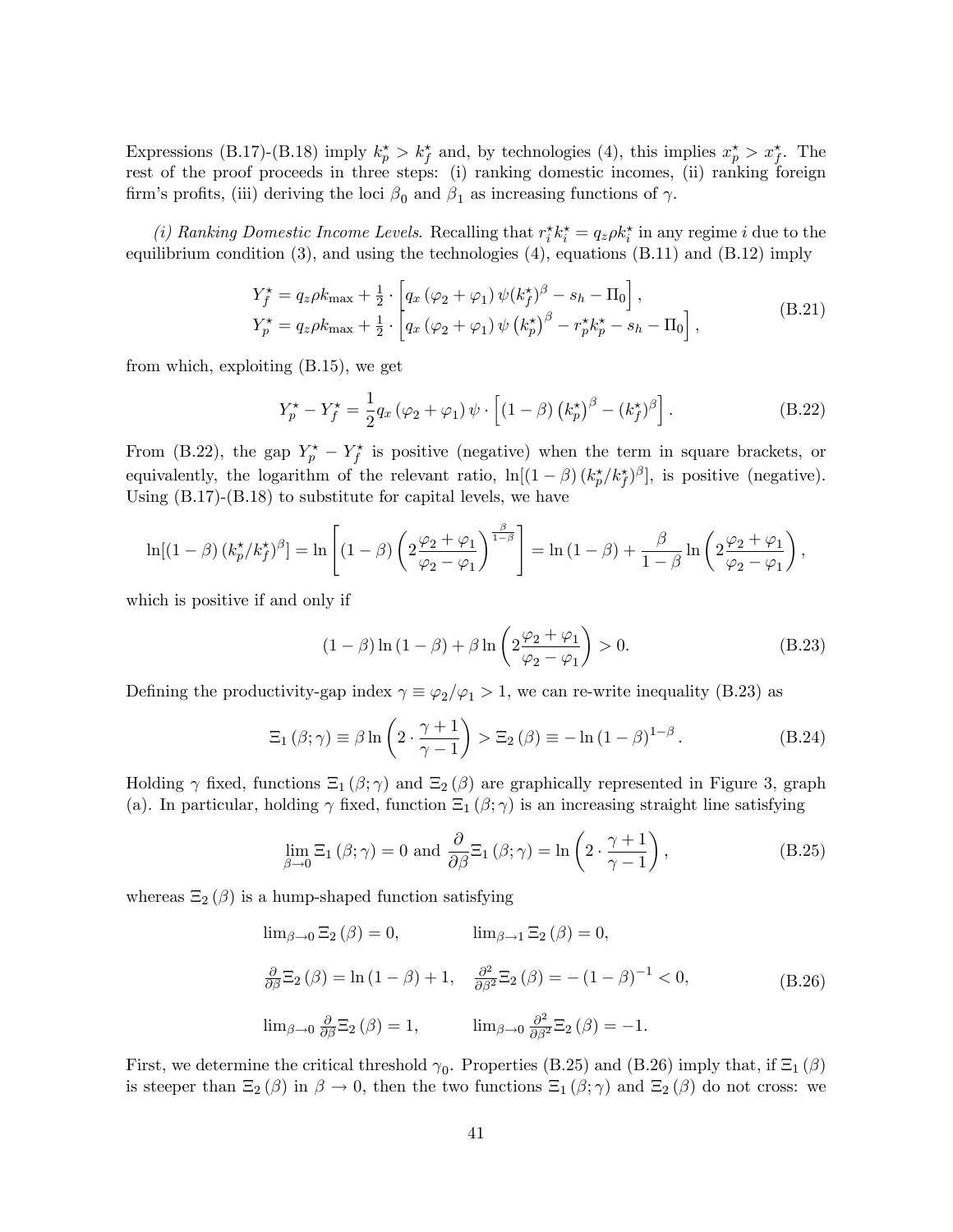Expressions (B.17)-(B.18) imply $k_p^\star > k_f^\star$ and, by technologies (4), this implies $x_p^\star > x_f^\star$. The rest of the proof proceeds in three steps: (i) ranking domestic incomes, (ii) ranking foreign firm's profits, (iii) deriving the loci $\beta_0$ and $\beta_1$ as increasing functions of $\gamma$.

*(i) Ranking Domestic Income Levels*. Recalling that $r_i^\star k_i^\star = q_z \rho k_i^\star$ in any regime $i$ due to the equilibrium condition (3), and using the technologies (4), equations (B.11) and (B.12) imply

$$
\begin{aligned}
Y_f^\star &= q_z \rho k_{\max} + \tfrac{1}{2} \cdot \left[ q_x \left(\varphi_2 + \varphi_1\right) \psi (k_f^\star)^\beta - s_h - \Pi_0 \right], \\
Y_p^\star &= q_z \rho k_{\max} + \tfrac{1}{2} \cdot \left[ q_x \left(\varphi_2 + \varphi_1\right) \psi \left(k_p^\star\right)^\beta - r_p^\star k_p^\star - s_h - \Pi_0 \right],
\end{aligned}
\tag{B.21}
$$

from which, exploiting (B.15), we get

$$
Y_p^\star - Y_f^\star = \frac{1}{2} q_x \left(\varphi_2 + \varphi_1\right) \psi \cdot \left[ \left(1 - \beta\right) \left(k_p^\star\right)^\beta - (k_f^\star)^\beta \right]. \tag{B.22}
$$

From (B.22), the gap $Y_p^\star - Y_f^\star$ is positive (negative) when the term in square brackets, or equivalently, the logarithm of the relevant ratio, $\ln[(1-\beta)\left(k_p^\star / k_f^\star\right)^\beta]$, is positive (negative). Using (B.17)-(B.18) to substitute for capital levels, we have

$$
\ln[(1-\beta)\left(k_p^\star / k_f^\star\right)^\beta] = \ln \left[ \left(1 - \beta\right) \left( 2 \frac{\varphi_2 + \varphi_1}{\varphi_2 - \varphi_1} \right)^{\frac{\beta}{1-\beta}} \right] = \ln\left(1 - \beta\right) + \frac{\beta}{1 - \beta} \ln \left( 2 \frac{\varphi_2 + \varphi_1}{\varphi_2 - \varphi_1} \right),
$$

which is positive if and only if

$$
\left(1 - \beta\right) \ln\left(1 - \beta\right) + \beta \ln \left( 2 \frac{\varphi_2 + \varphi_1}{\varphi_2 - \varphi_1} \right) > 0. \tag{B.23}
$$

Defining the productivity-gap index $\gamma \equiv \varphi_2 / \varphi_1 > 1$, we can re-write inequality (B.23) as

$$
\Xi_1\left(\beta; \gamma\right) \equiv \beta \ln \left( 2 \cdot \frac{\gamma + 1}{\gamma - 1} \right) > \Xi_2\left(\beta\right) \equiv - \ln\left(1 - \beta\right)^{1 - \beta}. \tag{B.24}
$$

Holding $\gamma$ fixed, functions $\Xi_1\left(\beta; \gamma\right)$ and $\Xi_2\left(\beta\right)$ are graphically represented in Figure 3, graph (a). In particular, holding $\gamma$ fixed, function $\Xi_1\left(\beta; \gamma\right)$ is an increasing straight line satisfying

$$
\lim_{\beta \to 0} \Xi_1\left(\beta; \gamma\right) = 0 \text{ and } \frac{\partial}{\partial \beta} \Xi_1\left(\beta; \gamma\right) = \ln \left( 2 \cdot \frac{\gamma + 1}{\gamma - 1} \right), \tag{B.25}
$$

whereas $\Xi_2\left(\beta\right)$ is a hump-shaped function satisfying

$$
\begin{aligned}
&\lim_{\beta \to 0} \Xi_2\left(\beta\right) = 0, && \lim_{\beta \to 1} \Xi_2\left(\beta\right) = 0, \\
&\tfrac{\partial}{\partial \beta} \Xi_2\left(\beta\right) = \ln\left(1 - \beta\right) + 1, && \tfrac{\partial^2}{\partial \beta^2} \Xi_2\left(\beta\right) = -\left(1 - \beta\right)^{-1} < 0, \\
&\lim_{\beta \to 0} \tfrac{\partial}{\partial \beta} \Xi_2\left(\beta\right) = 1, && \lim_{\beta \to 0} \tfrac{\partial^2}{\partial \beta^2} \Xi_2\left(\beta\right) = -1.
\end{aligned}
\tag{B.26}
$$

First, we determine the critical threshold $\gamma_0$. Properties (B.25) and (B.26) imply that, if $\Xi_1\left(\beta\right)$ is steeper than $\Xi_2\left(\beta\right)$ in $\beta \to 0$, then the two functions $\Xi_1\left(\beta; \gamma\right)$ and $\Xi_2\left(\beta\right)$ do not cross: we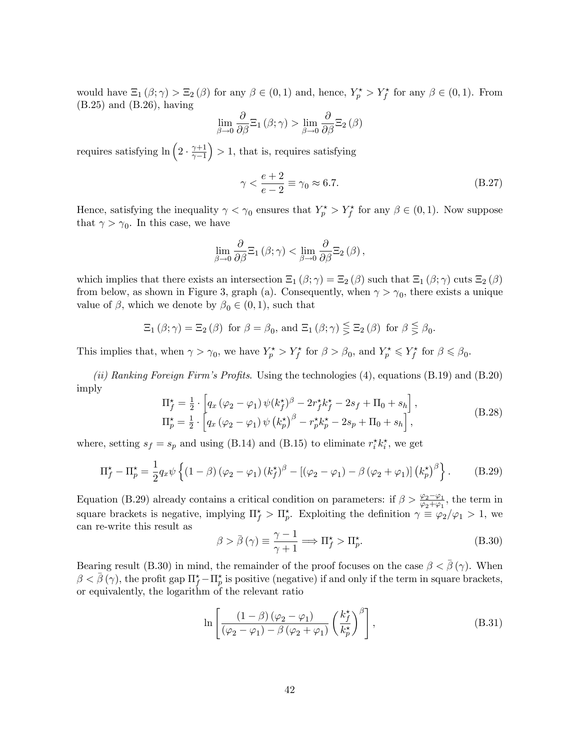would have $\Xi_1(\beta;\gamma) > \Xi_2(\beta)$ for any $\beta \in (0,1)$ and, hence, $Y_p^\star > Y_f^\star$ for any $\beta \in (0,1)$. From (B.25) and (B.26), having

$$\lim_{\beta\to 0} \frac{\partial}{\partial \beta}\Xi_1(\beta;\gamma) > \lim_{\beta\to 0} \frac{\partial}{\partial \beta}\Xi_2(\beta)$$

requires satisfying $\ln\left(2\cdot\frac{\gamma+1}{\gamma-1}\right) > 1$, that is, requires satisfying

$$\gamma < \frac{e+2}{e-2} \equiv \gamma_0 \approx 6.7. \tag{B.27}$$

Hence, satisfying the inequality $\gamma < \gamma_0$ ensures that $Y_p^\star > Y_f^\star$ for any $\beta \in (0,1)$. Now suppose that $\gamma > \gamma_0$. In this case, we have

$$\lim_{\beta\to 0} \frac{\partial}{\partial \beta}\Xi_1(\beta;\gamma) < \lim_{\beta\to 0} \frac{\partial}{\partial \beta}\Xi_2(\beta),$$

which implies that there exists an intersection $\Xi_1(\beta;\gamma) = \Xi_2(\beta)$ such that $\Xi_1(\beta;\gamma)$ cuts $\Xi_2(\beta)$ from below, as shown in Figure 3, graph (a). Consequently, when $\gamma > \gamma_0$, there exists a unique value of $\beta$, which we denote by $\beta_0 \in (0,1)$, such that

$$\Xi_1(\beta;\gamma) = \Xi_2(\beta) \text{ for } \beta = \beta_0, \text{ and } \Xi_1(\beta;\gamma) \lesseqgtr \Xi_2(\beta) \text{ for } \beta \lesseqgtr \beta_0.$$

This implies that, when $\gamma > \gamma_0$, we have $Y_p^\star > Y_f^\star$ for $\beta > \beta_0$, and $Y_p^\star \leqslant Y_f^\star$ for $\beta \leqslant \beta_0$.

*(ii) Ranking Foreign Firm's Profits.* Using the technologies (4), equations (B.19) and (B.20) imply

$$\begin{aligned}
\Pi_f^\star &= \tfrac{1}{2}\cdot\left[q_x(\varphi_2-\varphi_1)\,\psi(k_f^\star)^\beta - 2r_f^\star k_f^\star - 2s_f + \Pi_0 + s_h\right],\\
\Pi_p^\star &= \tfrac{1}{2}\cdot\left[q_x(\varphi_2-\varphi_1)\,\psi\left(k_p^\star\right)^\beta - r_p^\star k_p^\star - 2s_p + \Pi_0 + s_h\right],
\end{aligned} \tag{B.28}$$

where, setting $s_f = s_p$ and using (B.14) and (B.15) to eliminate $r_i^\star k_i^\star$, we get

$$\Pi_f^\star - \Pi_p^\star = \frac{1}{2}q_x\psi\left\{(1-\beta)(\varphi_2-\varphi_1)(k_f^\star)^\beta - \left[(\varphi_2-\varphi_1)-\beta(\varphi_2+\varphi_1)\right]\left(k_p^\star\right)^\beta\right\}. \tag{B.29}$$

Equation (B.29) already contains a critical condition on parameters: if $\beta > \frac{\varphi_2-\varphi_1}{\varphi_2+\varphi_1}$, the term in square brackets is negative, implying $\Pi_f^\star > \Pi_p^\star$. Exploiting the definition $\gamma \equiv \varphi_2/\varphi_1 > 1$, we can re-write this result as

$$\beta > \bar{\beta}(\gamma) \equiv \frac{\gamma-1}{\gamma+1} \Longrightarrow \Pi_f^\star > \Pi_p^\star. \tag{B.30}$$

Bearing result (B.30) in mind, the remainder of the proof focuses on the case $\beta < \bar{\beta}(\gamma)$. When $\beta < \bar{\beta}(\gamma)$, the profit gap $\Pi_f^\star - \Pi_p^\star$ is positive (negative) if and only if the term in square brackets, or equivalently, the logarithm of the relevant ratio

$$\ln\left[\frac{(1-\beta)(\varphi_2-\varphi_1)}{(\varphi_2-\varphi_1)-\beta(\varphi_2+\varphi_1)}\left(\frac{k_f^\star}{k_p^\star}\right)^\beta\right], \tag{B.31}$$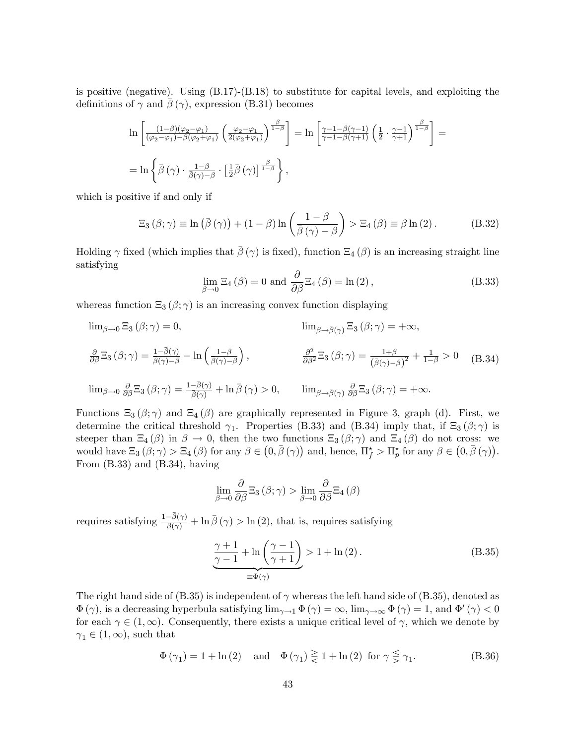is positive (negative). Using (B.17)-(B.18) to substitute for capital levels, and exploiting the definitions of $\gamma$ and $\bar{\beta}(\gamma)$, expression (B.31) becomes

$$\ln\left[\tfrac{(1-\beta)(\varphi_2-\varphi_1)}{(\varphi_2-\varphi_1)-\beta(\varphi_2+\varphi_1)}\left(\tfrac{\varphi_2-\varphi_1}{2(\varphi_2+\varphi_1)}\right)^{\frac{\beta}{1-\beta}}\right]=\ln\left[\tfrac{\gamma-1-\beta(\gamma-1)}{\gamma-1-\beta(\gamma+1)}\left(\tfrac{1}{2}\cdot\tfrac{\gamma-1}{\gamma+1}\right)^{\frac{\beta}{1-\beta}}\right]=$$

$$=\ln\left\{\bar{\beta}(\gamma)\cdot\tfrac{1-\beta}{\bar{\beta}(\gamma)-\beta}\cdot\left[\tfrac{1}{2}\bar{\beta}(\gamma)\right]^{\frac{\beta}{1-\beta}}\right\},$$

which is positive if and only if

$$\Xi_3(\beta;\gamma)\equiv\ln\left(\bar{\beta}(\gamma)\right)+(1-\beta)\ln\left(\frac{1-\beta}{\bar{\beta}(\gamma)-\beta}\right)>\Xi_4(\beta)\equiv\beta\ln(2)\,. \tag{B.32}$$

Holding $\gamma$ fixed (which implies that $\bar{\beta}(\gamma)$ is fixed), function $\Xi_4(\beta)$ is an increasing straight line satisfying

$$\lim_{\beta\to 0}\Xi_4(\beta)=0\text{ and }\frac{\partial}{\partial\beta}\Xi_4(\beta)=\ln(2)\,, \tag{B.33}$$

whereas function $\Xi_3(\beta;\gamma)$ is an increasing convex function displaying

$$\begin{aligned}
&\lim_{\beta\to 0}\Xi_3(\beta;\gamma)=0, && \lim_{\beta\to\bar{\beta}(\gamma)}\Xi_3(\beta;\gamma)=+\infty,\\
&\tfrac{\partial}{\partial\beta}\Xi_3(\beta;\gamma)=\tfrac{1-\bar{\beta}(\gamma)}{\bar{\beta}(\gamma)-\beta}-\ln\left(\tfrac{1-\beta}{\bar{\beta}(\gamma)-\beta}\right), && \tfrac{\partial^2}{\partial\beta^2}\Xi_3(\beta;\gamma)=\tfrac{1+\beta}{\left(\bar{\beta}(\gamma)-\beta\right)^2}+\tfrac{1}{1-\beta}>0\\
&\lim_{\beta\to 0}\tfrac{\partial}{\partial\beta}\Xi_3(\beta;\gamma)=\tfrac{1-\bar{\beta}(\gamma)}{\bar{\beta}(\gamma)}+\ln\bar{\beta}(\gamma)>0, && \lim_{\beta\to\bar{\beta}(\gamma)}\tfrac{\partial}{\partial\beta}\Xi_3(\beta;\gamma)=+\infty.
\end{aligned} \tag{B.34}$$

Functions $\Xi_3(\beta;\gamma)$ and $\Xi_4(\beta)$ are graphically represented in Figure 3, graph (d). First, we determine the critical threshold $\gamma_1$. Properties (B.33) and (B.34) imply that, if $\Xi_3(\beta;\gamma)$ is steeper than $\Xi_4(\beta)$ in $\beta\to 0$, then the two functions $\Xi_3(\beta;\gamma)$ and $\Xi_4(\beta)$ do not cross: we would have $\Xi_3(\beta;\gamma)>\Xi_4(\beta)$ for any $\beta\in\left(0,\bar{\beta}(\gamma)\right)$ and, hence, $\Pi_f^\star>\Pi_p^\star$ for any $\beta\in\left(0,\bar{\beta}(\gamma)\right)$. From (B.33) and (B.34), having

$$\lim_{\beta\to 0}\frac{\partial}{\partial\beta}\Xi_3(\beta;\gamma)>\lim_{\beta\to 0}\frac{\partial}{\partial\beta}\Xi_4(\beta)$$

requires satisfying $\frac{1-\bar{\beta}(\gamma)}{\bar{\beta}(\gamma)}+\ln\bar{\beta}(\gamma)>\ln(2)$, that is, requires satisfying

$$\underbrace{\frac{\gamma+1}{\gamma-1}+\ln\left(\frac{\gamma-1}{\gamma+1}\right)}_{\equiv\Phi(\gamma)}>1+\ln(2)\,. \tag{B.35}$$

The right hand side of (B.35) is independent of $\gamma$ whereas the left hand side of (B.35), denoted as $\Phi(\gamma)$, is a decreasing hyperbula satisfying $\lim_{\gamma\to 1}\Phi(\gamma)=\infty$, $\lim_{\gamma\to\infty}\Phi(\gamma)=1$, and $\Phi'(\gamma)<0$ for each $\gamma\in(1,\infty)$. Consequently, there exists a unique critical level of $\gamma$, which we denote by $\gamma_1\in(1,\infty)$, such that

$$\Phi(\gamma_1)=1+\ln(2)\quad\text{and}\quad\Phi(\gamma_1)\gtrless 1+\ln(2)\text{ for }\gamma\lesseqgtr\gamma_1. \tag{B.36}$$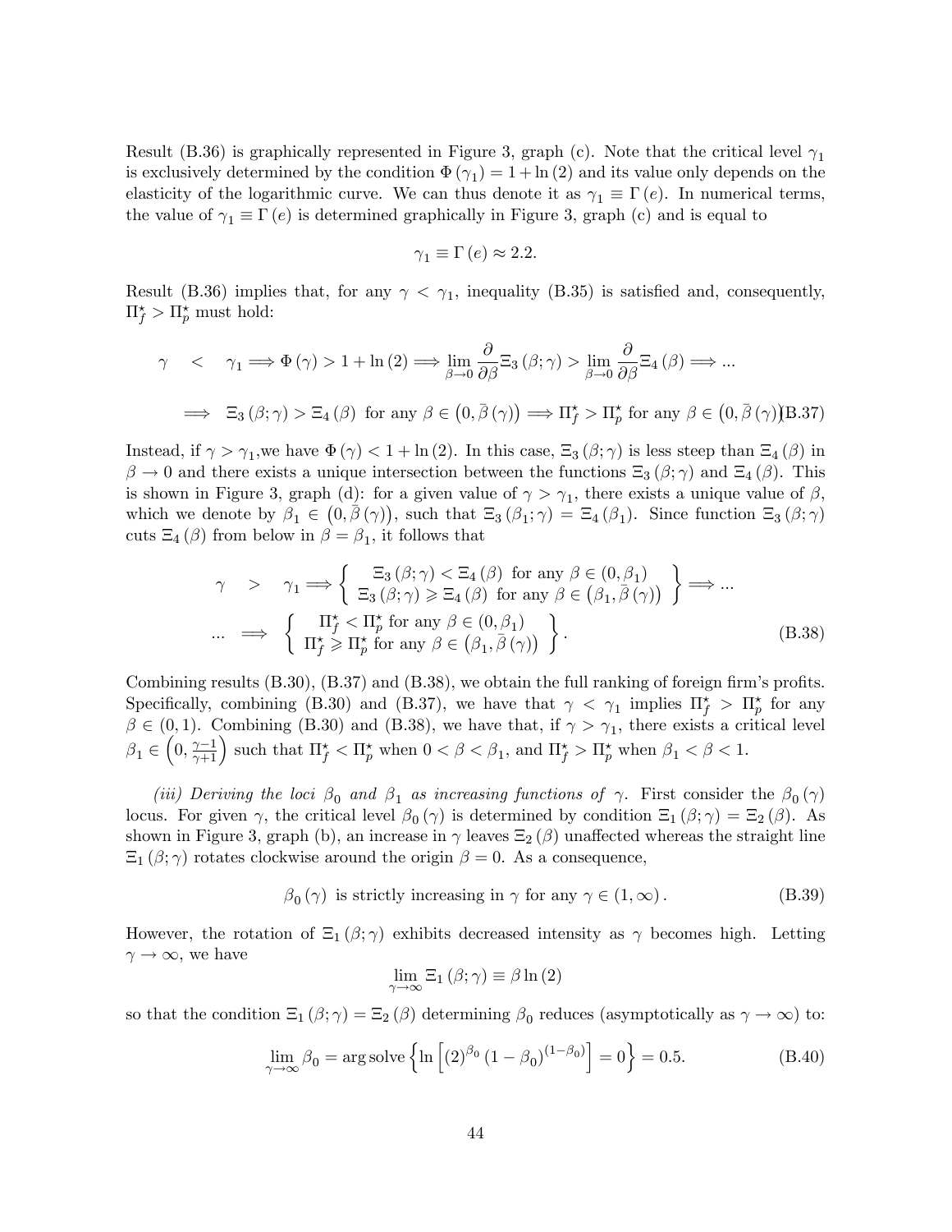Result (B.36) is graphically represented in Figure 3, graph (c). Note that the critical level $\gamma_1$ is exclusively determined by the condition $\Phi(\gamma_1) = 1 + \ln(2)$ and its value only depends on the elasticity of the logarithmic curve. We can thus denote it as $\gamma_1 \equiv \Gamma(e)$. In numerical terms, the value of $\gamma_1 \equiv \Gamma(e)$ is determined graphically in Figure 3, graph (c) and is equal to

$$\gamma_1 \equiv \Gamma(e) \approx 2.2.$$

Result (B.36) implies that, for any $\gamma < \gamma_1$, inequality (B.35) is satisfied and, consequently, $\Pi_f^\star > \Pi_p^\star$ must hold:

$$\begin{aligned} \gamma &< \gamma_1 \Longrightarrow \Phi(\gamma) > 1 + \ln(2) \Longrightarrow \lim_{\beta \to 0} \frac{\partial}{\partial \beta} \Xi_3(\beta; \gamma) > \lim_{\beta \to 0} \frac{\partial}{\partial \beta} \Xi_4(\beta) \Longrightarrow \ldots \\ &\Longrightarrow \Xi_3(\beta; \gamma) > \Xi_4(\beta) \text{ for any } \beta \in \left(0, \bar{\beta}(\gamma)\right) \Longrightarrow \Pi_f^\star > \Pi_p^\star \text{ for any } \beta \in \left(0, \bar{\beta}(\gamma)\right) \end{aligned} \tag{B.37}$$

Instead, if $\gamma > \gamma_1$,we have $\Phi(\gamma) < 1 + \ln(2)$. In this case, $\Xi_3(\beta; \gamma)$ is less steep than $\Xi_4(\beta)$ in $\beta \to 0$ and there exists a unique intersection between the functions $\Xi_3(\beta; \gamma)$ and $\Xi_4(\beta)$. This is shown in Figure 3, graph (d): for a given value of $\gamma > \gamma_1$, there exists a unique value of $\beta$, which we denote by $\beta_1 \in \left(0, \bar{\beta}(\gamma)\right)$, such that $\Xi_3(\beta_1; \gamma) = \Xi_4(\beta_1)$. Since function $\Xi_3(\beta; \gamma)$ cuts $\Xi_4(\beta)$ from below in $\beta = \beta_1$, it follows that

$$\begin{aligned} \gamma &> \gamma_1 \Longrightarrow \left\{ \begin{array}{c} \Xi_3(\beta; \gamma) < \Xi_4(\beta) \text{ for any } \beta \in (0, \beta_1) \\ \Xi_3(\beta; \gamma) \geqslant \Xi_4(\beta) \text{ for any } \beta \in \left(\beta_1, \bar{\beta}(\gamma)\right) \end{array} \right\} \Longrightarrow \ldots \\ \ldots &\Longrightarrow \left\{ \begin{array}{c} \Pi_f^\star < \Pi_p^\star \text{ for any } \beta \in (0, \beta_1) \\ \Pi_f^\star \geqslant \Pi_p^\star \text{ for any } \beta \in \left(\beta_1, \bar{\beta}(\gamma)\right) \end{array} \right\}. \end{aligned} \tag{B.38}$$

Combining results (B.30), (B.37) and (B.38), we obtain the full ranking of foreign firm's profits. Specifically, combining (B.30) and (B.37), we have that $\gamma < \gamma_1$ implies $\Pi_f^\star > \Pi_p^\star$ for any $\beta \in (0, 1)$. Combining (B.30) and (B.38), we have that, if $\gamma > \gamma_1$, there exists a critical level $\beta_1 \in \left(0, \frac{\gamma - 1}{\gamma + 1}\right)$ such that $\Pi_f^\star < \Pi_p^\star$ when $0 < \beta < \beta_1$, and $\Pi_f^\star > \Pi_p^\star$ when $\beta_1 < \beta < 1$.

*(iii) Deriving the loci $\beta_0$ and $\beta_1$ as increasing functions of $\gamma$.* First consider the $\beta_0(\gamma)$ locus. For given $\gamma$, the critical level $\beta_0(\gamma)$ is determined by condition $\Xi_1(\beta; \gamma) = \Xi_2(\beta)$. As shown in Figure 3, graph (b), an increase in $\gamma$ leaves $\Xi_2(\beta)$ unaffected whereas the straight line $\Xi_1(\beta; \gamma)$ rotates clockwise around the origin $\beta = 0$. As a consequence,

$$\beta_0(\gamma) \text{ is strictly increasing in } \gamma \text{ for any } \gamma \in (1, \infty). \tag{B.39}$$

However, the rotation of $\Xi_1(\beta; \gamma)$ exhibits decreased intensity as $\gamma$ becomes high. Letting $\gamma \to \infty$, we have

$$\lim_{\gamma \to \infty} \Xi_1(\beta; \gamma) \equiv \beta \ln(2)$$

so that the condition $\Xi_1(\beta; \gamma) = \Xi_2(\beta)$ determining $\beta_0$ reduces (asymptotically as $\gamma \to \infty$) to:

$$\lim_{\gamma \to \infty} \beta_0 = \arg \text{solve} \left\{ \ln \left[ (2)^{\beta_0} (1 - \beta_0)^{(1 - \beta_0)} \right] = 0 \right\} = 0.5. \tag{B.40}$$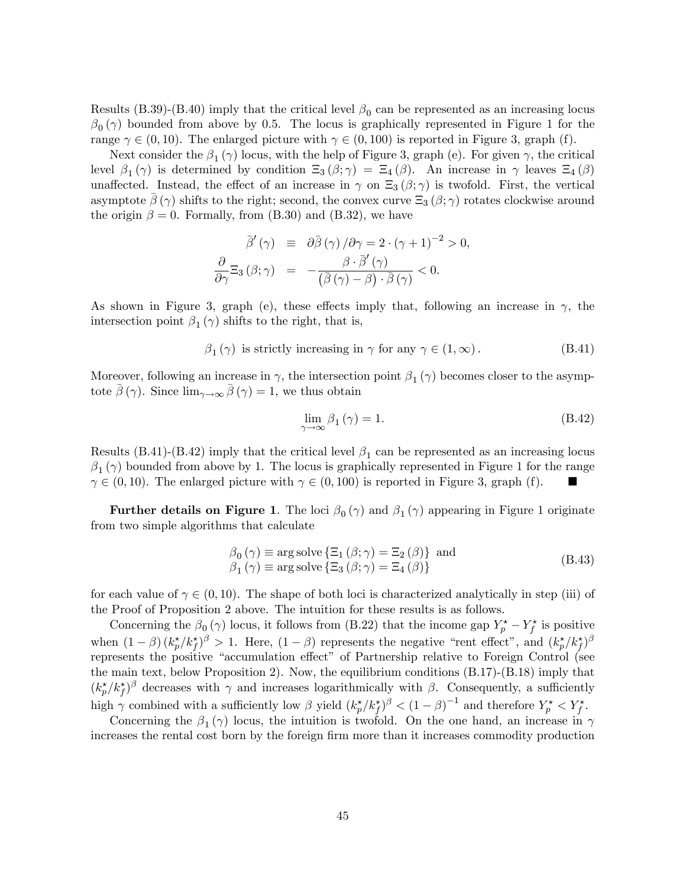Results (B.39)-(B.40) imply that the critical level $\beta_0$ can be represented as an increasing locus $\beta_0(\gamma)$ bounded from above by 0.5. The locus is graphically represented in Figure 1 for the range $\gamma \in (0, 10)$. The enlarged picture with $\gamma \in (0, 100)$ is reported in Figure 3, graph (f).

Next consider the $\beta_1(\gamma)$ locus, with the help of Figure 3, graph (e). For given $\gamma$, the critical level $\beta_1(\gamma)$ is determined by condition $\Xi_3(\beta;\gamma) = \Xi_4(\beta)$. An increase in $\gamma$ leaves $\Xi_4(\beta)$ unaffected. Instead, the effect of an increase in $\gamma$ on $\Xi_3(\beta;\gamma)$ is twofold. First, the vertical asymptote $\bar{\beta}(\gamma)$ shifts to the right; second, the convex curve $\Xi_3(\beta;\gamma)$ rotates clockwise around the origin $\beta = 0$. Formally, from (B.30) and (B.32), we have

$$
\begin{aligned}
\bar{\beta}'(\gamma) &\equiv \partial \bar{\beta}(\gamma)/\partial\gamma = 2 \cdot (\gamma+1)^{-2} > 0, \\
\frac{\partial}{\partial\gamma}\Xi_3(\beta;\gamma) &= -\frac{\beta \cdot \bar{\beta}'(\gamma)}{\left(\bar{\beta}(\gamma) - \beta\right) \cdot \bar{\beta}(\gamma)} < 0.
\end{aligned}
$$

As shown in Figure 3, graph (e), these effects imply that, following an increase in $\gamma$, the intersection point $\beta_1(\gamma)$ shifts to the right, that is,

$$
\beta_1(\gamma) \text{ is strictly increasing in } \gamma \text{ for any } \gamma \in (1, \infty). \tag{B.41}
$$

Moreover, following an increase in $\gamma$, the intersection point $\beta_1(\gamma)$ becomes closer to the asymptote $\bar{\beta}(\gamma)$. Since $\lim_{\gamma\to\infty}\bar{\beta}(\gamma) = 1$, we thus obtain

$$
\lim_{\gamma\to\infty}\beta_1(\gamma) = 1. \tag{B.42}
$$

Results (B.41)-(B.42) imply that the critical level $\beta_1$ can be represented as an increasing locus $\beta_1(\gamma)$ bounded from above by 1. The locus is graphically represented in Figure 1 for the range $\gamma \in (0, 10)$. The enlarged picture with $\gamma \in (0, 100)$ is reported in Figure 3, graph (f). ■

**Further details on Figure 1**. The loci $\beta_0(\gamma)$ and $\beta_1(\gamma)$ appearing in Figure 1 originate from two simple algorithms that calculate

$$
\begin{aligned}
&\beta_0(\gamma) \equiv \arg\text{solve}\{\Xi_1(\beta;\gamma) = \Xi_2(\beta)\} \text{ and} \\
&\beta_1(\gamma) \equiv \arg\text{solve}\{\Xi_3(\beta;\gamma) = \Xi_4(\beta)\}
\end{aligned} \tag{B.43}
$$

for each value of $\gamma \in (0, 10)$. The shape of both loci is characterized analytically in step (iii) of the Proof of Proposition 2 above. The intuition for these results is as follows.

Concerning the $\beta_0(\gamma)$ locus, it follows from (B.22) that the income gap $Y_p^\star - Y_f^\star$ is positive when $(1-\beta)(k_p^\star/k_f^\star)^\beta > 1$. Here, $(1-\beta)$ represents the negative "rent effect", and $(k_p^\star/k_f^\star)^\beta$ represents the positive "accumulation effect" of Partnership relative to Foreign Control (see the main text, below Proposition 2). Now, the equilibrium conditions (B.17)-(B.18) imply that $(k_p^\star/k_f^\star)^\beta$ decreases with $\gamma$ and increases logarithmically with $\beta$. Consequently, a sufficiently high $\gamma$ combined with a sufficiently low $\beta$ yield $(k_p^\star/k_f^\star)^\beta < (1-\beta)^{-1}$ and therefore $Y_p^\star < Y_f^\star$.

Concerning the $\beta_1(\gamma)$ locus, the intuition is twofold. On the one hand, an increase in $\gamma$ increases the rental cost born by the foreign firm more than it increases commodity production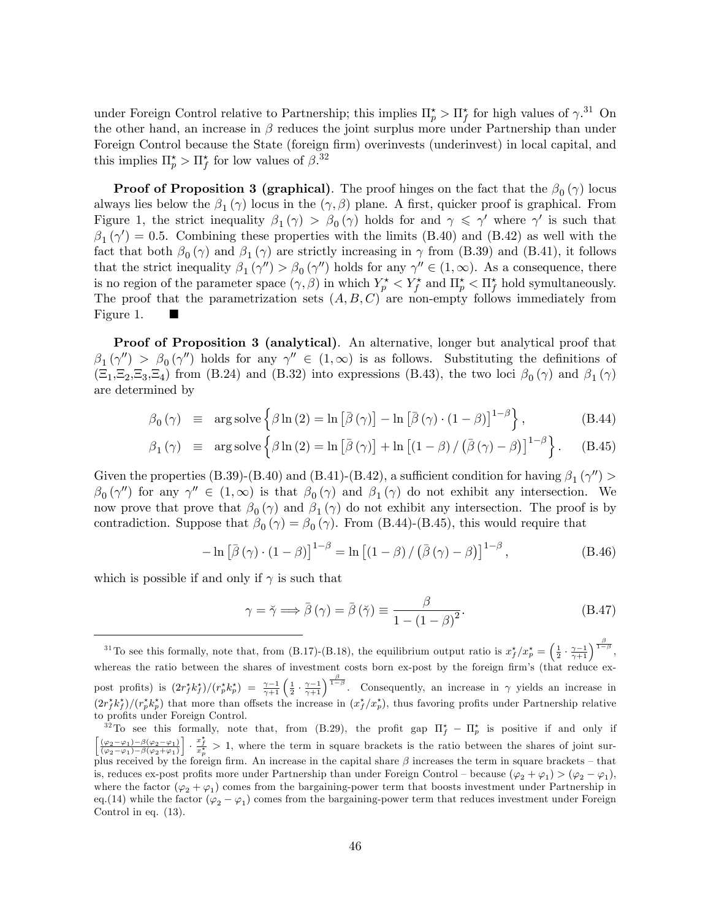under Foreign Control relative to Partnership; this implies $\Pi_p^\star > \Pi_f^\star$ for high values of $\gamma$.[31] On the other hand, an increase in $\beta$ reduces the joint surplus more under Partnership than under Foreign Control because the State (foreign firm) overinvests (underinvest) in local capital, and this implies $\Pi_p^\star > \Pi_f^\star$ for low values of $\beta$.[32]

**Proof of Proposition 3 (graphical)**. The proof hinges on the fact that the $\beta_0(\gamma)$ locus always lies below the $\beta_1(\gamma)$ locus in the $(\gamma, \beta)$ plane. A first, quicker proof is graphical. From Figure 1, the strict inequality $\beta_1(\gamma) > \beta_0(\gamma)$ holds for and $\gamma \leqslant \gamma'$ where $\gamma'$ is such that $\beta_1(\gamma') = 0.5$. Combining these properties with the limits (B.40) and (B.42) as well with the fact that both $\beta_0(\gamma)$ and $\beta_1(\gamma)$ are strictly increasing in $\gamma$ from (B.39) and (B.41), it follows that the strict inequality $\beta_1(\gamma'') > \beta_0(\gamma'')$ holds for any $\gamma'' \in (1, \infty)$. As a consequence, there is no region of the parameter space $(\gamma, \beta)$ in which $Y_p^\star < Y_f^\star$ and $\Pi_p^\star < \Pi_f^\star$ hold symultaneously. The proof that the parametrization sets $(A, B, C)$ are non-empty follows immediately from Figure 1. ■

**Proof of Proposition 3 (analytical)**. An alternative, longer but analytical proof that $\beta_1(\gamma'') > \beta_0(\gamma'')$ holds for any $\gamma'' \in (1, \infty)$ is as follows. Substituting the definitions of $(\Xi_1, \Xi_2, \Xi_3, \Xi_4)$ from (B.24) and (B.32) into expressions (B.43), the two loci $\beta_0(\gamma)$ and $\beta_1(\gamma)$ are determined by

$$\beta_0(\gamma) \equiv \arg\text{solve}\left\{\beta \ln(2) = \ln\left[\bar{\beta}(\gamma)\right] - \ln\left[\bar{\beta}(\gamma) \cdot (1-\beta)\right]^{1-\beta}\right\}, \tag{B.44}$$

$$\beta_1(\gamma) \equiv \arg\text{solve}\left\{\beta \ln(2) = \ln\left[\bar{\beta}(\gamma)\right] + \ln\left[(1-\beta) / \left(\bar{\beta}(\gamma) - \beta\right)\right]^{1-\beta}\right\}. \tag{B.45}$$

Given the properties (B.39)-(B.40) and (B.41)-(B.42), a sufficient condition for having $\beta_1(\gamma'') > \beta_0(\gamma'')$ for any $\gamma'' \in (1, \infty)$ is that $\beta_0(\gamma)$ and $\beta_1(\gamma)$ do not exhibit any intersection. We now prove that prove that $\beta_0(\gamma)$ and $\beta_1(\gamma)$ do not exhibit any intersection. The proof is by contradiction. Suppose that $\beta_0(\gamma) = \beta_0(\gamma)$. From (B.44)-(B.45), this would require that

$$-\ln\left[\bar{\beta}(\gamma) \cdot (1-\beta)\right]^{1-\beta} = \ln\left[(1-\beta) / \left(\bar{\beta}(\gamma) - \beta\right)\right]^{1-\beta}, \tag{B.46}$$

which is possible if and only if $\gamma$ is such that

$$\gamma = \breve{\gamma} \Longrightarrow \bar{\beta}(\gamma) = \bar{\beta}(\breve{\gamma}) \equiv \frac{\beta}{1-(1-\beta)^2}. \tag{B.47}$$

---

[31] To see this formally, note that, from (B.17)-(B.18), the equilibrium output ratio is $x_f^\star / x_p^\star = \left(\frac{1}{2} \cdot \frac{\gamma-1}{\gamma+1}\right)^{\frac{\beta}{1-\beta}}$, whereas the ratio between the shares of investment costs born ex-post by the foreign firm's (that reduce ex-post profits) is $(2r_f^\star k_f^\star)/(r_p^\star k_p^\star) = \frac{\gamma-1}{\gamma+1}\left(\frac{1}{2} \cdot \frac{\gamma-1}{\gamma+1}\right)^{\frac{\beta}{1-\beta}}$. Consequently, an increase in $\gamma$ yields an increase in $(2r_f^\star k_f^\star)/(r_p^\star k_p^\star)$ that more than offsets the increase in $(x_f^\star / x_p^\star)$, thus favoring profits under Partnership relative to profits under Foreign Control.

[32] To see this formally, note that, from (B.29), the profit gap $\Pi_f^\star - \Pi_p^\star$ is positive if and only if $\left[\frac{(\varphi_2-\varphi_1)-\beta(\varphi_2-\varphi_1)}{(\varphi_2-\varphi_1)-\beta(\varphi_2+\varphi_1)}\right] \cdot \frac{x_f^\star}{x_p^\star} > 1$, where the term in square brackets is the ratio between the shares of joint surplus received by the foreign firm. An increase in the capital share $\beta$ increases the term in square brackets – that is, reduces ex-post profits more under Partnership than under Foreign Control – because $(\varphi_2 + \varphi_1) > (\varphi_2 - \varphi_1)$, where the factor $(\varphi_2 + \varphi_1)$ comes from the bargaining-power term that boosts investment under Partnership in eq.(14) while the factor $(\varphi_2 - \varphi_1)$ comes from the bargaining-power term that reduces investment under Foreign Control in eq. (13).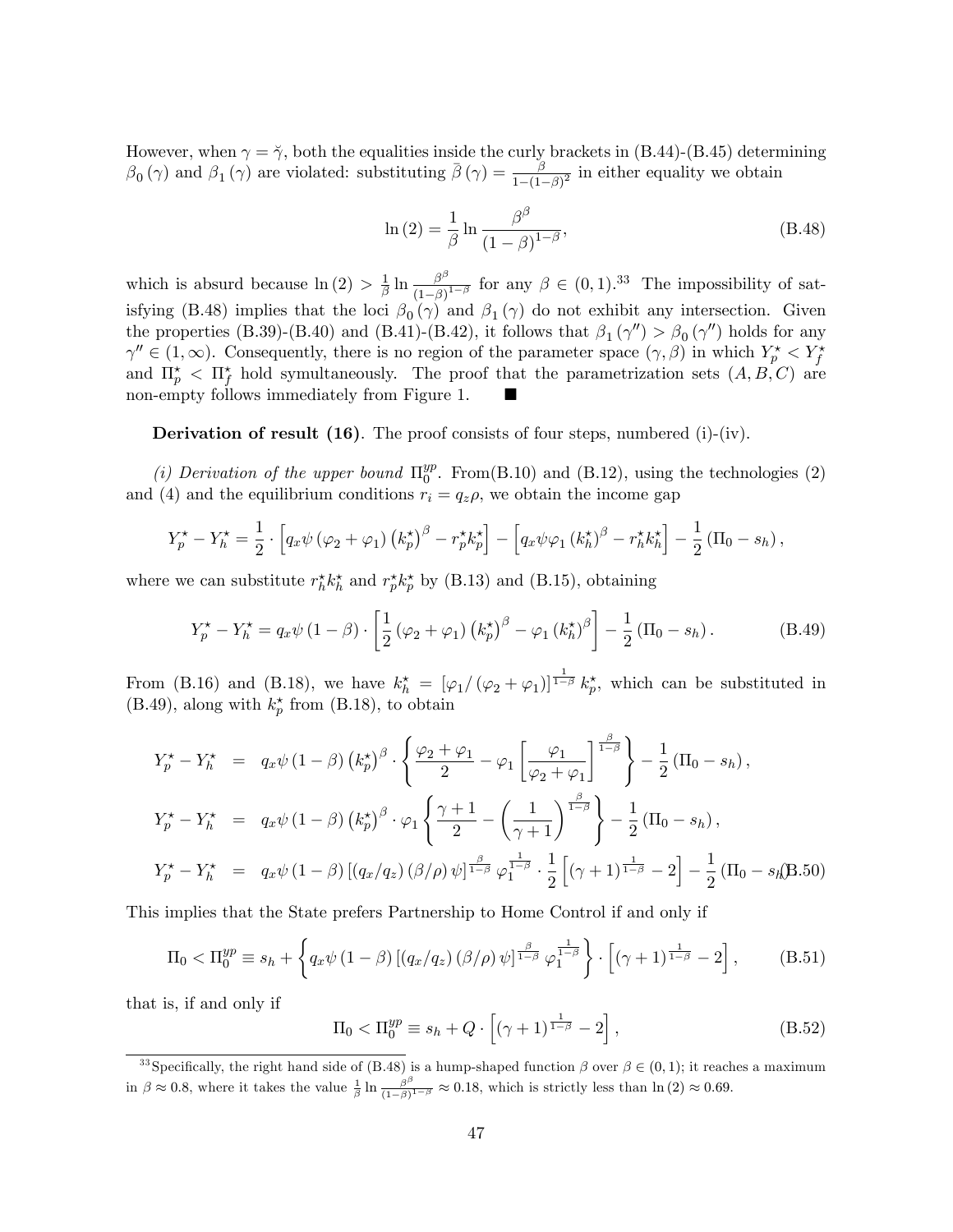However, when $\gamma = \breve{\gamma}$, both the equalities inside the curly brackets in (B.44)-(B.45) determining $\beta_0(\gamma)$ and $\beta_1(\gamma)$ are violated: substituting $\bar{\beta}(\gamma) = \frac{\beta}{1-(1-\beta)^2}$ in either equality we obtain

$$\ln(2) = \frac{1}{\beta} \ln \frac{\beta^{\beta}}{(1-\beta)^{1-\beta}}, \tag{B.48}$$

which is absurd because $\ln(2) > \frac{1}{\beta} \ln \frac{\beta^{\beta}}{(1-\beta)^{1-\beta}}$ for any $\beta \in (0,1)$.[33] The impossibility of satisfying (B.48) implies that the loci $\beta_0(\gamma)$ and $\beta_1(\gamma)$ do not exhibit any intersection. Given the properties (B.39)-(B.40) and (B.41)-(B.42), it follows that $\beta_1(\gamma'') > \beta_0(\gamma'')$ holds for any $\gamma'' \in (1,\infty)$. Consequently, there is no region of the parameter space $(\gamma,\beta)$ in which $Y_p^{\star} < Y_f^{\star}$ and $\Pi_p^{\star} < \Pi_f^{\star}$ hold symultaneously. The proof that the parametrization sets $(A,B,C)$ are non-empty follows immediately from Figure 1. ■

**Derivation of result (16)**. The proof consists of four steps, numbered (i)-(iv).

*(i) Derivation of the upper bound* $\Pi_0^{yp}$. From(B.10) and (B.12), using the technologies (2) and (4) and the equilibrium conditions $r_i = q_z\rho$, we obtain the income gap

$$Y_p^{\star} - Y_h^{\star} = \frac{1}{2} \cdot \left[ q_x\psi(\varphi_2+\varphi_1)(k_p^{\star})^{\beta} - r_p^{\star}k_p^{\star} \right] - \left[ q_x\psi\varphi_1 (k_h^{\star})^{\beta} - r_h^{\star}k_h^{\star} \right] - \frac{1}{2}(\Pi_0 - s_h),$$

where we can substitute $r_h^{\star}k_h^{\star}$ and $r_p^{\star}k_p^{\star}$ by (B.13) and (B.15), obtaining

$$Y_p^{\star} - Y_h^{\star} = q_x\psi(1-\beta) \cdot \left[ \frac{1}{2}(\varphi_2+\varphi_1)(k_p^{\star})^{\beta} - \varphi_1 (k_h^{\star})^{\beta} \right] - \frac{1}{2}(\Pi_0 - s_h). \tag{B.49}$$

From (B.16) and (B.18), we have $k_h^{\star} = [\varphi_1/(\varphi_2+\varphi_1)]^{\frac{1}{1-\beta}} k_p^{\star}$, which can be substituted in (B.49), along with $k_p^{\star}$ from (B.18), to obtain

$$\begin{aligned}
Y_p^{\star} - Y_h^{\star} &= q_x\psi(1-\beta)(k_p^{\star})^{\beta} \cdot \left\{ \frac{\varphi_2+\varphi_1}{2} - \varphi_1 \left[ \frac{\varphi_1}{\varphi_2+\varphi_1} \right]^{\frac{\beta}{1-\beta}} \right\} - \frac{1}{2}(\Pi_0 - s_h), \\
Y_p^{\star} - Y_h^{\star} &= q_x\psi(1-\beta)(k_p^{\star})^{\beta} \cdot \varphi_1 \left\{ \frac{\gamma+1}{2} - \left( \frac{1}{\gamma+1} \right)^{\frac{\beta}{1-\beta}} \right\} - \frac{1}{2}(\Pi_0 - s_h), \\
Y_p^{\star} - Y_h^{\star} &= q_x\psi(1-\beta)\left[(q_x/q_z)(\beta/\rho)\psi\right]^{\frac{\beta}{1-\beta}} \varphi_1^{\frac{1}{1-\beta}} \cdot \frac{1}{2}\left[ (\gamma+1)^{\frac{1}{1-\beta}} - 2 \right] - \frac{1}{2}(\Pi_0 - s_h)
\end{aligned} \tag{B.50}$$

This implies that the State prefers Partnership to Home Control if and only if

$$\Pi_0 < \Pi_0^{yp} \equiv s_h + \left\{ q_x\psi(1-\beta)\left[(q_x/q_z)(\beta/\rho)\psi\right]^{\frac{\beta}{1-\beta}} \varphi_1^{\frac{1}{1-\beta}} \right\} \cdot \left[ (\gamma+1)^{\frac{1}{1-\beta}} - 2 \right], \tag{B.51}$$

that is, if and only if

$$\Pi_0 < \Pi_0^{yp} \equiv s_h + Q \cdot \left[ (\gamma+1)^{\frac{1}{1-\beta}} - 2 \right], \tag{B.52}$$

[33] Specifically, the right hand side of (B.48) is a hump-shaped function $\beta$ over $\beta \in (0,1)$; it reaches a maximum in $\beta \approx 0.8$, where it takes the value $\frac{1}{\beta} \ln \frac{\beta^{\beta}}{(1-\beta)^{1-\beta}} \approx 0.18$, which is strictly less than $\ln(2) \approx 0.69$.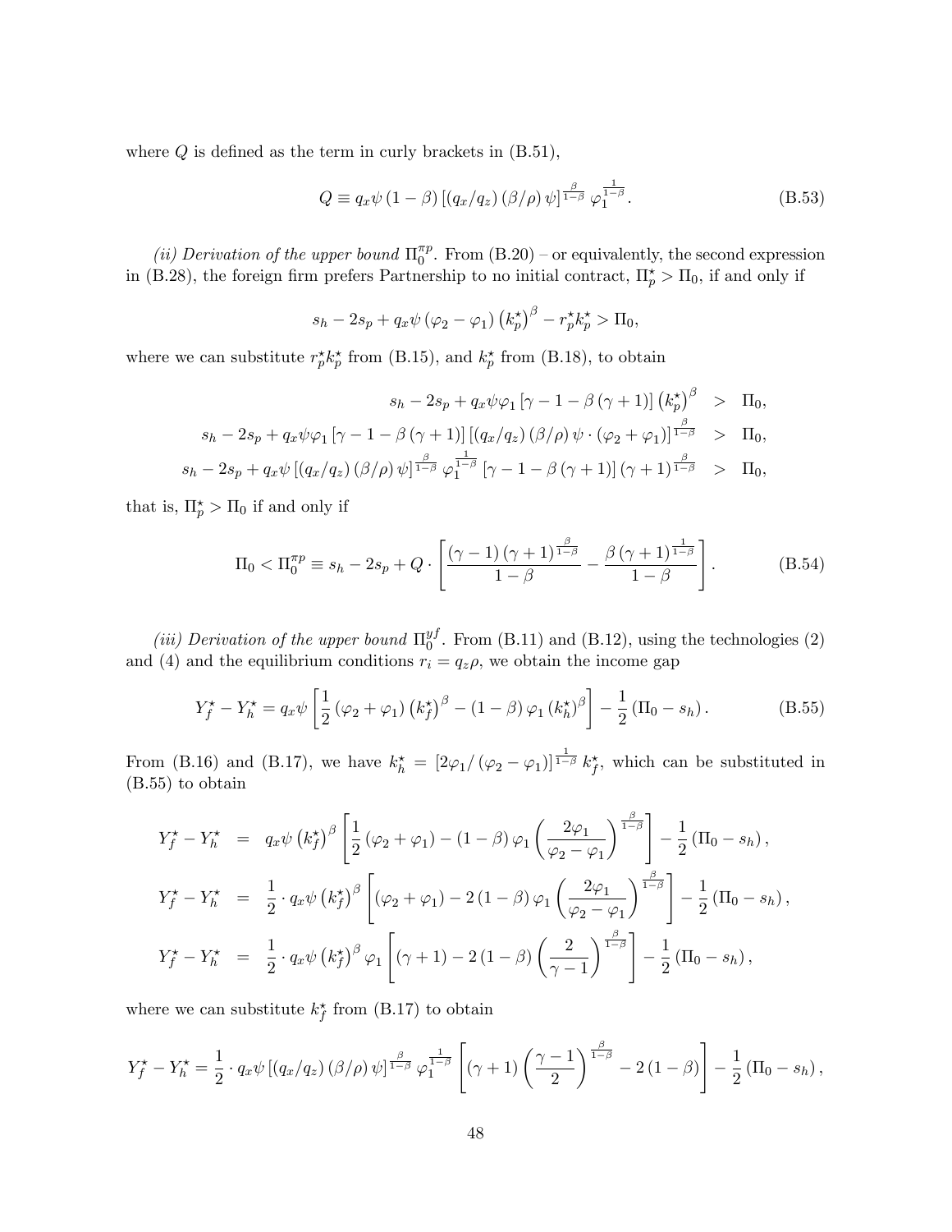where $Q$ is defined as the term in curly brackets in (B.51),

$$Q \equiv q_x \psi (1-\beta) \left[ (q_x/q_z)(\beta/\rho)\psi \right]^{\frac{\beta}{1-\beta}} \varphi_1^{\frac{1}{1-\beta}}. \tag{B.53}$$

*(ii) Derivation of the upper bound $\Pi_0^{\pi p}$.* From (B.20) – or equivalently, the second expression in (B.28), the foreign firm prefers Partnership to no initial contract, $\Pi_p^\star > \Pi_0$, if and only if

$$s_h - 2s_p + q_x \psi (\varphi_2 - \varphi_1) \left(k_p^\star\right)^\beta - r_p^\star k_p^\star > \Pi_0,$$

where we can substitute $r_p^\star k_p^\star$ from (B.15), and $k_p^\star$ from (B.18), to obtain

$$\begin{aligned}
s_h - 2s_p + q_x \psi \varphi_1 \left[\gamma - 1 - \beta(\gamma+1)\right] \left(k_p^\star\right)^\beta &> \Pi_0, \\
s_h - 2s_p + q_x \psi \varphi_1 \left[\gamma - 1 - \beta(\gamma+1)\right] \left[(q_x/q_z)(\beta/\rho)\psi \cdot (\varphi_2 + \varphi_1)\right]^{\frac{\beta}{1-\beta}} &> \Pi_0, \\
s_h - 2s_p + q_x \psi \left[(q_x/q_z)(\beta/\rho)\psi\right]^{\frac{\beta}{1-\beta}} \varphi_1^{\frac{1}{1-\beta}} \left[\gamma - 1 - \beta(\gamma+1)\right] (\gamma+1)^{\frac{\beta}{1-\beta}} &> \Pi_0,
\end{aligned}$$

that is, $\Pi_p^\star > \Pi_0$ if and only if

$$\Pi_0 < \Pi_0^{\pi p} \equiv s_h - 2s_p + Q \cdot \left[ \frac{(\gamma-1)(\gamma+1)^{\frac{\beta}{1-\beta}}}{1-\beta} - \frac{\beta(\gamma+1)^{\frac{1}{1-\beta}}}{1-\beta} \right]. \tag{B.54}$$

*(iii) Derivation of the upper bound $\Pi_0^{yf}$.* From (B.11) and (B.12), using the technologies (2) and (4) and the equilibrium conditions $r_i = q_z \rho$, we obtain the income gap

$$Y_f^\star - Y_h^\star = q_x \psi \left[ \frac{1}{2}(\varphi_2 + \varphi_1)\left(k_f^\star\right)^\beta - (1-\beta)\varphi_1 \left(k_h^\star\right)^\beta \right] - \frac{1}{2}(\Pi_0 - s_h). \tag{B.55}$$

From (B.16) and (B.17), we have $k_h^\star = \left[2\varphi_1/(\varphi_2 - \varphi_1)\right]^{\frac{1}{1-\beta}} k_f^\star$, which can be substituted in (B.55) to obtain

$$\begin{aligned}
Y_f^\star - Y_h^\star &= q_x \psi \left(k_f^\star\right)^\beta \left[ \frac{1}{2}(\varphi_2 + \varphi_1) - (1-\beta)\varphi_1 \left(\frac{2\varphi_1}{\varphi_2 - \varphi_1}\right)^{\frac{\beta}{1-\beta}} \right] - \frac{1}{2}(\Pi_0 - s_h), \\
Y_f^\star - Y_h^\star &= \frac{1}{2} \cdot q_x \psi \left(k_f^\star\right)^\beta \left[ (\varphi_2 + \varphi_1) - 2(1-\beta)\varphi_1 \left(\frac{2\varphi_1}{\varphi_2 - \varphi_1}\right)^{\frac{\beta}{1-\beta}} \right] - \frac{1}{2}(\Pi_0 - s_h), \\
Y_f^\star - Y_h^\star &= \frac{1}{2} \cdot q_x \psi \left(k_f^\star\right)^\beta \varphi_1 \left[ (\gamma+1) - 2(1-\beta)\left(\frac{2}{\gamma-1}\right)^{\frac{\beta}{1-\beta}} \right] - \frac{1}{2}(\Pi_0 - s_h),
\end{aligned}$$

where we can substitute $k_f^\star$ from (B.17) to obtain

$$Y_f^\star - Y_h^\star = \frac{1}{2} \cdot q_x \psi \left[(q_x/q_z)(\beta/\rho)\psi\right]^{\frac{\beta}{1-\beta}} \varphi_1^{\frac{1}{1-\beta}} \left[ (\gamma+1)\left(\frac{\gamma-1}{2}\right)^{\frac{\beta}{1-\beta}} - 2(1-\beta) \right] - \frac{1}{2}(\Pi_0 - s_h),$$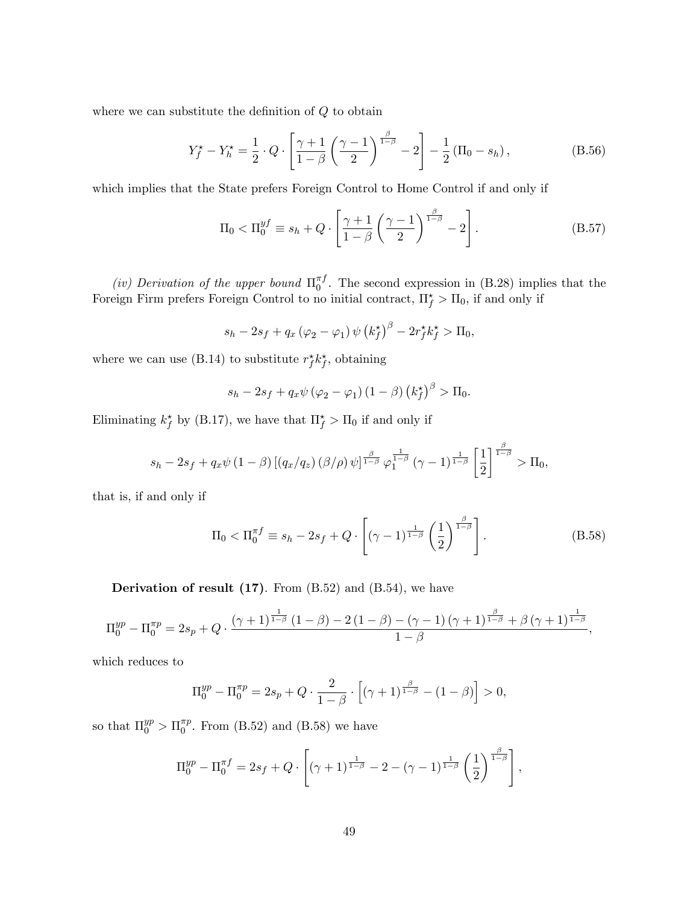where we can substitute the definition of $Q$ to obtain

$$Y_f^\star - Y_h^\star = \frac{1}{2} \cdot Q \cdot \left[ \frac{\gamma+1}{1-\beta} \left( \frac{\gamma-1}{2} \right)^{\frac{\beta}{1-\beta}} - 2 \right] - \frac{1}{2} \left( \Pi_0 - s_h \right), \tag{B.56}$$

which implies that the State prefers Foreign Control to Home Control if and only if

$$\Pi_0 < \Pi_0^{yf} \equiv s_h + Q \cdot \left[ \frac{\gamma+1}{1-\beta} \left( \frac{\gamma-1}{2} \right)^{\frac{\beta}{1-\beta}} - 2 \right]. \tag{B.57}$$

*(iv) Derivation of the upper bound* $\Pi_0^{\pi f}$. The second expression in (B.28) implies that the Foreign Firm prefers Foreign Control to no initial contract, $\Pi_f^\star > \Pi_0$, if and only if

$$s_h - 2s_f + q_x \left( \varphi_2 - \varphi_1 \right) \psi \left( k_f^\star \right)^\beta - 2 r_f^\star k_f^\star > \Pi_0,$$

where we can use (B.14) to substitute $r_f^\star k_f^\star$, obtaining

$$s_h - 2s_f + q_x \psi \left( \varphi_2 - \varphi_1 \right) \left( 1 - \beta \right) \left( k_f^\star \right)^\beta > \Pi_0.$$

Eliminating $k_f^\star$ by (B.17), we have that $\Pi_f^\star > \Pi_0$ if and only if

$$s_h - 2s_f + q_x \psi \left( 1 - \beta \right) \left[ \left( q_x / q_z \right) \left( \beta / \rho \right) \psi \right]^{\frac{\beta}{1-\beta}} \varphi_1^{\frac{1}{1-\beta}} \left( \gamma - 1 \right)^{\frac{1}{1-\beta}} \left[ \frac{1}{2} \right]^{\frac{\beta}{1-\beta}} > \Pi_0,$$

that is, if and only if

$$\Pi_0 < \Pi_0^{\pi f} \equiv s_h - 2s_f + Q \cdot \left[ \left( \gamma - 1 \right)^{\frac{1}{1-\beta}} \left( \frac{1}{2} \right)^{\frac{\beta}{1-\beta}} \right]. \tag{B.58}$$

**Derivation of result (17)**. From (B.52) and (B.54), we have

$$\Pi_0^{yp} - \Pi_0^{\pi p} = 2s_p + Q \cdot \frac{\left( \gamma + 1 \right)^{\frac{1}{1-\beta}} \left( 1 - \beta \right) - 2 \left( 1 - \beta \right) - \left( \gamma - 1 \right) \left( \gamma + 1 \right)^{\frac{\beta}{1-\beta}} + \beta \left( \gamma + 1 \right)^{\frac{1}{1-\beta}}}{1-\beta},$$

which reduces to

$$\Pi_0^{yp} - \Pi_0^{\pi p} = 2s_p + Q \cdot \frac{2}{1-\beta} \cdot \left[ \left( \gamma + 1 \right)^{\frac{\beta}{1-\beta}} - \left( 1 - \beta \right) \right] > 0,$$

so that $\Pi_0^{yp} > \Pi_0^{\pi p}$. From (B.52) and (B.58) we have

$$\Pi_0^{yp} - \Pi_0^{\pi f} = 2s_f + Q \cdot \left[ \left( \gamma + 1 \right)^{\frac{1}{1-\beta}} - 2 - \left( \gamma - 1 \right)^{\frac{1}{1-\beta}} \left( \frac{1}{2} \right)^{\frac{\beta}{1-\beta}} \right],$$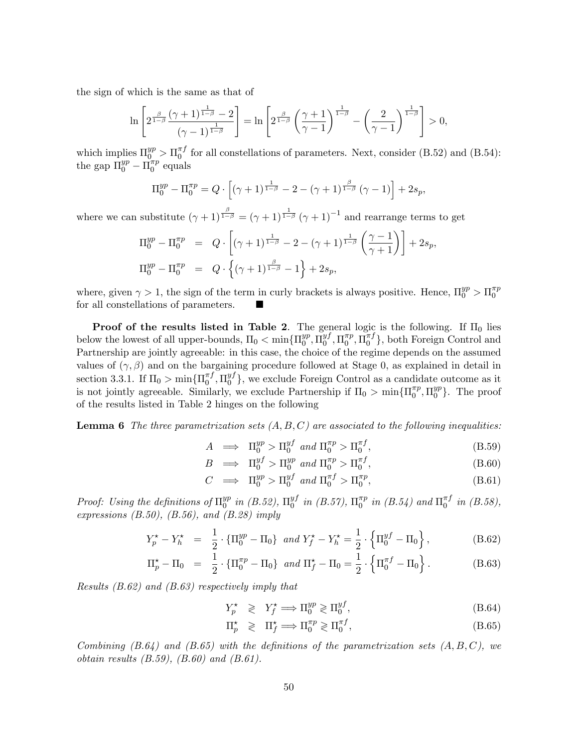the sign of which is the same as that of

$$\ln\left[2^{\frac{\beta}{1-\beta}}\frac{(\gamma+1)^{\frac{1}{1-\beta}}-2}{(\gamma-1)^{\frac{1}{1-\beta}}}\right]=\ln\left[2^{\frac{\beta}{1-\beta}}\left(\frac{\gamma+1}{\gamma-1}\right)^{\frac{1}{1-\beta}}-\left(\frac{2}{\gamma-1}\right)^{\frac{1}{1-\beta}}\right]>0,$$

which implies $\Pi_0^{yp}>\Pi_0^{\pi f}$ for all constellations of parameters. Next, consider (B.52) and (B.54): the gap $\Pi_0^{yp}-\Pi_0^{\pi p}$ equals

$$\Pi_0^{yp}-\Pi_0^{\pi p}=Q\cdot\left[(\gamma+1)^{\frac{1}{1-\beta}}-2-(\gamma+1)^{\frac{\beta}{1-\beta}}(\gamma-1)\right]+2s_p,$$

where we can substitute $(\gamma+1)^{\frac{\beta}{1-\beta}}=(\gamma+1)^{\frac{1}{1-\beta}}(\gamma+1)^{-1}$ and rearrange terms to get

$$\begin{aligned}\Pi_0^{yp}-\Pi_0^{\pi p}&=Q\cdot\left[(\gamma+1)^{\frac{1}{1-\beta}}-2-(\gamma+1)^{\frac{1}{1-\beta}}\left(\frac{\gamma-1}{\gamma+1}\right)\right]+2s_p,\\ \Pi_0^{yp}-\Pi_0^{\pi p}&=Q\cdot\left\{(\gamma+1)^{\frac{\beta}{1-\beta}}-1\right\}+2s_p,\end{aligned}$$

where, given $\gamma>1$, the sign of the term in curly brackets is always positive. Hence, $\Pi_0^{yp}>\Pi_0^{\pi p}$ for all constellations of parameters. ■

**Proof of the results listed in Table 2**. The general logic is the following. If $\Pi_0$ lies below the lowest of all upper-bounds, $\Pi_0<\min\{\Pi_0^{yp},\Pi_0^{yf},\Pi_0^{\pi p},\Pi_0^{\pi f}\}$, both Foreign Control and Partnership are jointly agreeable: in this case, the choice of the regime depends on the assumed values of $(\gamma,\beta)$ and on the bargaining procedure followed at Stage 0, as explained in detail in section 3.3.1. If $\Pi_0>\min\{\Pi_0^{\pi f},\Pi_0^{yf}\}$, we exclude Foreign Control as a candidate outcome as it is not jointly agreeable. Similarly, we exclude Partnership if $\Pi_0>\min\{\Pi_0^{\pi p},\Pi_0^{yp}\}$. The proof of the results listed in Table 2 hinges on the following

**Lemma 6** *The three parametrization sets $(A,B,C)$ are associated to the following inequalities:*

$$A\implies\Pi_0^{yp}>\Pi_0^{yf}\text{ and }\Pi_0^{\pi p}>\Pi_0^{\pi f},\tag{B.59}$$

$$B\implies\Pi_0^{yf}>\Pi_0^{yp}\text{ and }\Pi_0^{\pi p}>\Pi_0^{\pi f},\tag{B.60}$$

$$C\implies\Pi_0^{yp}>\Pi_0^{yf}\text{ and }\Pi_0^{\pi f}>\Pi_0^{\pi p},\tag{B.61}$$

*Proof: Using the definitions of $\Pi_0^{yp}$ in (B.52), $\Pi_0^{yf}$ in (B.57), $\Pi_0^{\pi p}$ in (B.54) and $\Pi_0^{\pi f}$ in (B.58), expressions (B.50), (B.56), and (B.28) imply*

$$Y_p^\star-Y_h^\star=\frac{1}{2}\cdot\{\Pi_0^{yp}-\Pi_0\}\text{ and }Y_f^\star-Y_h^\star=\frac{1}{2}\cdot\left\{\Pi_0^{yf}-\Pi_0\right\},\tag{B.62}$$

$$\Pi_p^\star-\Pi_0=\frac{1}{2}\cdot\{\Pi_0^{\pi p}-\Pi_0\}\text{ and }\Pi_f^\star-\Pi_0=\frac{1}{2}\cdot\left\{\Pi_0^{\pi f}-\Pi_0\right\}.\tag{B.63}$$

*Results (B.62) and (B.63) respectively imply that*

$$Y_p^\star\gtrless Y_f^\star\implies\Pi_0^{yp}\gtrless\Pi_0^{yf},\tag{B.64}$$

$$\Pi_p^\star\gtrless\Pi_f^\star\implies\Pi_0^{\pi p}\gtrless\Pi_0^{\pi f},\tag{B.65}$$

*Combining (B.64) and (B.65) with the definitions of the parametrization sets $(A,B,C)$, we obtain results (B.59), (B.60) and (B.61).*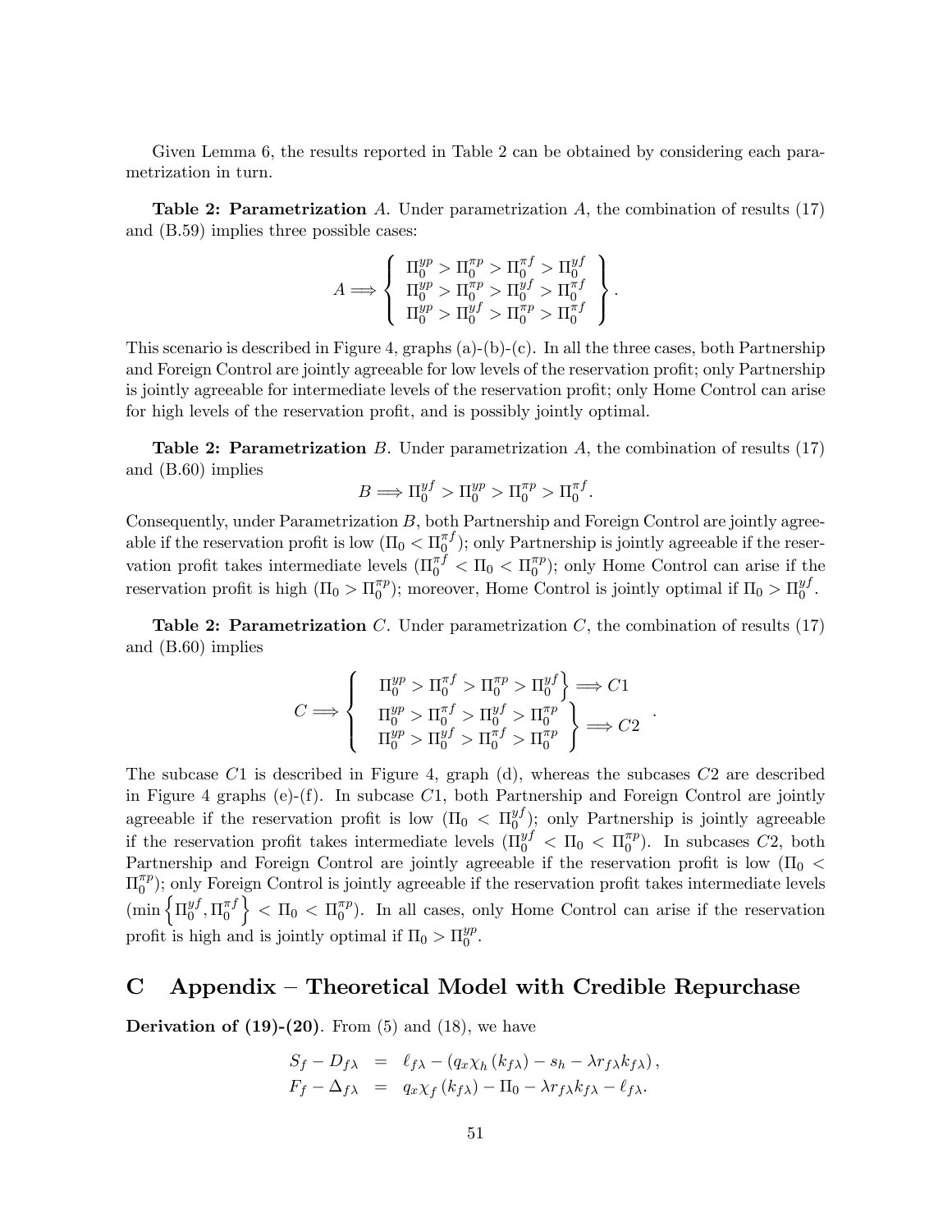Given Lemma 6, the results reported in Table 2 can be obtained by considering each parametrization in turn.

**Table 2: Parametrization** $A$. Under parametrization $A$, the combination of results (17) and (B.59) implies three possible cases:

$$A \Longrightarrow \left\{ \begin{array}{l} \Pi_0^{yp} > \Pi_0^{\pi p} > \Pi_0^{\pi f} > \Pi_0^{yf} \\ \Pi_0^{yp} > \Pi_0^{\pi p} > \Pi_0^{yf} > \Pi_0^{\pi f} \\ \Pi_0^{yp} > \Pi_0^{yf} > \Pi_0^{\pi p} > \Pi_0^{\pi f} \end{array} \right\}.$$

This scenario is described in Figure 4, graphs (a)-(b)-(c). In all the three cases, both Partnership and Foreign Control are jointly agreeable for low levels of the reservation profit; only Partnership is jointly agreeable for intermediate levels of the reservation profit; only Home Control can arise for high levels of the reservation profit, and is possibly jointly optimal.

**Table 2: Parametrization** $B$. Under parametrization $A$, the combination of results (17) and (B.60) implies

$$B \Longrightarrow \Pi_0^{yf} > \Pi_0^{yp} > \Pi_0^{\pi p} > \Pi_0^{\pi f}.$$

Consequently, under Parametrization $B$, both Partnership and Foreign Control are jointly agreeable if the reservation profit is low ($\Pi_0 < \Pi_0^{\pi f}$); only Partnership is jointly agreeable if the reservation profit takes intermediate levels ($\Pi_0^{\pi f} < \Pi_0 < \Pi_0^{\pi p}$); only Home Control can arise if the reservation profit is high ($\Pi_0 > \Pi_0^{\pi p}$); moreover, Home Control is jointly optimal if $\Pi_0 > \Pi_0^{yf}$.

**Table 2: Parametrization** $C$. Under parametrization $C$, the combination of results (17) and (B.60) implies

$$C \Longrightarrow \left\{ \begin{array}{l} \left. \Pi_0^{yp} > \Pi_0^{\pi f} > \Pi_0^{\pi p} > \Pi_0^{yf} \right\} \Longrightarrow C1 \\ \left. \begin{array}{l} \Pi_0^{yp} > \Pi_0^{\pi f} > \Pi_0^{yf} > \Pi_0^{\pi p} \\ \Pi_0^{yp} > \Pi_0^{yf} > \Pi_0^{\pi f} > \Pi_0^{\pi p} \end{array} \right\} \Longrightarrow C2 \end{array} \right. .$$

The subcase $C1$ is described in Figure 4, graph (d), whereas the subcases $C2$ are described in Figure 4 graphs (e)-(f). In subcase $C1$, both Partnership and Foreign Control are jointly agreeable if the reservation profit is low ($\Pi_0 < \Pi_0^{yf}$); only Partnership is jointly agreeable if the reservation profit takes intermediate levels ($\Pi_0^{yf} < \Pi_0 < \Pi_0^{\pi p}$). In subcases $C2$, both Partnership and Foreign Control are jointly agreeable if the reservation profit is low ($\Pi_0 < \Pi_0^{\pi p}$); only Foreign Control is jointly agreeable if the reservation profit takes intermediate levels ($\min\left\{\Pi_0^{yf}, \Pi_0^{\pi f}\right\} < \Pi_0 < \Pi_0^{\pi p}$). In all cases, only Home Control can arise if the reservation profit is high and is jointly optimal if $\Pi_0 > \Pi_0^{yp}$.

# C Appendix – Theoretical Model with Credible Repurchase

**Derivation of (19)-(20)**. From (5) and (18), we have

$$\begin{aligned} S_f - D_{f\lambda} &= \ell_{f\lambda} - \left(q_x \chi_h \left(k_{f\lambda}\right) - s_h - \lambda r_{f\lambda} k_{f\lambda}\right), \\ F_f - \Delta_{f\lambda} &= q_x \chi_f \left(k_{f\lambda}\right) - \Pi_0 - \lambda r_{f\lambda} k_{f\lambda} - \ell_{f\lambda}. \end{aligned}$$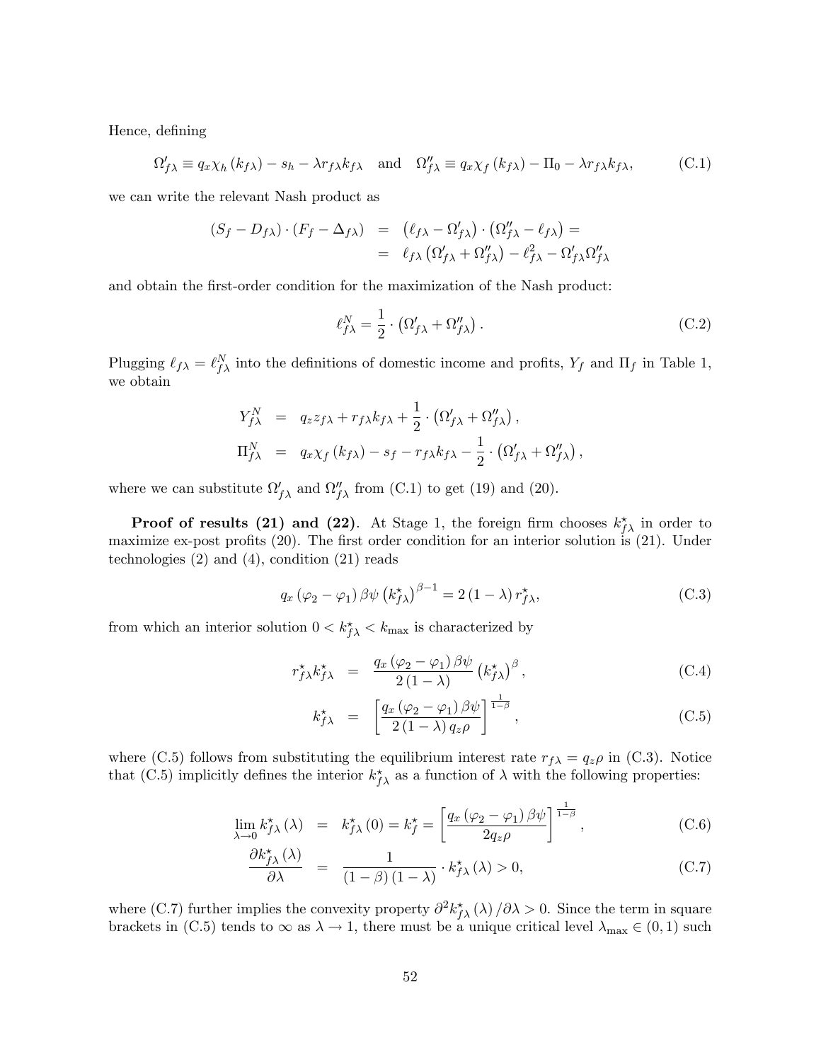Hence, defining

$$\Omega'_{f\lambda} \equiv q_x \chi_h(k_{f\lambda}) - s_h - \lambda r_{f\lambda} k_{f\lambda} \quad \text{and} \quad \Omega''_{f\lambda} \equiv q_x \chi_f(k_{f\lambda}) - \Pi_0 - \lambda r_{f\lambda} k_{f\lambda}, \tag{C.1}$$

we can write the relevant Nash product as

$$\begin{aligned}
(S_f - D_{f\lambda}) \cdot (F_f - \Delta_{f\lambda}) &= \left(\ell_{f\lambda} - \Omega'_{f\lambda}\right) \cdot \left(\Omega''_{f\lambda} - \ell_{f\lambda}\right) = \\
&= \ell_{f\lambda}\left(\Omega'_{f\lambda} + \Omega''_{f\lambda}\right) - \ell^2_{f\lambda} - \Omega'_{f\lambda}\Omega''_{f\lambda}
\end{aligned}$$

and obtain the first-order condition for the maximization of the Nash product:

$$\ell^N_{f\lambda} = \frac{1}{2} \cdot \left(\Omega'_{f\lambda} + \Omega''_{f\lambda}\right). \tag{C.2}$$

Plugging $\ell_{f\lambda} = \ell^N_{f\lambda}$ into the definitions of domestic income and profits, $Y_f$ and $\Pi_f$ in Table 1, we obtain

$$\begin{aligned}
Y^N_{f\lambda} &= q_z z_{f\lambda} + r_{f\lambda} k_{f\lambda} + \frac{1}{2} \cdot \left(\Omega'_{f\lambda} + \Omega''_{f\lambda}\right), \\
\Pi^N_{f\lambda} &= q_x \chi_f(k_{f\lambda}) - s_f - r_{f\lambda} k_{f\lambda} - \frac{1}{2} \cdot \left(\Omega'_{f\lambda} + \Omega''_{f\lambda}\right),
\end{aligned}$$

where we can substitute $\Omega'_{f\lambda}$ and $\Omega''_{f\lambda}$ from (C.1) to get (19) and (20).

**Proof of results (21) and (22)**. At Stage 1, the foreign firm chooses $k^\star_{f\lambda}$ in order to maximize ex-post profits (20). The first order condition for an interior solution is (21). Under technologies (2) and (4), condition (21) reads

$$q_x(\varphi_2 - \varphi_1)\beta\psi\left(k^\star_{f\lambda}\right)^{\beta-1} = 2(1-\lambda)r^\star_{f\lambda}, \tag{C.3}$$

from which an interior solution $0 < k^\star_{f\lambda} < k_{\max}$ is characterized by

$$\begin{aligned}
r^\star_{f\lambda} k^\star_{f\lambda} &= \frac{q_x(\varphi_2 - \varphi_1)\beta\psi}{2(1-\lambda)}\left(k^\star_{f\lambda}\right)^\beta, & \text{(C.4)} \\
k^\star_{f\lambda} &= \left[\frac{q_x(\varphi_2 - \varphi_1)\beta\psi}{2(1-\lambda)q_z\rho}\right]^{\frac{1}{1-\beta}}, & \text{(C.5)}
\end{aligned}$$

where (C.5) follows from substituting the equilibrium interest rate $r_{f\lambda} = q_z\rho$ in (C.3). Notice that (C.5) implicitly defines the interior $k^\star_{f\lambda}$ as a function of $\lambda$ with the following properties:

$$\begin{aligned}
\lim_{\lambda\to 0} k^\star_{f\lambda}(\lambda) &= k^\star_{f\lambda}(0) = k^\star_f = \left[\frac{q_x(\varphi_2 - \varphi_1)\beta\psi}{2q_z\rho}\right]^{\frac{1}{1-\beta}}, & \text{(C.6)} \\
\frac{\partial k^\star_{f\lambda}(\lambda)}{\partial\lambda} &= \frac{1}{(1-\beta)(1-\lambda)} \cdot k^\star_{f\lambda}(\lambda) > 0, & \text{(C.7)}
\end{aligned}$$

where (C.7) further implies the convexity property $\partial^2 k^\star_{f\lambda}(\lambda)/\partial\lambda > 0$. Since the term in square brackets in (C.5) tends to $\infty$ as $\lambda \to 1$, there must be a unique critical level $\lambda_{\max} \in (0,1)$ such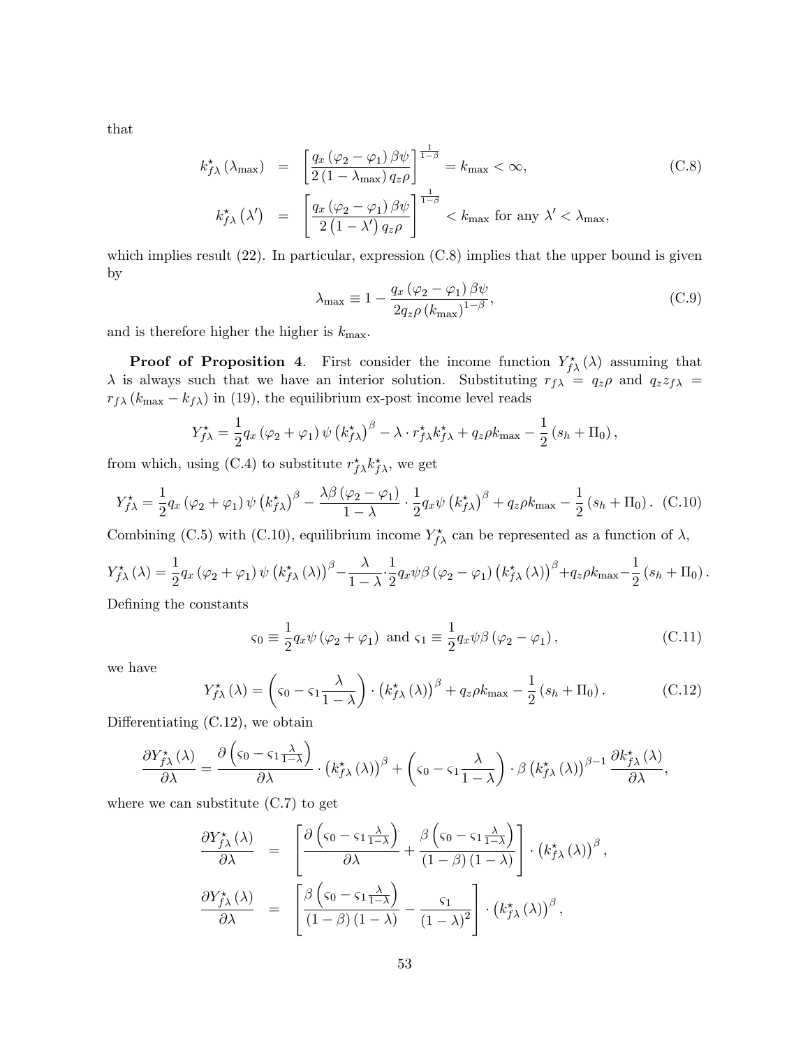that

$$
\begin{aligned}
k^{\star}_{f\lambda}\left(\lambda_{\max}\right) &= \left[\frac{q_x\left(\varphi_2-\varphi_1\right)\beta\psi}{2\left(1-\lambda_{\max}\right)q_z\rho}\right]^{\frac{1}{1-\beta}} = k_{\max} < \infty, \qquad \text{(C.8)} \\
k^{\star}_{f\lambda}\left(\lambda'\right) &= \left[\frac{q_x\left(\varphi_2-\varphi_1\right)\beta\psi}{2\left(1-\lambda'\right)q_z\rho}\right]^{\frac{1}{1-\beta}} < k_{\max} \text{ for any } \lambda' < \lambda_{\max},
\end{aligned}
$$

which implies result (22). In particular, expression (C.8) implies that the upper bound is given by

$$
\lambda_{\max} \equiv 1 - \frac{q_x\left(\varphi_2-\varphi_1\right)\beta\psi}{2q_z\rho\left(k_{\max}\right)^{1-\beta}}, \tag{C.9}
$$

and is therefore higher the higher is $k_{\max}$.

**Proof of Proposition 4**. First consider the income function $Y^{\star}_{f\lambda}(\lambda)$ assuming that $\lambda$ is always such that we have an interior solution. Substituting $r_{f\lambda} = q_z\rho$ and $q_z z_{f\lambda} = r_{f\lambda}\left(k_{\max} - k_{f\lambda}\right)$ in (19), the equilibrium ex-post income level reads

$$
Y^{\star}_{f\lambda} = \frac{1}{2}q_x\left(\varphi_2+\varphi_1\right)\psi\left(k^{\star}_{f\lambda}\right)^{\beta} - \lambda\cdot r^{\star}_{f\lambda}k^{\star}_{f\lambda} + q_z\rho k_{\max} - \frac{1}{2}\left(s_h+\Pi_0\right),
$$

from which, using (C.4) to substitute $r^{\star}_{f\lambda}k^{\star}_{f\lambda}$, we get

$$
Y^{\star}_{f\lambda} = \frac{1}{2}q_x\left(\varphi_2+\varphi_1\right)\psi\left(k^{\star}_{f\lambda}\right)^{\beta} - \frac{\lambda\beta\left(\varphi_2-\varphi_1\right)}{1-\lambda}\cdot\frac{1}{2}q_x\psi\left(k^{\star}_{f\lambda}\right)^{\beta} + q_z\rho k_{\max} - \frac{1}{2}\left(s_h+\Pi_0\right). \tag{C.10}
$$

Combining (C.5) with (C.10), equilibrium income $Y^{\star}_{f\lambda}$ can be represented as a function of $\lambda$,

$$
Y^{\star}_{f\lambda}(\lambda) = \frac{1}{2}q_x\left(\varphi_2+\varphi_1\right)\psi\left(k^{\star}_{f\lambda}(\lambda)\right)^{\beta} - \frac{\lambda}{1-\lambda}\cdot\frac{1}{2}q_x\psi\beta\left(\varphi_2-\varphi_1\right)\left(k^{\star}_{f\lambda}(\lambda)\right)^{\beta} + q_z\rho k_{\max} - \frac{1}{2}\left(s_h+\Pi_0\right).
$$

Defining the constants

$$
\varsigma_0 \equiv \frac{1}{2}q_x\psi\left(\varphi_2+\varphi_1\right) \text{ and } \varsigma_1 \equiv \frac{1}{2}q_x\psi\beta\left(\varphi_2-\varphi_1\right), \tag{C.11}
$$

we have

$$
Y^{\star}_{f\lambda}(\lambda) = \left(\varsigma_0 - \varsigma_1\frac{\lambda}{1-\lambda}\right)\cdot\left(k^{\star}_{f\lambda}(\lambda)\right)^{\beta} + q_z\rho k_{\max} - \frac{1}{2}\left(s_h+\Pi_0\right). \tag{C.12}
$$

Differentiating (C.12), we obtain

$$
\frac{\partial Y^{\star}_{f\lambda}(\lambda)}{\partial\lambda} = \frac{\partial\left(\varsigma_0 - \varsigma_1\frac{\lambda}{1-\lambda}\right)}{\partial\lambda}\cdot\left(k^{\star}_{f\lambda}(\lambda)\right)^{\beta} + \left(\varsigma_0 - \varsigma_1\frac{\lambda}{1-\lambda}\right)\cdot\beta\left(k^{\star}_{f\lambda}(\lambda)\right)^{\beta-1}\frac{\partial k^{\star}_{f\lambda}(\lambda)}{\partial\lambda},
$$

where we can substitute (C.7) to get

$$
\begin{aligned}
\frac{\partial Y^{\star}_{f\lambda}(\lambda)}{\partial\lambda} &= \left[\frac{\partial\left(\varsigma_0 - \varsigma_1\frac{\lambda}{1-\lambda}\right)}{\partial\lambda} + \frac{\beta\left(\varsigma_0 - \varsigma_1\frac{\lambda}{1-\lambda}\right)}{(1-\beta)(1-\lambda)}\right]\cdot\left(k^{\star}_{f\lambda}(\lambda)\right)^{\beta}, \\
\frac{\partial Y^{\star}_{f\lambda}(\lambda)}{\partial\lambda} &= \left[\frac{\beta\left(\varsigma_0 - \varsigma_1\frac{\lambda}{1-\lambda}\right)}{(1-\beta)(1-\lambda)} - \frac{\varsigma_1}{(1-\lambda)^2}\right]\cdot\left(k^{\star}_{f\lambda}(\lambda)\right)^{\beta},
\end{aligned}
$$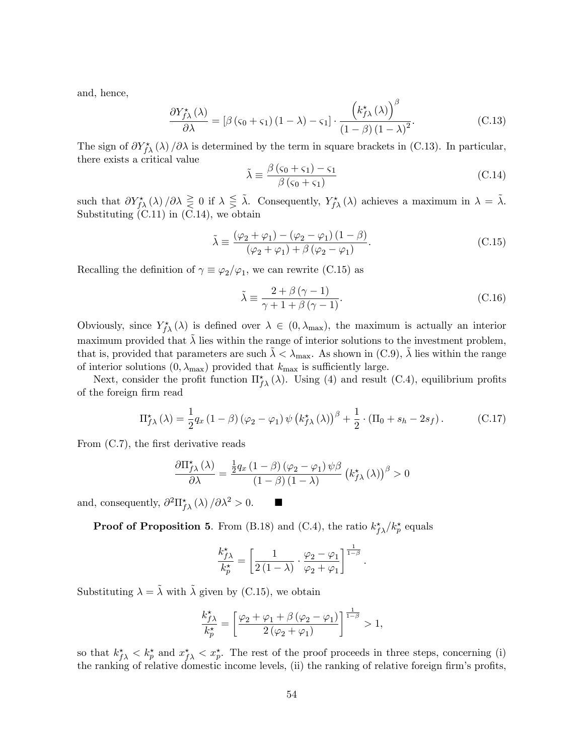and, hence,

$$\frac{\partial Y^{\star}_{f\lambda}(\lambda)}{\partial \lambda} = \left[\beta\left(\varsigma_0 + \varsigma_1\right)(1-\lambda) - \varsigma_1\right] \cdot \frac{\left(k^{\star}_{f\lambda}(\lambda)\right)^{\beta}}{(1-\beta)(1-\lambda)^2}. \tag{C.13}$$

The sign of $\partial Y^{\star}_{f\lambda}(\lambda)/\partial\lambda$ is determined by the term in square brackets in (C.13). In particular, there exists a critical value

$$\tilde{\lambda} \equiv \frac{\beta\left(\varsigma_0 + \varsigma_1\right) - \varsigma_1}{\beta\left(\varsigma_0 + \varsigma_1\right)} \tag{C.14}$$

such that $\partial Y^{\star}_{f\lambda}(\lambda)/\partial\lambda \gtreqless 0$ if $\lambda \lesseqgtr \tilde{\lambda}$. Consequently, $Y^{\star}_{f\lambda}(\lambda)$ achieves a maximum in $\lambda = \tilde{\lambda}$. Substituting (C.11) in (C.14), we obtain

$$\tilde{\lambda} \equiv \frac{\left(\varphi_2 + \varphi_1\right) - \left(\varphi_2 - \varphi_1\right)(1-\beta)}{\left(\varphi_2 + \varphi_1\right) + \beta\left(\varphi_2 - \varphi_1\right)}. \tag{C.15}$$

Recalling the definition of $\gamma \equiv \varphi_2/\varphi_1$, we can rewrite (C.15) as

$$\tilde{\lambda} \equiv \frac{2 + \beta(\gamma - 1)}{\gamma + 1 + \beta(\gamma - 1)}. \tag{C.16}$$

Obviously, since $Y^{\star}_{f\lambda}(\lambda)$ is defined over $\lambda \in (0, \lambda_{\max})$, the maximum is actually an interior maximum provided that $\tilde{\lambda}$ lies within the range of interior solutions to the investment problem, that is, provided that parameters are such $\tilde{\lambda} < \lambda_{\max}$. As shown in (C.9), $\tilde{\lambda}$ lies within the range of interior solutions $(0, \lambda_{\max})$ provided that $k_{\max}$ is sufficiently large.

Next, consider the profit function $\Pi^{\star}_{f\lambda}(\lambda)$. Using (4) and result (C.4), equilibrium profits of the foreign firm read

$$\Pi^{\star}_{f\lambda}(\lambda) = \frac{1}{2} q_x (1-\beta)\left(\varphi_2 - \varphi_1\right)\psi\left(k^{\star}_{f\lambda}(\lambda)\right)^{\beta} + \frac{1}{2} \cdot \left(\Pi_0 + s_h - 2s_f\right). \tag{C.17}$$

From (C.7), the first derivative reads

$$\frac{\partial \Pi^{\star}_{f\lambda}(\lambda)}{\partial \lambda} = \frac{\frac{1}{2} q_x (1-\beta)\left(\varphi_2 - \varphi_1\right)\psi\beta}{(1-\beta)(1-\lambda)} \left(k^{\star}_{f\lambda}(\lambda)\right)^{\beta} > 0$$

and, consequently, $\partial^2 \Pi^{\star}_{f\lambda}(\lambda)/\partial\lambda^2 > 0$. ■

**Proof of Proposition 5**. From (B.18) and (C.4), the ratio $k^{\star}_{f\lambda}/k^{\star}_p$ equals

$$\frac{k^{\star}_{f\lambda}}{k^{\star}_p} = \left[\frac{1}{2(1-\lambda)} \cdot \frac{\varphi_2 - \varphi_1}{\varphi_2 + \varphi_1}\right]^{\frac{1}{1-\beta}}.$$

Substituting $\lambda = \tilde{\lambda}$ with $\tilde{\lambda}$ given by (C.15), we obtain

$$\frac{k^{\star}_{f\lambda}}{k^{\star}_p} = \left[\frac{\varphi_2 + \varphi_1 + \beta\left(\varphi_2 - \varphi_1\right)}{2\left(\varphi_2 + \varphi_1\right)}\right]^{\frac{1}{1-\beta}} > 1,$$

so that $k^{\star}_{f\lambda} < k^{\star}_p$ and $x^{\star}_{f\lambda} < x^{\star}_p$. The rest of the proof proceeds in three steps, concerning (i) the ranking of relative domestic income levels, (ii) the ranking of relative foreign firm's profits,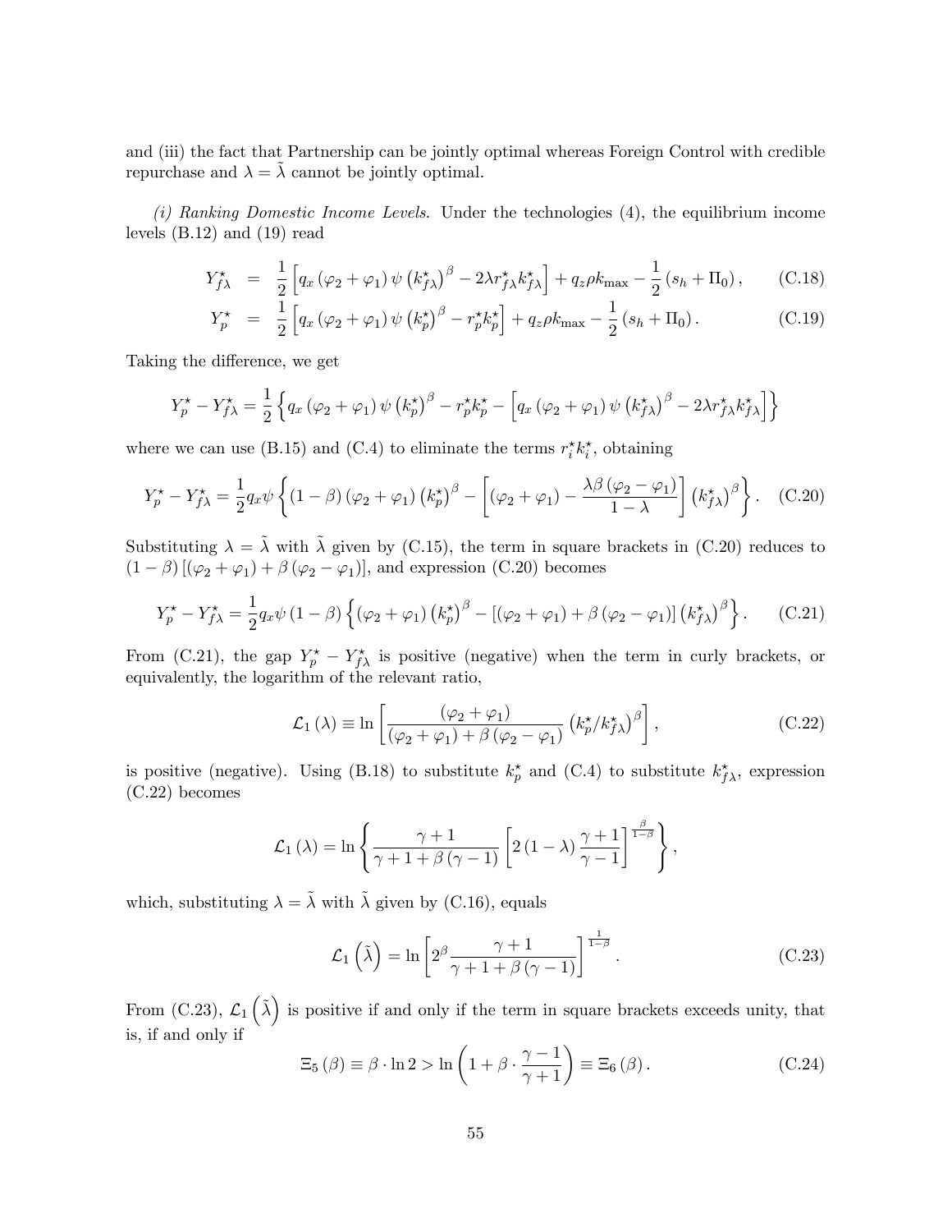and (iii) the fact that Partnership can be jointly optimal whereas Foreign Control with credible repurchase and $\lambda = \tilde{\lambda}$ cannot be jointly optimal.

*(i) Ranking Domestic Income Levels.* Under the technologies (4), the equilibrium income levels (B.12) and (19) read

$$Y_{f\lambda}^{\star} = \frac{1}{2}\left[q_x(\varphi_2+\varphi_1)\psi\left(k_{f\lambda}^{\star}\right)^{\beta} - 2\lambda r_{f\lambda}^{\star}k_{f\lambda}^{\star}\right] + q_z\rho k_{\max} - \frac{1}{2}(s_h+\Pi_0), \tag{C.18}$$

$$Y_{p}^{\star} = \frac{1}{2}\left[q_x(\varphi_2+\varphi_1)\psi\left(k_{p}^{\star}\right)^{\beta} - r_{p}^{\star}k_{p}^{\star}\right] + q_z\rho k_{\max} - \frac{1}{2}(s_h+\Pi_0). \tag{C.19}$$

Taking the difference, we get

$$Y_p^{\star} - Y_{f\lambda}^{\star} = \frac{1}{2}\left\{q_x(\varphi_2+\varphi_1)\psi\left(k_p^{\star}\right)^{\beta} - r_p^{\star}k_p^{\star} - \left[q_x(\varphi_2+\varphi_1)\psi\left(k_{f\lambda}^{\star}\right)^{\beta} - 2\lambda r_{f\lambda}^{\star}k_{f\lambda}^{\star}\right]\right\}$$

where we can use (B.15) and (C.4) to eliminate the terms $r_i^{\star}k_i^{\star}$, obtaining

$$Y_p^{\star} - Y_{f\lambda}^{\star} = \frac{1}{2}q_x\psi\left\{(1-\beta)(\varphi_2+\varphi_1)\left(k_p^{\star}\right)^{\beta} - \left[(\varphi_2+\varphi_1) - \frac{\lambda\beta(\varphi_2-\varphi_1)}{1-\lambda}\right]\left(k_{f\lambda}^{\star}\right)^{\beta}\right\}. \tag{C.20}$$

Substituting $\lambda = \tilde{\lambda}$ with $\tilde{\lambda}$ given by (C.15), the term in square brackets in (C.20) reduces to $(1-\beta)\left[(\varphi_2+\varphi_1)+\beta(\varphi_2-\varphi_1)\right]$, and expression (C.20) becomes

$$Y_p^{\star} - Y_{f\lambda}^{\star} = \frac{1}{2}q_x\psi(1-\beta)\left\{(\varphi_2+\varphi_1)\left(k_p^{\star}\right)^{\beta} - \left[(\varphi_2+\varphi_1)+\beta(\varphi_2-\varphi_1)\right]\left(k_{f\lambda}^{\star}\right)^{\beta}\right\}. \tag{C.21}$$

From (C.21), the gap $Y_p^{\star} - Y_{f\lambda}^{\star}$ is positive (negative) when the term in curly brackets, or equivalently, the logarithm of the relevant ratio,

$$\mathcal{L}_1(\lambda) \equiv \ln\left[\frac{(\varphi_2+\varphi_1)}{(\varphi_2+\varphi_1)+\beta(\varphi_2-\varphi_1)}\left(k_p^{\star}/k_{f\lambda}^{\star}\right)^{\beta}\right], \tag{C.22}$$

is positive (negative). Using (B.18) to substitute $k_p^{\star}$ and (C.4) to substitute $k_{f\lambda}^{\star}$, expression (C.22) becomes

$$\mathcal{L}_1(\lambda) = \ln\left\{\frac{\gamma+1}{\gamma+1+\beta(\gamma-1)}\left[2(1-\lambda)\frac{\gamma+1}{\gamma-1}\right]^{\frac{\beta}{1-\beta}}\right\},$$

which, substituting $\lambda = \tilde{\lambda}$ with $\tilde{\lambda}$ given by (C.16), equals

$$\mathcal{L}_1\left(\tilde{\lambda}\right) = \ln\left[2^{\beta}\frac{\gamma+1}{\gamma+1+\beta(\gamma-1)}\right]^{\frac{1}{1-\beta}}. \tag{C.23}$$

From (C.23), $\mathcal{L}_1\left(\tilde{\lambda}\right)$ is positive if and only if the term in square brackets exceeds unity, that is, if and only if

$$\Xi_5(\beta) \equiv \beta\cdot\ln 2 > \ln\left(1+\beta\cdot\frac{\gamma-1}{\gamma+1}\right) \equiv \Xi_6(\beta). \tag{C.24}$$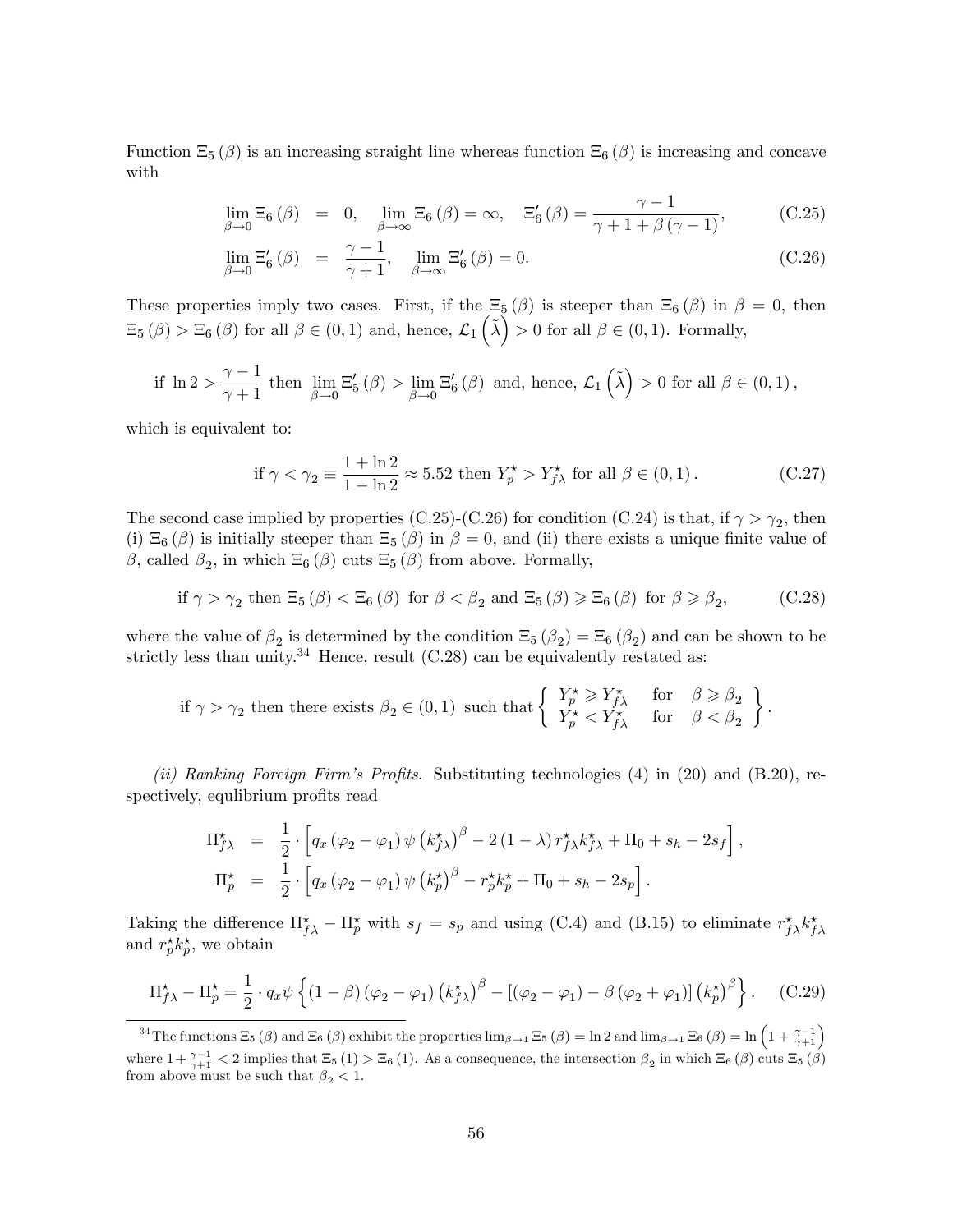Function $\Xi_5(\beta)$ is an increasing straight line whereas function $\Xi_6(\beta)$ is increasing and concave with

$$\lim_{\beta\to 0}\Xi_6(\beta) = 0, \quad \lim_{\beta\to\infty}\Xi_6(\beta)=\infty, \quad \Xi_6'(\beta)=\frac{\gamma-1}{\gamma+1+\beta(\gamma-1)}, \tag{C.25}$$

$$\lim_{\beta\to 0}\Xi_6'(\beta) = \frac{\gamma-1}{\gamma+1}, \quad \lim_{\beta\to\infty}\Xi_6'(\beta)=0. \tag{C.26}$$

These properties imply two cases. First, if the $\Xi_5(\beta)$ is steeper than $\Xi_6(\beta)$ in $\beta=0$, then $\Xi_5(\beta)>\Xi_6(\beta)$ for all $\beta\in(0,1)$ and, hence, $\mathcal{L}_1\left(\tilde{\lambda}\right)>0$ for all $\beta\in(0,1)$. Formally,

$$\text{if } \ln 2>\frac{\gamma-1}{\gamma+1} \text{ then } \lim_{\beta\to 0}\Xi_5'(\beta)>\lim_{\beta\to 0}\Xi_6'(\beta) \text{ and, hence, } \mathcal{L}_1\left(\tilde{\lambda}\right)>0 \text{ for all } \beta\in(0,1),$$

which is equivalent to:

$$\text{if } \gamma<\gamma_2\equiv\frac{1+\ln 2}{1-\ln 2}\approx 5.52 \text{ then } Y_p^\star>Y_{f\lambda}^\star \text{ for all } \beta\in(0,1). \tag{C.27}$$

The second case implied by properties (C.25)-(C.26) for condition (C.24) is that, if $\gamma>\gamma_2$, then (i) $\Xi_6(\beta)$ is initially steeper than $\Xi_5(\beta)$ in $\beta=0$, and (ii) there exists a unique finite value of $\beta$, called $\beta_2$, in which $\Xi_6(\beta)$ cuts $\Xi_5(\beta)$ from above. Formally,

$$\text{if } \gamma>\gamma_2 \text{ then } \Xi_5(\beta)<\Xi_6(\beta) \text{ for } \beta<\beta_2 \text{ and } \Xi_5(\beta)\geqslant\Xi_6(\beta) \text{ for } \beta\geqslant\beta_2, \tag{C.28}$$

where the value of $\beta_2$ is determined by the condition $\Xi_5(\beta_2)=\Xi_6(\beta_2)$ and can be shown to be strictly less than unity.[34] Hence, result (C.28) can be equivalently restated as:

$$\text{if } \gamma>\gamma_2 \text{ then there exists } \beta_2\in(0,1) \text{ such that} \left\{\begin{array}{ll} Y_p^\star\geqslant Y_{f\lambda}^\star & \text{for} \quad \beta\geqslant\beta_2 \\ Y_p^\star<Y_{f\lambda}^\star & \text{for} \quad \beta<\beta_2 \end{array}\right\}.$$

*(ii) Ranking Foreign Firm's Profits*. Substituting technologies (4) in (20) and (B.20), respectively, equlibrium profits read

$$\begin{aligned}
\Pi_{f\lambda}^\star &= \frac{1}{2}\cdot\left[q_x(\varphi_2-\varphi_1)\psi\left(k_{f\lambda}^\star\right)^\beta-2(1-\lambda)r_{f\lambda}^\star k_{f\lambda}^\star+\Pi_0+s_h-2s_f\right],\\
\Pi_p^\star &= \frac{1}{2}\cdot\left[q_x(\varphi_2-\varphi_1)\psi\left(k_p^\star\right)^\beta-r_p^\star k_p^\star+\Pi_0+s_h-2s_p\right].
\end{aligned}$$

Taking the difference $\Pi_{f\lambda}^\star-\Pi_p^\star$ with $s_f=s_p$ and using (C.4) and (B.15) to eliminate $r_{f\lambda}^\star k_{f\lambda}^\star$ and $r_p^\star k_p^\star$, we obtain

$$\Pi_{f\lambda}^\star-\Pi_p^\star=\frac{1}{2}\cdot q_x\psi\left\{(1-\beta)(\varphi_2-\varphi_1)\left(k_{f\lambda}^\star\right)^\beta-\left[(\varphi_2-\varphi_1)-\beta(\varphi_2+\varphi_1)\right]\left(k_p^\star\right)^\beta\right\}. \tag{C.29}$$

---

[34] The functions $\Xi_5(\beta)$ and $\Xi_6(\beta)$ exhibit the properties $\lim_{\beta\to 1}\Xi_5(\beta)=\ln 2$ and $\lim_{\beta\to 1}\Xi_6(\beta)=\ln\left(1+\frac{\gamma-1}{\gamma+1}\right)$ where $1+\frac{\gamma-1}{\gamma+1}<2$ implies that $\Xi_5(1)>\Xi_6(1)$. As a consequence, the intersection $\beta_2$ in which $\Xi_6(\beta)$ cuts $\Xi_5(\beta)$ from above must be such that $\beta_2<1$.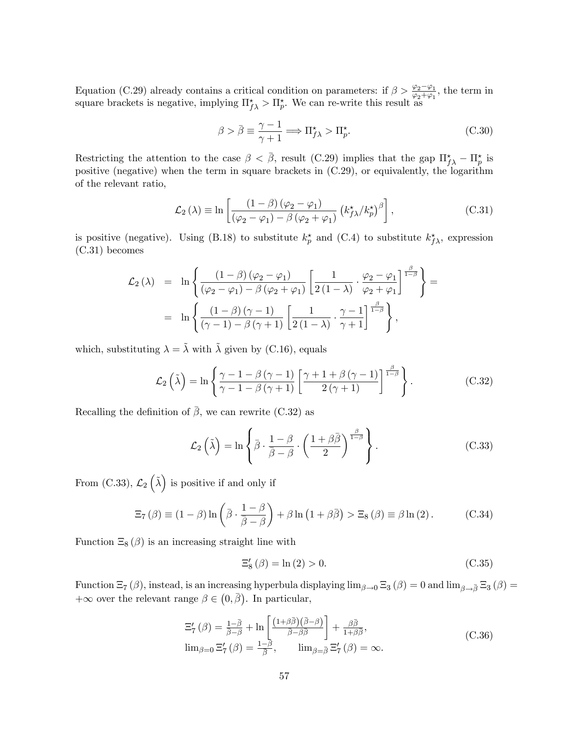Equation (C.29) already contains a critical condition on parameters: if $\beta > \frac{\varphi_2 - \varphi_1}{\varphi_2 + \varphi_1}$, the term in square brackets is negative, implying $\Pi^{\star}_{f\lambda} > \Pi^{\star}_{p}$. We can re-write this result as

$$\beta > \bar{\beta} \equiv \frac{\gamma - 1}{\gamma + 1} \Longrightarrow \Pi^{\star}_{f\lambda} > \Pi^{\star}_{p}. \tag{C.30}$$

Restricting the attention to the case $\beta < \bar{\beta}$, result (C.29) implies that the gap $\Pi^{\star}_{f\lambda} - \Pi^{\star}_{p}$ is positive (negative) when the term in square brackets in (C.29), or equivalently, the logarithm of the relevant ratio,

$$\mathcal{L}_2(\lambda) \equiv \ln\left[\frac{(1-\beta)(\varphi_2 - \varphi_1)}{(\varphi_2 - \varphi_1) - \beta(\varphi_2 + \varphi_1)} \left(k^{\star}_{f\lambda}/k^{\star}_{p}\right)^{\beta}\right], \tag{C.31}$$

is positive (negative). Using (B.18) to substitute $k^{\star}_{p}$ and (C.4) to substitute $k^{\star}_{f\lambda}$, expression (C.31) becomes

$$\begin{aligned}
\mathcal{L}_2(\lambda) &= \ln\left\{\frac{(1-\beta)(\varphi_2 - \varphi_1)}{(\varphi_2 - \varphi_1) - \beta(\varphi_2 + \varphi_1)}\left[\frac{1}{2(1-\lambda)} \cdot \frac{\varphi_2 - \varphi_1}{\varphi_2 + \varphi_1}\right]^{\frac{\beta}{1-\beta}}\right\} = \\
&= \ln\left\{\frac{(1-\beta)(\gamma - 1)}{(\gamma - 1) - \beta(\gamma + 1)}\left[\frac{1}{2(1-\lambda)} \cdot \frac{\gamma - 1}{\gamma + 1}\right]^{\frac{\beta}{1-\beta}}\right\},
\end{aligned}$$

which, substituting $\lambda = \tilde{\lambda}$ with $\tilde{\lambda}$ given by (C.16), equals

$$\mathcal{L}_2\left(\tilde{\lambda}\right) = \ln\left\{\frac{\gamma - 1 - \beta(\gamma - 1)}{\gamma - 1 - \beta(\gamma + 1)}\left[\frac{\gamma + 1 + \beta(\gamma - 1)}{2(\gamma + 1)}\right]^{\frac{\beta}{1-\beta}}\right\}. \tag{C.32}$$

Recalling the definition of $\bar{\beta}$, we can rewrite (C.32) as

$$\mathcal{L}_2\left(\tilde{\lambda}\right) = \ln\left\{\bar{\beta} \cdot \frac{1-\beta}{\bar{\beta} - \beta} \cdot \left(\frac{1 + \beta\bar{\beta}}{2}\right)^{\frac{\beta}{1-\beta}}\right\}. \tag{C.33}$$

From (C.33), $\mathcal{L}_2\left(\tilde{\lambda}\right)$ is positive if and only if

$$\Xi_7(\beta) \equiv (1-\beta)\ln\left(\bar{\beta} \cdot \frac{1-\beta}{\bar{\beta} - \beta}\right) + \beta \ln\left(1 + \beta\bar{\beta}\right) > \Xi_8(\beta) \equiv \beta \ln(2). \tag{C.34}$$

Function $\Xi_8(\beta)$ is an increasing straight line with

$$\Xi_8'(\beta) = \ln(2) > 0. \tag{C.35}$$

Function $\Xi_7(\beta)$, instead, is an increasing hyperbula displaying $\lim_{\beta \to 0} \Xi_3(\beta) = 0$ and $\lim_{\beta \to \bar{\beta}} \Xi_3(\beta) = +\infty$ over the relevant range $\beta \in \left(0, \bar{\beta}\right)$. In particular,

$$\begin{aligned}
&\Xi_7'(\beta) = \tfrac{1-\bar{\beta}}{\bar{\beta} - \beta} + \ln\left[\tfrac{\left(1+\beta\bar{\beta}\right)\left(\bar{\beta} - \beta\right)}{\bar{\beta} - \beta\bar{\beta}}\right] + \tfrac{\beta\bar{\beta}}{1 + \beta\bar{\beta}}, \\
&\lim_{\beta = 0} \Xi_7'(\beta) = \tfrac{1-\bar{\beta}}{\bar{\beta}}, \qquad \lim_{\beta = \bar{\beta}} \Xi_7'(\beta) = \infty.
\end{aligned} \tag{C.36}$$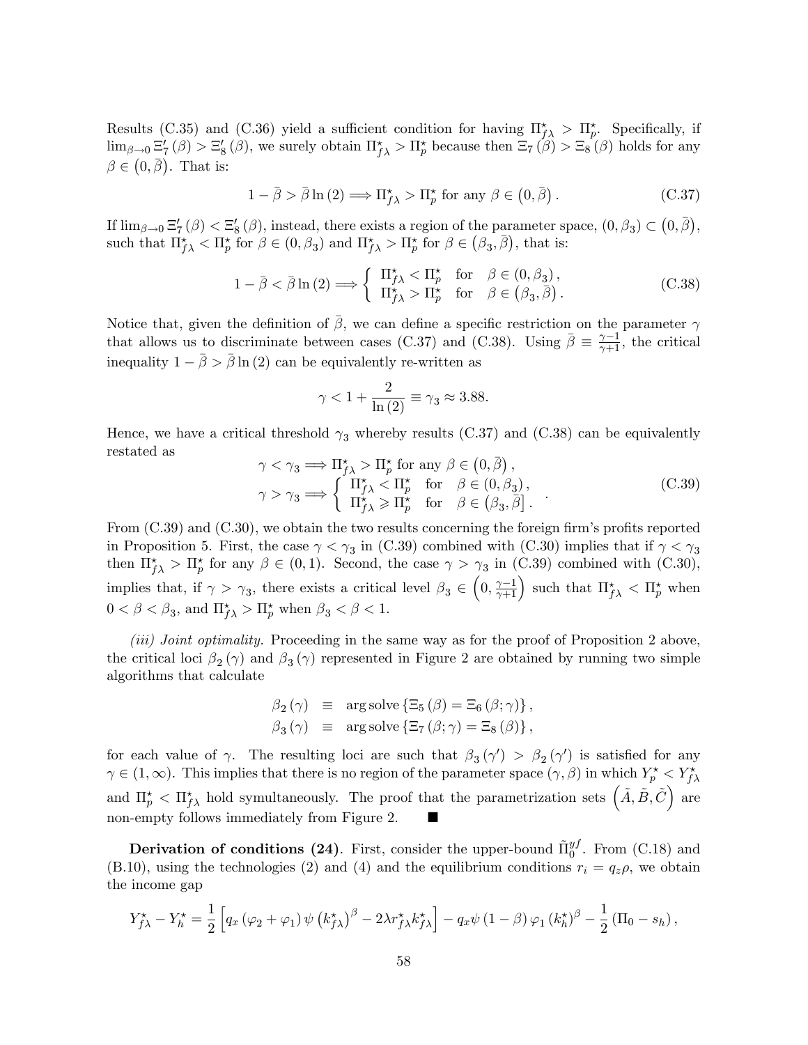Results (C.35) and (C.36) yield a sufficient condition for having $\Pi^{\star}_{f\lambda} > \Pi^{\star}_{p}$. Specifically, if $\lim_{\beta \to 0} \Xi'_7(\beta) > \Xi'_8(\beta)$, we surely obtain $\Pi^{\star}_{f\lambda} > \Pi^{\star}_{p}$ because then $\Xi_7(\beta) > \Xi_8(\beta)$ holds for any $\beta \in (0, \bar{\beta})$. That is:

$$1 - \bar{\beta} > \bar{\beta}\ln(2) \Longrightarrow \Pi^{\star}_{f\lambda} > \Pi^{\star}_{p} \text{ for any } \beta \in \left(0, \bar{\beta}\right). \tag{C.37}$$

If $\lim_{\beta \to 0} \Xi'_7(\beta) < \Xi'_8(\beta)$, instead, there exists a region of the parameter space, $(0, \beta_3) \subset (0, \bar{\beta})$, such that $\Pi^{\star}_{f\lambda} < \Pi^{\star}_{p}$ for $\beta \in (0, \beta_3)$ and $\Pi^{\star}_{f\lambda} > \Pi^{\star}_{p}$ for $\beta \in (\beta_3, \bar{\beta})$, that is:

$$1 - \bar{\beta} < \bar{\beta}\ln(2) \Longrightarrow \begin{cases} \Pi^{\star}_{f\lambda} < \Pi^{\star}_{p} & \text{for} \quad \beta \in (0, \beta_3), \\ \Pi^{\star}_{f\lambda} > \Pi^{\star}_{p} & \text{for} \quad \beta \in \left(\beta_3, \bar{\beta}\right). \end{cases} \tag{C.38}$$

Notice that, given the definition of $\bar{\beta}$, we can define a specific restriction on the parameter $\gamma$ that allows us to discriminate between cases (C.37) and (C.38). Using $\bar{\beta} \equiv \frac{\gamma-1}{\gamma+1}$, the critical inequality $1 - \bar{\beta} > \bar{\beta}\ln(2)$ can be equivalently re-written as

$$\gamma < 1 + \frac{2}{\ln(2)} \equiv \gamma_3 \approx 3.88.$$

Hence, we have a critical threshold $\gamma_3$ whereby results (C.37) and (C.38) can be equivalently restated as

$$\begin{aligned} &\gamma < \gamma_3 \Longrightarrow \Pi^{\star}_{f\lambda} > \Pi^{\star}_{p} \text{ for any } \beta \in \left(0, \bar{\beta}\right), \\ &\gamma > \gamma_3 \Longrightarrow \begin{cases} \Pi^{\star}_{f\lambda} < \Pi^{\star}_{p} & \text{for} \quad \beta \in (0, \beta_3), \\ \Pi^{\star}_{f\lambda} \geqslant \Pi^{\star}_{p} & \text{for} \quad \beta \in \left(\beta_3, \bar{\beta}\right]. \end{cases} \end{aligned} \tag{C.39}$$

From (C.39) and (C.30), we obtain the two results concerning the foreign firm's profits reported in Proposition 5. First, the case $\gamma < \gamma_3$ in (C.39) combined with (C.30) implies that if $\gamma < \gamma_3$ then $\Pi^{\star}_{f\lambda} > \Pi^{\star}_{p}$ for any $\beta \in (0, 1)$. Second, the case $\gamma > \gamma_3$ in (C.39) combined with (C.30), implies that, if $\gamma > \gamma_3$, there exists a critical level $\beta_3 \in \left(0, \frac{\gamma-1}{\gamma+1}\right)$ such that $\Pi^{\star}_{f\lambda} < \Pi^{\star}_{p}$ when $0 < \beta < \beta_3$, and $\Pi^{\star}_{f\lambda} > \Pi^{\star}_{p}$ when $\beta_3 < \beta < 1$.

*(iii) Joint optimality.* Proceeding in the same way as for the proof of Proposition 2 above, the critical loci $\beta_2(\gamma)$ and $\beta_3(\gamma)$ represented in Figure 2 are obtained by running two simple algorithms that calculate

$$\begin{aligned} \beta_2(\gamma) &\equiv \arg\text{solve}\left\{\Xi_5(\beta) = \Xi_6(\beta;\gamma)\right\}, \\ \beta_3(\gamma) &\equiv \arg\text{solve}\left\{\Xi_7(\beta;\gamma) = \Xi_8(\beta)\right\}, \end{aligned}$$

for each value of $\gamma$. The resulting loci are such that $\beta_3(\gamma') > \beta_2(\gamma')$ is satisfied for any $\gamma \in (1, \infty)$. This implies that there is no region of the parameter space $(\gamma, \beta)$ in which $Y^{\star}_{p} < Y^{\star}_{f\lambda}$ and $\Pi^{\star}_{p} < \Pi^{\star}_{f\lambda}$ hold symultaneously. The proof that the parametrization sets $\left(\tilde{A}, \tilde{B}, \tilde{C}\right)$ are non-empty follows immediately from Figure 2. ■

**Derivation of conditions (24).** First, consider the upper-bound $\tilde{\Pi}^{yf}_{0}$. From (C.18) and (B.10), using the technologies (2) and (4) and the equilibrium conditions $r_i = q_z\rho$, we obtain the income gap

$$Y^{\star}_{f\lambda} - Y^{\star}_{h} = \frac{1}{2}\left[q_x(\varphi_2 + \varphi_1)\psi\left(k^{\star}_{f\lambda}\right)^{\beta} - 2\lambda r^{\star}_{f\lambda}k^{\star}_{f\lambda}\right] - q_x\psi(1-\beta)\varphi_1\left(k^{\star}_{h}\right)^{\beta} - \frac{1}{2}\left(\Pi_0 - s_h\right),$$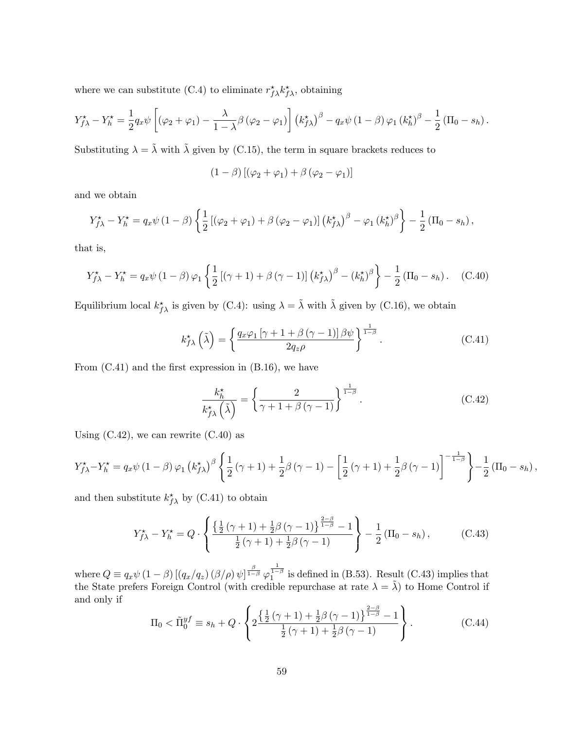where we can substitute (C.4) to eliminate $r^{\star}_{f\lambda}k^{\star}_{f\lambda}$, obtaining

$$Y^{\star}_{f\lambda} - Y^{\star}_{h} = \frac{1}{2}q_x\psi\left[(\varphi_2+\varphi_1) - \frac{\lambda}{1-\lambda}\beta(\varphi_2-\varphi_1)\right]\left(k^{\star}_{f\lambda}\right)^{\beta} - q_x\psi(1-\beta)\varphi_1\left(k^{\star}_{h}\right)^{\beta} - \frac{1}{2}(\Pi_0 - s_h).$$

Substituting $\lambda = \tilde{\lambda}$ with $\tilde{\lambda}$ given by (C.15), the term in square brackets reduces to

$$(1-\beta)\left[(\varphi_2+\varphi_1) + \beta(\varphi_2-\varphi_1)\right]$$

and we obtain

$$Y^{\star}_{f\lambda} - Y^{\star}_{h} = q_x\psi(1-\beta)\left\{\frac{1}{2}\left[(\varphi_2+\varphi_1)+\beta(\varphi_2-\varphi_1)\right]\left(k^{\star}_{f\lambda}\right)^{\beta} - \varphi_1\left(k^{\star}_{h}\right)^{\beta}\right\} - \frac{1}{2}(\Pi_0 - s_h),$$

that is,

$$Y^{\star}_{f\lambda} - Y^{\star}_{h} = q_x\psi(1-\beta)\varphi_1\left\{\frac{1}{2}\left[(\gamma+1)+\beta(\gamma-1)\right]\left(k^{\star}_{f\lambda}\right)^{\beta} - \left(k^{\star}_{h}\right)^{\beta}\right\} - \frac{1}{2}(\Pi_0 - s_h). \quad \text{(C.40)}$$

Equilibrium local $k^{\star}_{f\lambda}$ is given by (C.4): using $\lambda = \tilde{\lambda}$ with $\tilde{\lambda}$ given by (C.16), we obtain

$$k^{\star}_{f\lambda}\left(\tilde{\lambda}\right) = \left\{\frac{q_x\varphi_1\left[\gamma+1+\beta(\gamma-1)\right]\beta\psi}{2q_z\rho}\right\}^{\frac{1}{1-\beta}}. \quad \text{(C.41)}$$

From (C.41) and the first expression in (B.16), we have

$$\frac{k^{\star}_{h}}{k^{\star}_{f\lambda}\left(\tilde{\lambda}\right)} = \left\{\frac{2}{\gamma+1+\beta(\gamma-1)}\right\}^{\frac{1}{1-\beta}}. \quad \text{(C.42)}$$

Using (C.42), we can rewrite (C.40) as

$$Y^{\star}_{f\lambda} - Y^{\star}_{h} = q_x\psi(1-\beta)\varphi_1\left(k^{\star}_{f\lambda}\right)^{\beta}\left\{\frac{1}{2}(\gamma+1)+\frac{1}{2}\beta(\gamma-1) - \left[\frac{1}{2}(\gamma+1)+\frac{1}{2}\beta(\gamma-1)\right]^{-\frac{1}{1-\beta}}\right\} - \frac{1}{2}(\Pi_0 - s_h),$$

and then substitute $k^{\star}_{f\lambda}$ by (C.41) to obtain

$$Y^{\star}_{f\lambda} - Y^{\star}_{h} = Q\cdot\left\{\frac{\left\{\frac{1}{2}(\gamma+1)+\frac{1}{2}\beta(\gamma-1)\right\}^{\frac{2-\beta}{1-\beta}} - 1}{\frac{1}{2}(\gamma+1)+\frac{1}{2}\beta(\gamma-1)}\right\} - \frac{1}{2}(\Pi_0 - s_h), \quad \text{(C.43)}$$

where $Q \equiv q_x\psi(1-\beta)\left[(q_x/q_z)(\beta/\rho)\psi\right]^{\frac{\beta}{1-\beta}}\varphi_1^{\frac{1}{1-\beta}}$ is defined in (B.53). Result (C.43) implies that the State prefers Foreign Control (with credible repurchase at rate $\lambda = \tilde{\lambda}$) to Home Control if and only if

$$\Pi_0 < \tilde{\Pi}^{yf}_0 \equiv s_h + Q\cdot\left\{2\frac{\left\{\frac{1}{2}(\gamma+1)+\frac{1}{2}\beta(\gamma-1)\right\}^{\frac{2-\beta}{1-\beta}} - 1}{\frac{1}{2}(\gamma+1)+\frac{1}{2}\beta(\gamma-1)}\right\}. \quad \text{(C.44)}$$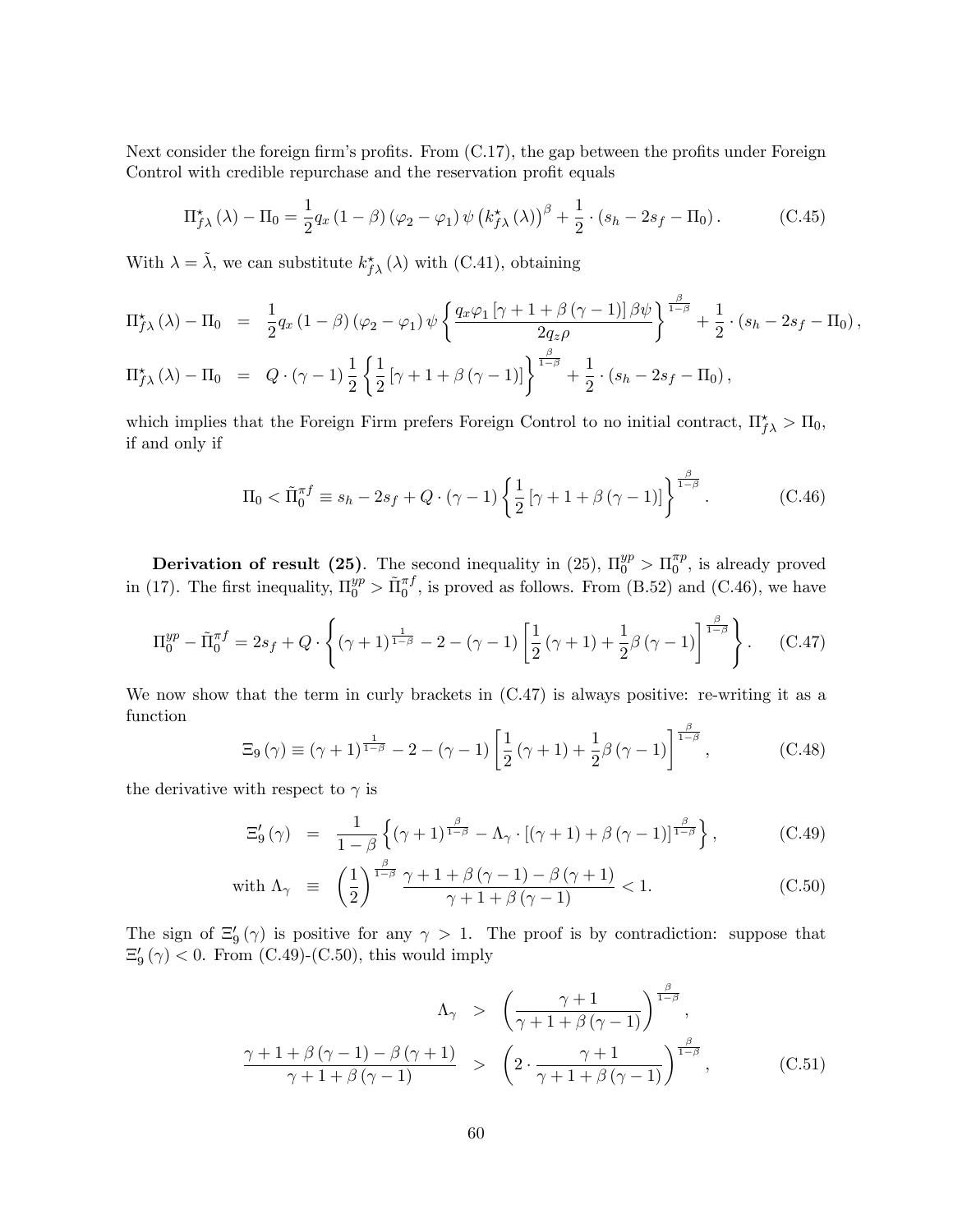Next consider the foreign firm's profits. From (C.17), the gap between the profits under Foreign Control with credible repurchase and the reservation profit equals

$$\Pi_{f\lambda}^{\star}(\lambda) - \Pi_0 = \frac{1}{2} q_x (1-\beta)(\varphi_2 - \varphi_1) \psi \left(k_{f\lambda}^{\star}(\lambda)\right)^{\beta} + \frac{1}{2} \cdot (s_h - 2s_f - \Pi_0). \tag{C.45}$$

With $\lambda = \tilde{\lambda}$, we can substitute $k_{f\lambda}^{\star}(\lambda)$ with (C.41), obtaining

$$\Pi_{f\lambda}^{\star}(\lambda) - \Pi_0 = \frac{1}{2} q_x (1-\beta)(\varphi_2 - \varphi_1) \psi \left\{ \frac{q_x \varphi_1 [\gamma + 1 + \beta(\gamma - 1)] \beta \psi}{2 q_z \rho} \right\}^{\frac{\beta}{1-\beta}} + \frac{1}{2} \cdot (s_h - 2s_f - \Pi_0),$$

$$\Pi_{f\lambda}^{\star}(\lambda) - \Pi_0 = Q \cdot (\gamma - 1) \frac{1}{2} \left\{ \frac{1}{2} [\gamma + 1 + \beta(\gamma - 1)] \right\}^{\frac{\beta}{1-\beta}} + \frac{1}{2} \cdot (s_h - 2s_f - \Pi_0),$$

which implies that the Foreign Firm prefers Foreign Control to no initial contract, $\Pi_{f\lambda}^{\star} > \Pi_0$, if and only if

$$\Pi_0 < \tilde{\Pi}_0^{\pi f} \equiv s_h - 2s_f + Q \cdot (\gamma - 1) \left\{ \frac{1}{2} [\gamma + 1 + \beta(\gamma - 1)] \right\}^{\frac{\beta}{1-\beta}}. \tag{C.46}$$

**Derivation of result (25)**. The second inequality in (25), $\Pi_0^{yp} > \Pi_0^{\pi p}$, is already proved in (17). The first inequality, $\Pi_0^{yp} > \tilde{\Pi}_0^{\pi f}$, is proved as follows. From (B.52) and (C.46), we have

$$\Pi_0^{yp} - \tilde{\Pi}_0^{\pi f} = 2s_f + Q \cdot \left\{ (\gamma + 1)^{\frac{1}{1-\beta}} - 2 - (\gamma - 1) \left[ \frac{1}{2}(\gamma + 1) + \frac{1}{2} \beta (\gamma - 1) \right]^{\frac{\beta}{1-\beta}} \right\}. \tag{C.47}$$

We now show that the term in curly brackets in (C.47) is always positive: re-writing it as a function

$$\Xi_9(\gamma) \equiv (\gamma + 1)^{\frac{1}{1-\beta}} - 2 - (\gamma - 1) \left[ \frac{1}{2}(\gamma + 1) + \frac{1}{2} \beta (\gamma - 1) \right]^{\frac{\beta}{1-\beta}}, \tag{C.48}$$

the derivative with respect to $\gamma$ is

$$\Xi_9'(\gamma) = \frac{1}{1-\beta} \left\{ (\gamma + 1)^{\frac{\beta}{1-\beta}} - \Lambda_\gamma \cdot [(\gamma + 1) + \beta(\gamma - 1)]^{\frac{\beta}{1-\beta}} \right\}, \tag{C.49}$$

$$\text{with } \Lambda_\gamma \equiv \left( \frac{1}{2} \right)^{\frac{\beta}{1-\beta}} \frac{\gamma + 1 + \beta(\gamma - 1) - \beta(\gamma + 1)}{\gamma + 1 + \beta(\gamma - 1)} < 1. \tag{C.50}$$

The sign of $\Xi_9'(\gamma)$ is positive for any $\gamma > 1$. The proof is by contradiction: suppose that $\Xi_9'(\gamma) < 0$. From (C.49)-(C.50), this would imply

$$\Lambda_\gamma > \left( \frac{\gamma + 1}{\gamma + 1 + \beta(\gamma - 1)} \right)^{\frac{\beta}{1-\beta}},$$

$$\frac{\gamma + 1 + \beta(\gamma - 1) - \beta(\gamma + 1)}{\gamma + 1 + \beta(\gamma - 1)} > \left( 2 \cdot \frac{\gamma + 1}{\gamma + 1 + \beta(\gamma - 1)} \right)^{\frac{\beta}{1-\beta}}, \tag{C.51}$$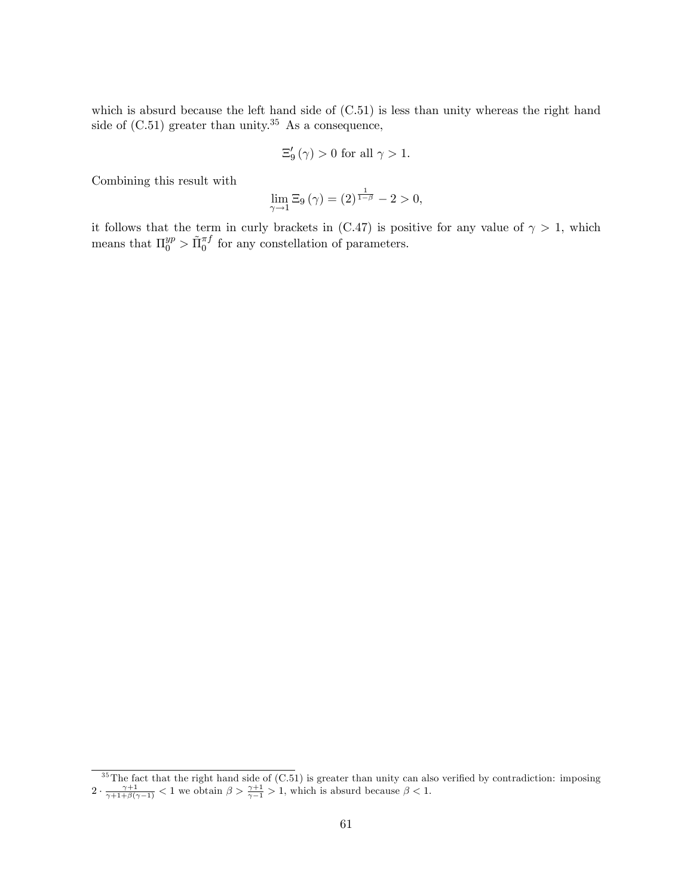which is absurd because the left hand side of (C.51) is less than unity whereas the right hand side of (C.51) greater than unity.[35] As a consequence,

$$\Xi_9'(\gamma) > 0 \text{ for all } \gamma > 1.$$

Combining this result with

$$\lim_{\gamma \to 1} \Xi_9(\gamma) = (2)^{\frac{1}{1-\beta}} - 2 > 0,$$

it follows that the term in curly brackets in (C.47) is positive for any value of $\gamma > 1$, which means that $\Pi_0^{yp} > \tilde{\Pi}_0^{\pi f}$ for any constellation of parameters.

---

[35] The fact that the right hand side of (C.51) is greater than unity can also verified by contradiction: imposing $2 \cdot \frac{\gamma+1}{\gamma+1+\beta(\gamma-1)} < 1$ we obtain $\beta > \frac{\gamma+1}{\gamma-1} > 1$, which is absurd because $\beta < 1$.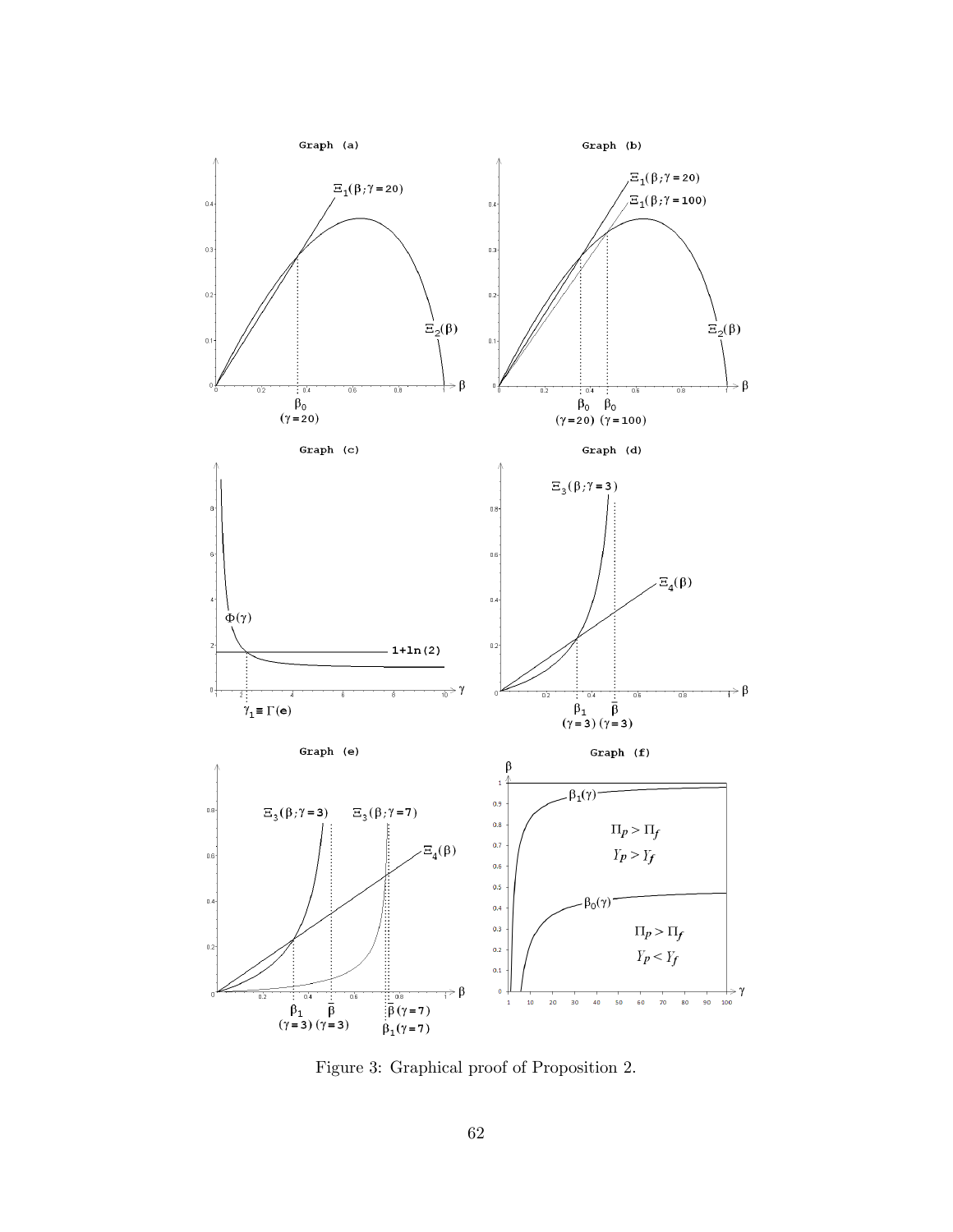Figure 3: Graphical proof of Proposition 2.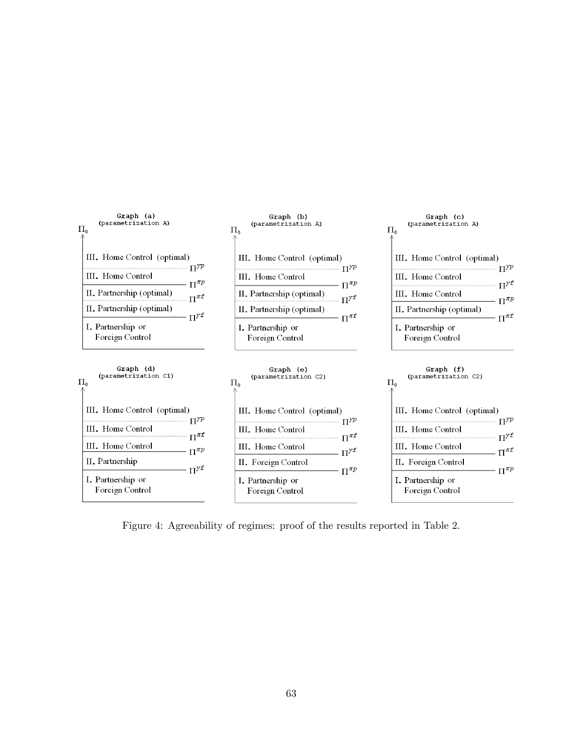Graph (a)
(parametrization A)

$\Pi_0$

III. Home Control (optimal)

$\Pi^{yp}$

III. Home Control

$\Pi^{\pi p}$

II. Partnership (optimal)

$\Pi^{\pi f}$

II. Partnership (optimal)

$\Pi^{yf}$

I. Partnership or Foreign Control

Graph (b)
(parametrization A)

$\Pi_0$

III. Home Control (optimal)

$\Pi^{yp}$

III. Home Control

$\Pi^{\pi p}$

II. Partnership (optimal)

$\Pi^{yf}$

II. Partnership (optimal)

$\Pi^{\pi f}$

I. Partnership or Foreign Control

Graph (c)
(parametrization A)

$\Pi_0$

III. Home Control (optimal)

$\Pi^{yp}$

III. Home Control

$\Pi^{yf}$

III. Home Control

$\Pi^{\pi p}$

II. Partnership (optimal)

$\Pi^{\pi f}$

I. Partnership or Foreign Control

Graph (d)
(parametrization C1)

$\Pi_0$

III. Home Control (optimal)

$\Pi^{yp}$

III. Home Control

$\Pi^{\pi f}$

III. Home Control

$\Pi^{\pi p}$

II. Partnership

$\Pi^{yf}$

I. Partnership or Foreign Control

Graph (e)
(parametrization C2)

$\Pi_0$

III. Home Control (optimal)

$\Pi^{yp}$

III. Home Control

$\Pi^{\pi f}$

III. Home Control

$\Pi^{yf}$

II. Foreign Control

$\Pi^{\pi p}$

I. Partnership or Foreign Control

Graph (f)
(parametrization C2)

$\Pi_0$

III. Home Control (optimal)

$\Pi^{yp}$

III. Home Control

$\Pi^{yf}$

III. Home Control

$\Pi^{\pi f}$

II. Foreign Control

$\Pi^{\pi p}$

I. Partnership or Foreign Control

Figure 4: Agreeability of regimes: proof of the results reported in Table 2.